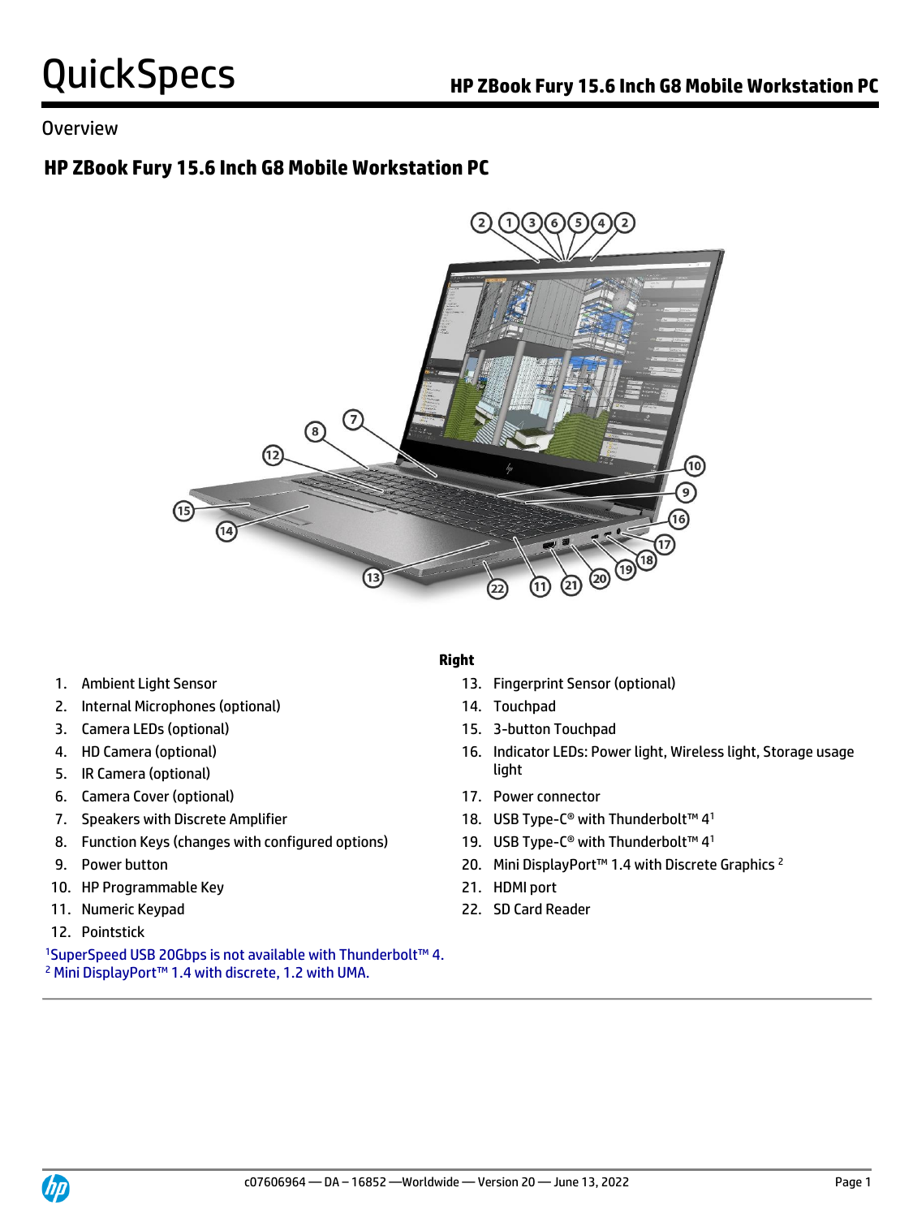# QuickSpecs

## Overview

## HP ZBook Fury 15.6 Inch G8 Mobile Workstation PC

1. Ambient Light Sensor
2. Internal Microphones (optional)
3. Camera LEDs (optional)
4. HD Camera (optional)
5. IR Camera (optional)
6. Camera Cover (optional)
7. Speakers with Discrete Amplifier
8. Function Keys (changes with configured options)
9. Power button
10. HP Programmable Key
11. Numeric Keypad
12. Pointstick

**Right**

13. Fingerprint Sensor (optional)
14. Touchpad
15. 3-button Touchpad
16. Indicator LEDs: Power light, Wireless light, Storage usage light
17. Power connector
18. USB Type-C® with Thunderbolt™ 4[1]
19. USB Type-C® with Thunderbolt™ 4[1]
20. Mini DisplayPort™ 1.4 with Discrete Graphics [2]
21. HDMI port
22. SD Card Reader

[1]SuperSpeed USB 20Gbps is not available with Thunderbolt™ 4.
[2] Mini DisplayPort™ 1.4 with discrete, 1.2 with UMA.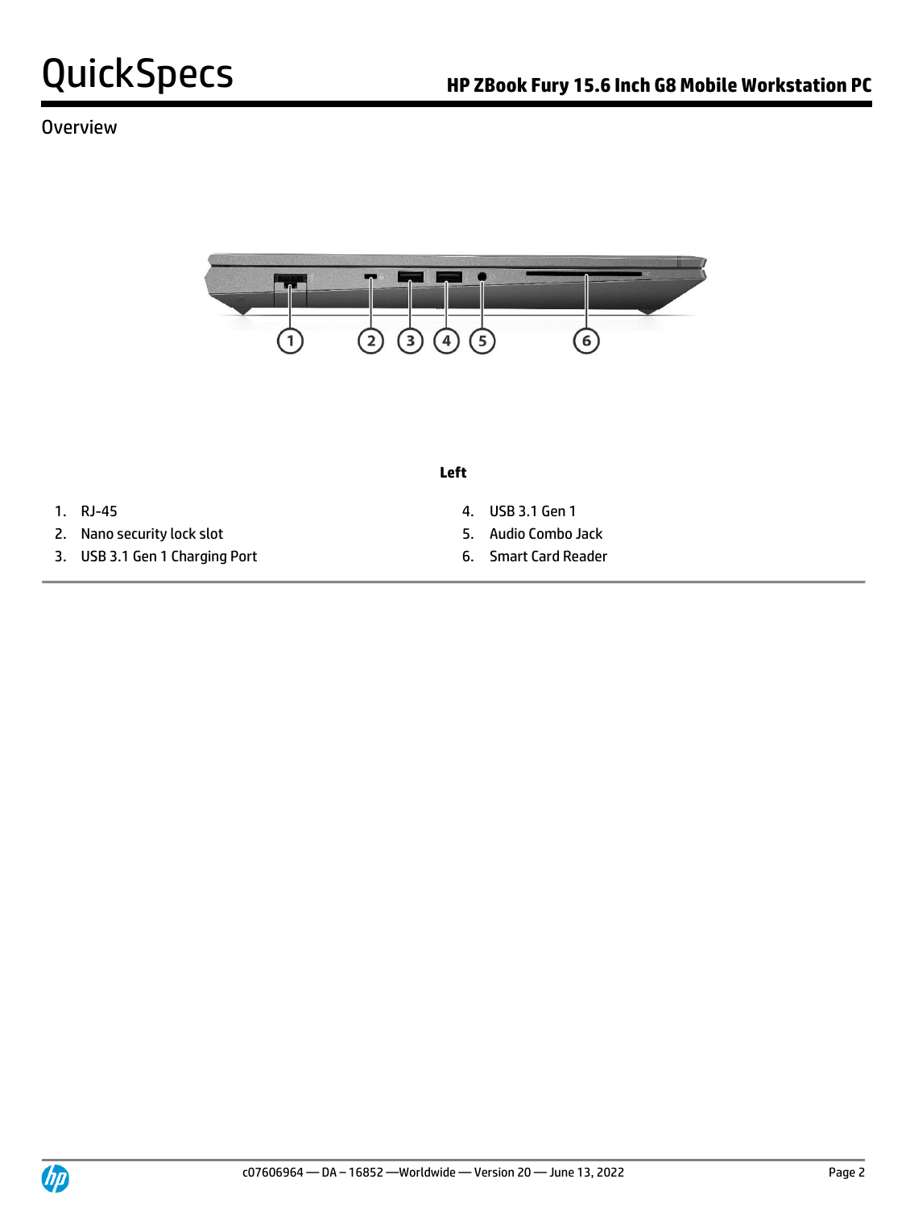## Overview

**Left**

1. RJ-45
2. Nano security lock slot
3. USB 3.1 Gen 1 Charging Port
4. USB 3.1 Gen 1
5. Audio Combo Jack
6. Smart Card Reader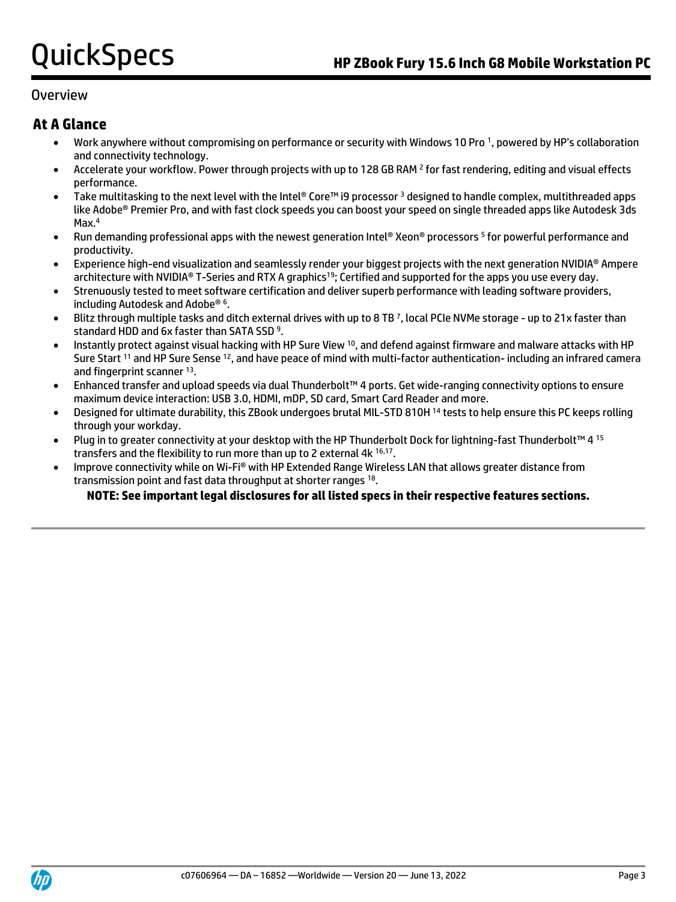## Overview

### At A Glance

- Work anywhere without compromising on performance or security with Windows 10 Pro [1], powered by HP's collaboration and connectivity technology.
- Accelerate your workflow. Power through projects with up to 128 GB RAM [2] for fast rendering, editing and visual effects performance.
- Take multitasking to the next level with the Intel® Core™ i9 processor [3] designed to handle complex, multithreaded apps like Adobe® Premier Pro, and with fast clock speeds you can boost your speed on single threaded apps like Autodesk 3ds Max.[4]
- Run demanding professional apps with the newest generation Intel® Xeon® processors [5] for powerful performance and productivity.
- Experience high-end visualization and seamlessly render your biggest projects with the next generation NVIDIA® Ampere architecture with NVIDIA® T-Series and RTX A graphics[19]; Certified and supported for the apps you use every day.
- Strenuously tested to meet software certification and deliver superb performance with leading software providers, including Autodesk and Adobe® [6].
- Blitz through multiple tasks and ditch external drives with up to 8 TB [7], local PCIe NVMe storage - up to 21x faster than standard HDD and 6x faster than SATA SSD [9].
- Instantly protect against visual hacking with HP Sure View [10], and defend against firmware and malware attacks with HP Sure Start [11] and HP Sure Sense [12], and have peace of mind with multi-factor authentication- including an infrared camera and fingerprint scanner [13].
- Enhanced transfer and upload speeds via dual Thunderbolt™ 4 ports. Get wide-ranging connectivity options to ensure maximum device interaction: USB 3.0, HDMI, mDP, SD card, Smart Card Reader and more.
- Designed for ultimate durability, this ZBook undergoes brutal MIL-STD 810H [14] tests to help ensure this PC keeps rolling through your workday.
- Plug in to greater connectivity at your desktop with the HP Thunderbolt Dock for lightning-fast Thunderbolt™ 4 [15] transfers and the flexibility to run more than up to 2 external 4k [16,17].
- Improve connectivity while on Wi-Fi® with HP Extended Range Wireless LAN that allows greater distance from transmission point and fast data throughput at shorter ranges [18].

**NOTE: See important legal disclosures for all listed specs in their respective features sections.**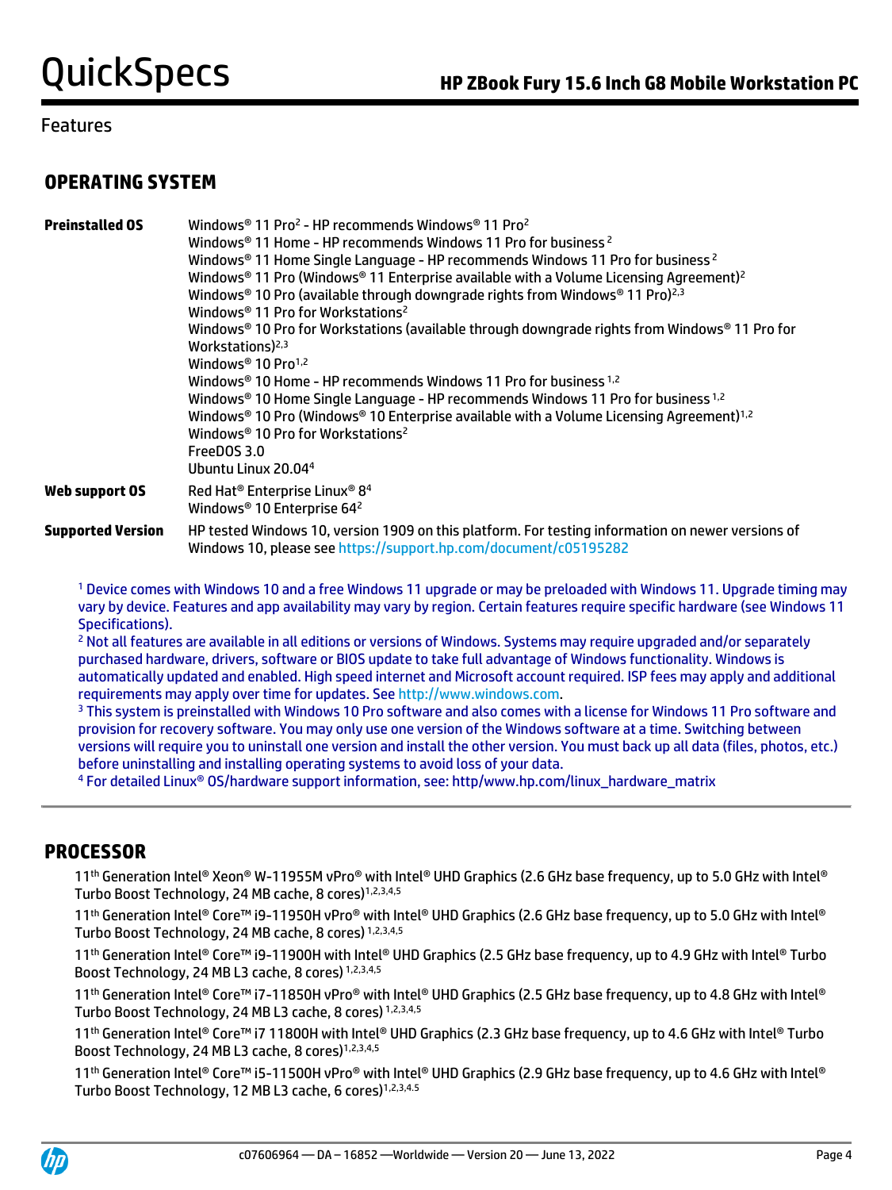## Features

### OPERATING SYSTEM

| | |
|---|---|
| **Preinstalled OS** | Windows® 11 Pro[2] - HP recommends Windows® 11 Pro[2]<br>Windows® 11 Home - HP recommends Windows 11 Pro for business [2]<br>Windows® 11 Home Single Language - HP recommends Windows 11 Pro for business [2]<br>Windows® 11 Pro (Windows® 11 Enterprise available with a Volume Licensing Agreement)[2]<br>Windows® 10 Pro (available through downgrade rights from Windows® 11 Pro)[2,3]<br>Windows® 11 Pro for Workstations[2]<br>Windows® 10 Pro for Workstations (available through downgrade rights from Windows® 11 Pro for Workstations)[2,3]<br>Windows® 10 Pro[1,2]<br>Windows® 10 Home - HP recommends Windows 11 Pro for business [1,2]<br>Windows® 10 Home Single Language - HP recommends Windows 11 Pro for business [1,2]<br>Windows® 10 Pro (Windows® 10 Enterprise available with a Volume Licensing Agreement)[1,2]<br>Windows® 10 Pro for Workstations[2]<br>FreeDOS 3.0<br>Ubuntu Linux 20.04[4] |
| **Web support OS** | Red Hat® Enterprise Linux® 8[4]<br>Windows® 10 Enterprise 64[2] |
| **Supported Version** | HP tested Windows 10, version 1909 on this platform. For testing information on newer versions of Windows 10, please see https://support.hp.com/document/c05195282 |

[1] Device comes with Windows 10 and a free Windows 11 upgrade or may be preloaded with Windows 11. Upgrade timing may vary by device. Features and app availability may vary by region. Certain features require specific hardware (see Windows 11 Specifications).
[2] Not all features are available in all editions or versions of Windows. Systems may require upgraded and/or separately purchased hardware, drivers, software or BIOS update to take full advantage of Windows functionality. Windows is automatically updated and enabled. High speed internet and Microsoft account required. ISP fees may apply and additional requirements may apply over time for updates. See http://www.windows.com.
[3] This system is preinstalled with Windows 10 Pro software and also comes with a license for Windows 11 Pro software and provision for recovery software. You may only use one version of the Windows software at a time. Switching between versions will require you to uninstall one version and install the other version. You must back up all data (files, photos, etc.) before uninstalling and installing operating systems to avoid loss of your data.
[4] For detailed Linux® OS/hardware support information, see: http/www.hp.com/linux_hardware_matrix

### PROCESSOR

11th Generation Intel® Xeon® W-11955M vPro® with Intel® UHD Graphics (2.6 GHz base frequency, up to 5.0 GHz with Intel® Turbo Boost Technology, 24 MB cache, 8 cores)[1,2,3,4,5]

11th Generation Intel® Core™ i9-11950H vPro® with Intel® UHD Graphics (2.6 GHz base frequency, up to 5.0 GHz with Intel® Turbo Boost Technology, 24 MB cache, 8 cores) [1,2,3,4,5]

11th Generation Intel® Core™ i9-11900H with Intel® UHD Graphics (2.5 GHz base frequency, up to 4.9 GHz with Intel® Turbo Boost Technology, 24 MB L3 cache, 8 cores) [1,2,3,4,5]

11th Generation Intel® Core™ i7-11850H vPro® with Intel® UHD Graphics (2.5 GHz base frequency, up to 4.8 GHz with Intel® Turbo Boost Technology, 24 MB L3 cache, 8 cores) [1,2,3,4,5]

11th Generation Intel® Core™ i7 11800H with Intel® UHD Graphics (2.3 GHz base frequency, up to 4.6 GHz with Intel® Turbo Boost Technology, 24 MB L3 cache, 8 cores)[1,2,3,4,5]

11th Generation Intel® Core™ i5-11500H vPro® with Intel® UHD Graphics (2.9 GHz base frequency, up to 4.6 GHz with Intel® Turbo Boost Technology, 12 MB L3 cache, 6 cores)[1,2,3,4,5]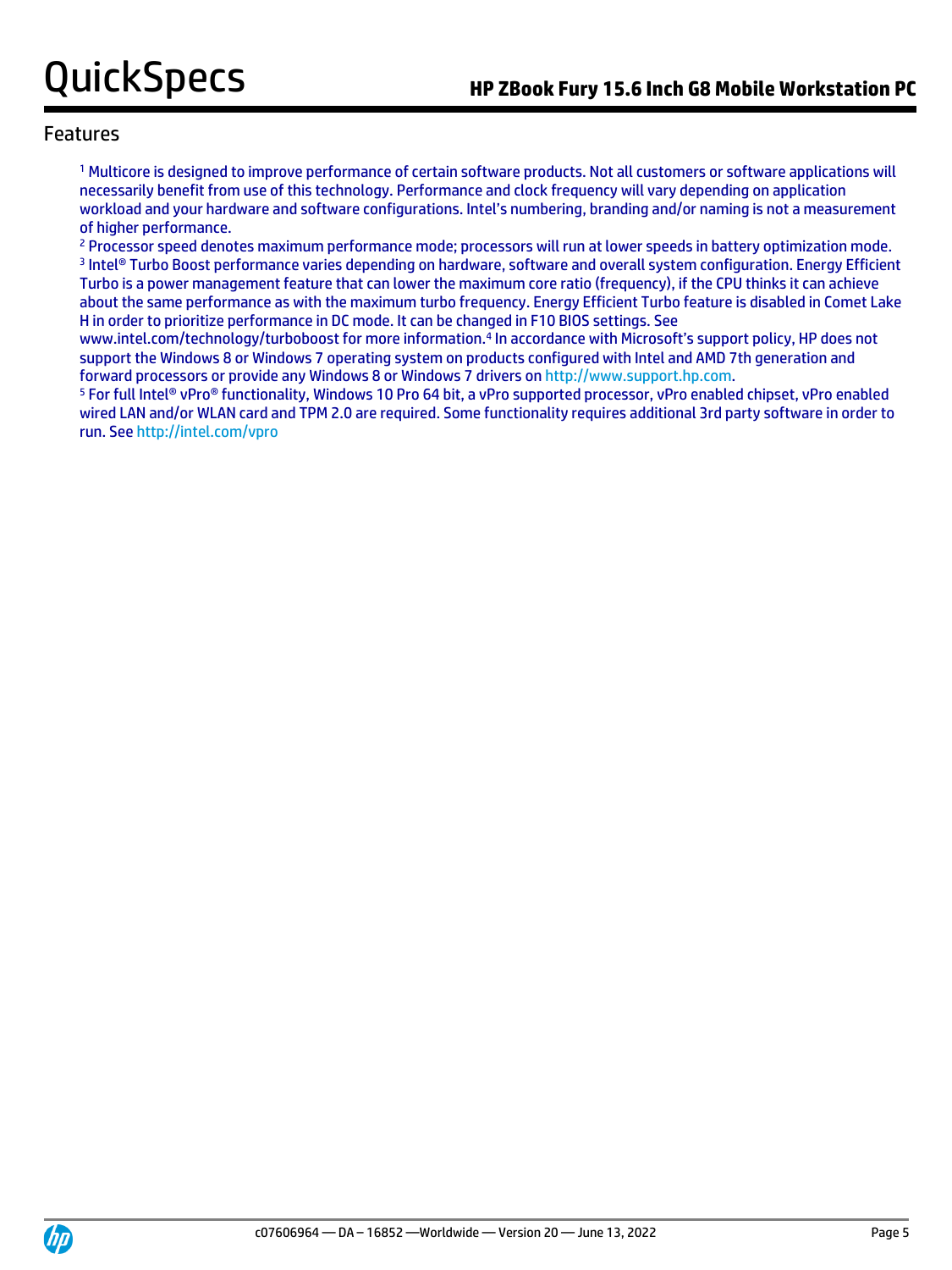## Features

[1] Multicore is designed to improve performance of certain software products. Not all customers or software applications will necessarily benefit from use of this technology. Performance and clock frequency will vary depending on application workload and your hardware and software configurations. Intel's numbering, branding and/or naming is not a measurement of higher performance.

[2] Processor speed denotes maximum performance mode; processors will run at lower speeds in battery optimization mode.

[3] Intel® Turbo Boost performance varies depending on hardware, software and overall system configuration. Energy Efficient Turbo is a power management feature that can lower the maximum core ratio (frequency), if the CPU thinks it can achieve about the same performance as with the maximum turbo frequency. Energy Efficient Turbo feature is disabled in Comet Lake H in order to prioritize performance in DC mode. It can be changed in F10 BIOS settings. See www.intel.com/technology/turboboost for more information.[4] In accordance with Microsoft's support policy, HP does not support the Windows 8 or Windows 7 operating system on products configured with Intel and AMD 7th generation and forward processors or provide any Windows 8 or Windows 7 drivers on http://www.support.hp.com.

[5] For full Intel® vPro® functionality, Windows 10 Pro 64 bit, a vPro supported processor, vPro enabled chipset, vPro enabled wired LAN and/or WLAN card and TPM 2.0 are required. Some functionality requires additional 3rd party software in order to run. See http://intel.com/vpro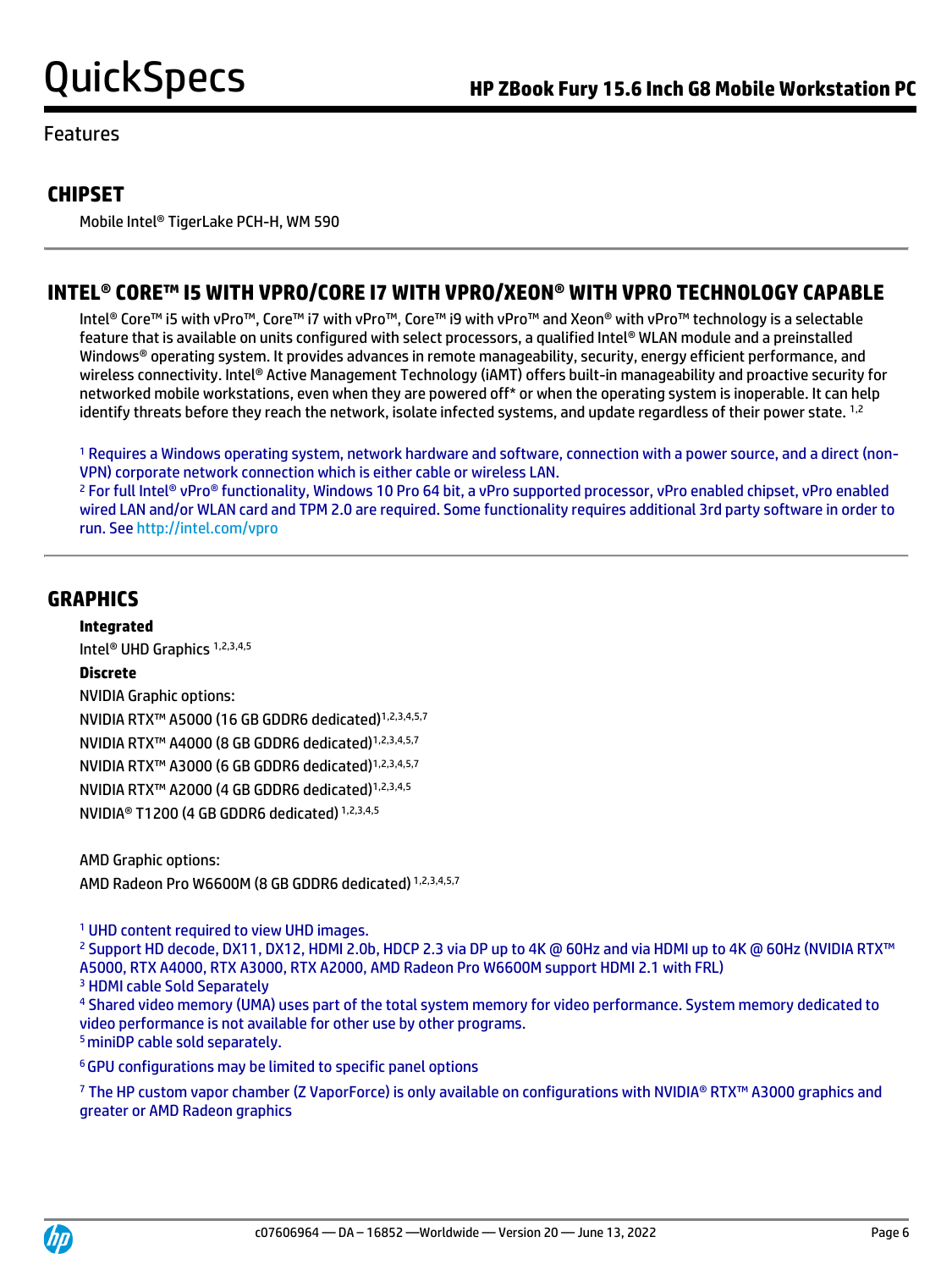Features

## CHIPSET

Mobile Intel® TigerLake PCH-H, WM 590

## INTEL® CORE™ I5 WITH VPRO/CORE I7 WITH VPRO/XEON® WITH VPRO TECHNOLOGY CAPABLE

Intel® Core™ i5 with vPro™, Core™ i7 with vPro™, Core™ i9 with vPro™ and Xeon® with vPro™ technology is a selectable feature that is available on units configured with select processors, a qualified Intel® WLAN module and a preinstalled Windows® operating system. It provides advances in remote manageability, security, energy efficient performance, and wireless connectivity. Intel® Active Management Technology (iAMT) offers built-in manageability and proactive security for networked mobile workstations, even when they are powered off* or when the operating system is inoperable. It can help identify threats before they reach the network, isolate infected systems, and update regardless of their power state. [1,2]

[1] Requires a Windows operating system, network hardware and software, connection with a power source, and a direct (non-VPN) corporate network connection which is either cable or wireless LAN.
[2] For full Intel® vPro® functionality, Windows 10 Pro 64 bit, a vPro supported processor, vPro enabled chipset, vPro enabled wired LAN and/or WLAN card and TPM 2.0 are required. Some functionality requires additional 3rd party software in order to run. See http://intel.com/vpro

## GRAPHICS

**Integrated**

Intel® UHD Graphics [1,2,3,4,5]

**Discrete**

NVIDIA Graphic options:

NVIDIA RTX™ A5000 (16 GB GDDR6 dedicated)[1,2,3,4,5,7]
NVIDIA RTX™ A4000 (8 GB GDDR6 dedicated)[1,2,3,4,5,7]
NVIDIA RTX™ A3000 (6 GB GDDR6 dedicated)[1,2,3,4,5,7]
NVIDIA RTX™ A2000 (4 GB GDDR6 dedicated)[1,2,3,4,5]
NVIDIA® T1200 (4 GB GDDR6 dedicated) [1,2,3,4,5]

AMD Graphic options:

AMD Radeon Pro W6600M (8 GB GDDR6 dedicated) [1,2,3,4,5,7]

[1] UHD content required to view UHD images.
[2] Support HD decode, DX11, DX12, HDMI 2.0b, HDCP 2.3 via DP up to 4K @ 60Hz and via HDMI up to 4K @ 60Hz (NVIDIA RTX™ A5000, RTX A4000, RTX A3000, RTX A2000, AMD Radeon Pro W6600M support HDMI 2.1 with FRL)
[3] HDMI cable Sold Separately
[4] Shared video memory (UMA) uses part of the total system memory for video performance. System memory dedicated to video performance is not available for other use by other programs.
[5] miniDP cable sold separately.
[6] GPU configurations may be limited to specific panel options
[7] The HP custom vapor chamber (Z VaporForce) is only available on configurations with NVIDIA® RTX™ A3000 graphics and greater or AMD Radeon graphics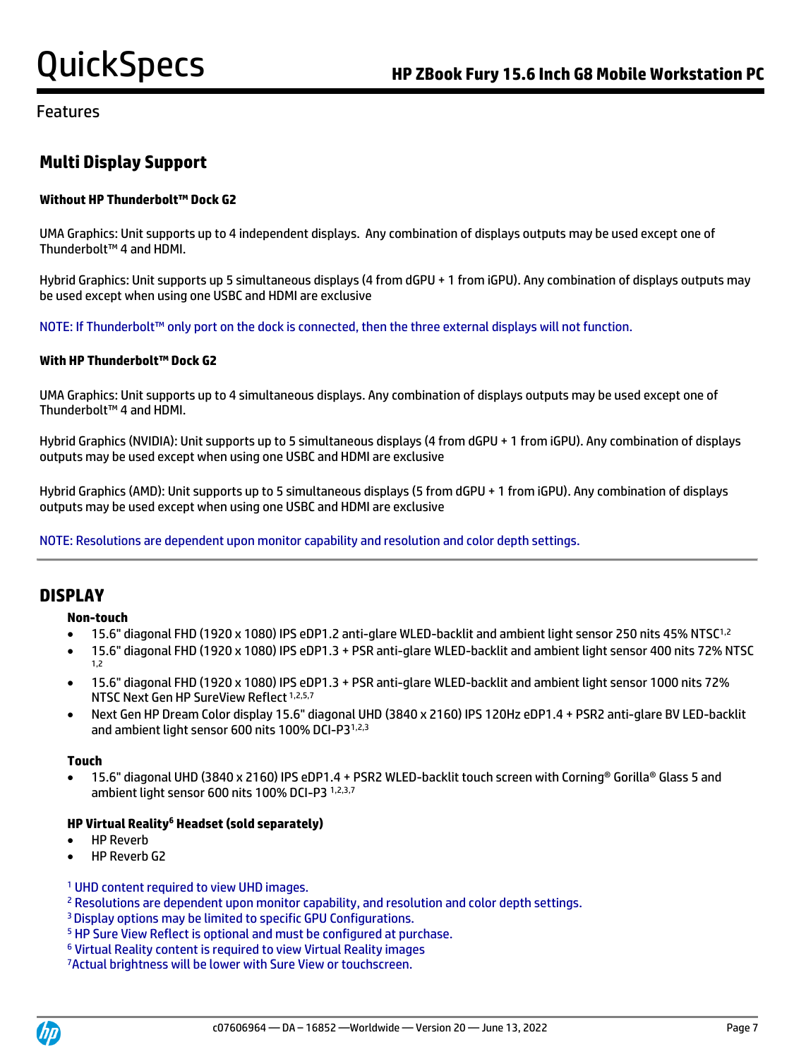## Features

## Multi Display Support

**Without HP Thunderbolt™ Dock G2**

UMA Graphics: Unit supports up to 4 independent displays. Any combination of displays outputs may be used except one of Thunderbolt™ 4 and HDMI.

Hybrid Graphics: Unit supports up 5 simultaneous displays (4 from dGPU + 1 from iGPU). Any combination of displays outputs may be used except when using one USBC and HDMI are exclusive

NOTE: If Thunderbolt™ only port on the dock is connected, then the three external displays will not function.

**With HP Thunderbolt™ Dock G2**

UMA Graphics: Unit supports up to 4 simultaneous displays. Any combination of displays outputs may be used except one of Thunderbolt™ 4 and HDMI.

Hybrid Graphics (NVIDIA): Unit supports up to 5 simultaneous displays (4 from dGPU + 1 from iGPU). Any combination of displays outputs may be used except when using one USBC and HDMI are exclusive

Hybrid Graphics (AMD): Unit supports up to 5 simultaneous displays (5 from dGPU + 1 from iGPU). Any combination of displays outputs may be used except when using one USBC and HDMI are exclusive

NOTE: Resolutions are dependent upon monitor capability and resolution and color depth settings.

## DISPLAY

**Non-touch**

- 15.6" diagonal FHD (1920 x 1080) IPS eDP1.2 anti-glare WLED-backlit and ambient light sensor 250 nits 45% NTSC[1,2]
- 15.6" diagonal FHD (1920 x 1080) IPS eDP1.3 + PSR anti-glare WLED-backlit and ambient light sensor 400 nits 72% NTSC [1,2]
- 15.6" diagonal FHD (1920 x 1080) IPS eDP1.3 + PSR anti-glare WLED-backlit and ambient light sensor 1000 nits 72% NTSC Next Gen HP SureView Reflect [1,2,5,7]
- Next Gen HP Dream Color display 15.6" diagonal UHD (3840 x 2160) IPS 120Hz eDP1.4 + PSR2 anti-glare BV LED-backlit and ambient light sensor 600 nits 100% DCI-P3[1,2,3]

**Touch**

- 15.6" diagonal UHD (3840 x 2160) IPS eDP1.4 + PSR2 WLED-backlit touch screen with Corning® Gorilla® Glass 5 and ambient light sensor 600 nits 100% DCI-P3 [1,2,3,7]

**HP Virtual Reality[6] Headset (sold separately)**

- HP Reverb
- HP Reverb G2

[1] UHD content required to view UHD images.
[2] Resolutions are dependent upon monitor capability, and resolution and color depth settings.
[3] Display options may be limited to specific GPU Configurations.
[5] HP Sure View Reflect is optional and must be configured at purchase.
[6] Virtual Reality content is required to view Virtual Reality images
[7] Actual brightness will be lower with Sure View or touchscreen.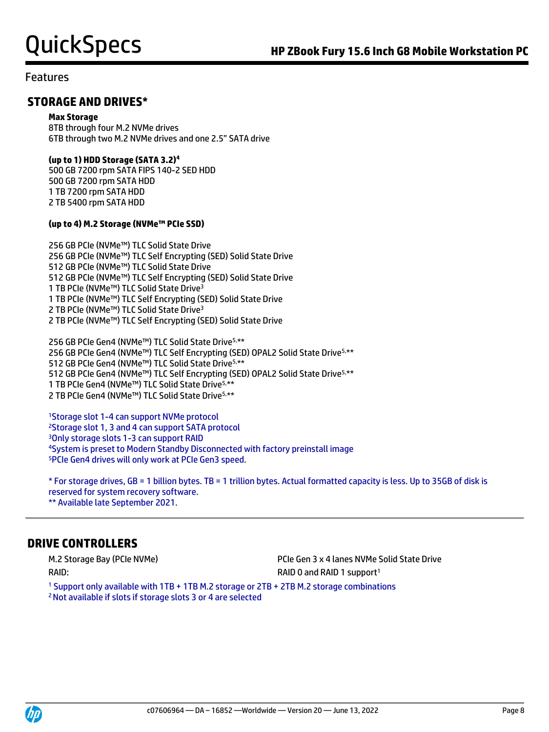Features

## STORAGE AND DRIVES*

**Max Storage**
8TB through four M.2 NVMe drives
6TB through two M.2 NVMe drives and one 2.5" SATA drive

**(up to 1) HDD Storage (SATA 3.2)[4]**
500 GB 7200 rpm SATA FIPS 140-2 SED HDD
500 GB 7200 rpm SATA HDD
1 TB 7200 rpm SATA HDD
2 TB 5400 rpm SATA HDD

**(up to 4) M.2 Storage (NVMe™ PCIe SSD)**

256 GB PCIe (NVMe™) TLC Solid State Drive
256 GB PCIe (NVMe™) TLC Self Encrypting (SED) Solid State Drive
512 GB PCIe (NVMe™) TLC Solid State Drive
512 GB PCIe (NVMe™) TLC Self Encrypting (SED) Solid State Drive
1 TB PCIe (NVMe™) TLC Solid State Drive[3]
1 TB PCIe (NVMe™) TLC Self Encrypting (SED) Solid State Drive
2 TB PCIe (NVMe™) TLC Solid State Drive[3]
2 TB PCIe (NVMe™) TLC Self Encrypting (SED) Solid State Drive

256 GB PCIe Gen4 (NVMe™) TLC Solid State Drive[5,**]
256 GB PCIe Gen4 (NVMe™) TLC Self Encrypting (SED) OPAL2 Solid State Drive[5,**]
512 GB PCIe Gen4 (NVMe™) TLC Solid State Drive[5,**]
512 GB PCIe Gen4 (NVMe™) TLC Self Encrypting (SED) OPAL2 Solid State Drive[5,**]
1 TB PCIe Gen4 (NVMe™) TLC Solid State Drive[5,**]
2 TB PCIe Gen4 (NVMe™) TLC Solid State Drive[5,**]

[1]Storage slot 1-4 can support NVMe protocol
[2]Storage slot 1, 3 and 4 can support SATA protocol
[3]Only storage slots 1-3 can support RAID
[4]System is preset to Modern Standby Disconnected with factory preinstall image
[5]PCIe Gen4 drives will only work at PCIe Gen3 speed.

* For storage drives, GB = 1 billion bytes. TB = 1 trillion bytes. Actual formatted capacity is less. Up to 35GB of disk is reserved for system recovery software.
** Available late September 2021.

## DRIVE CONTROLLERS

| | |
|---|---|
| M.2 Storage Bay (PCIe NVMe) | PCIe Gen 3 x 4 lanes NVMe Solid State Drive |
| RAID: | RAID 0 and RAID 1 support[1] |

[1] Support only available with 1TB + 1TB M.2 storage or 2TB + 2TB M.2 storage combinations
[2] Not available if slots if storage slots 3 or 4 are selected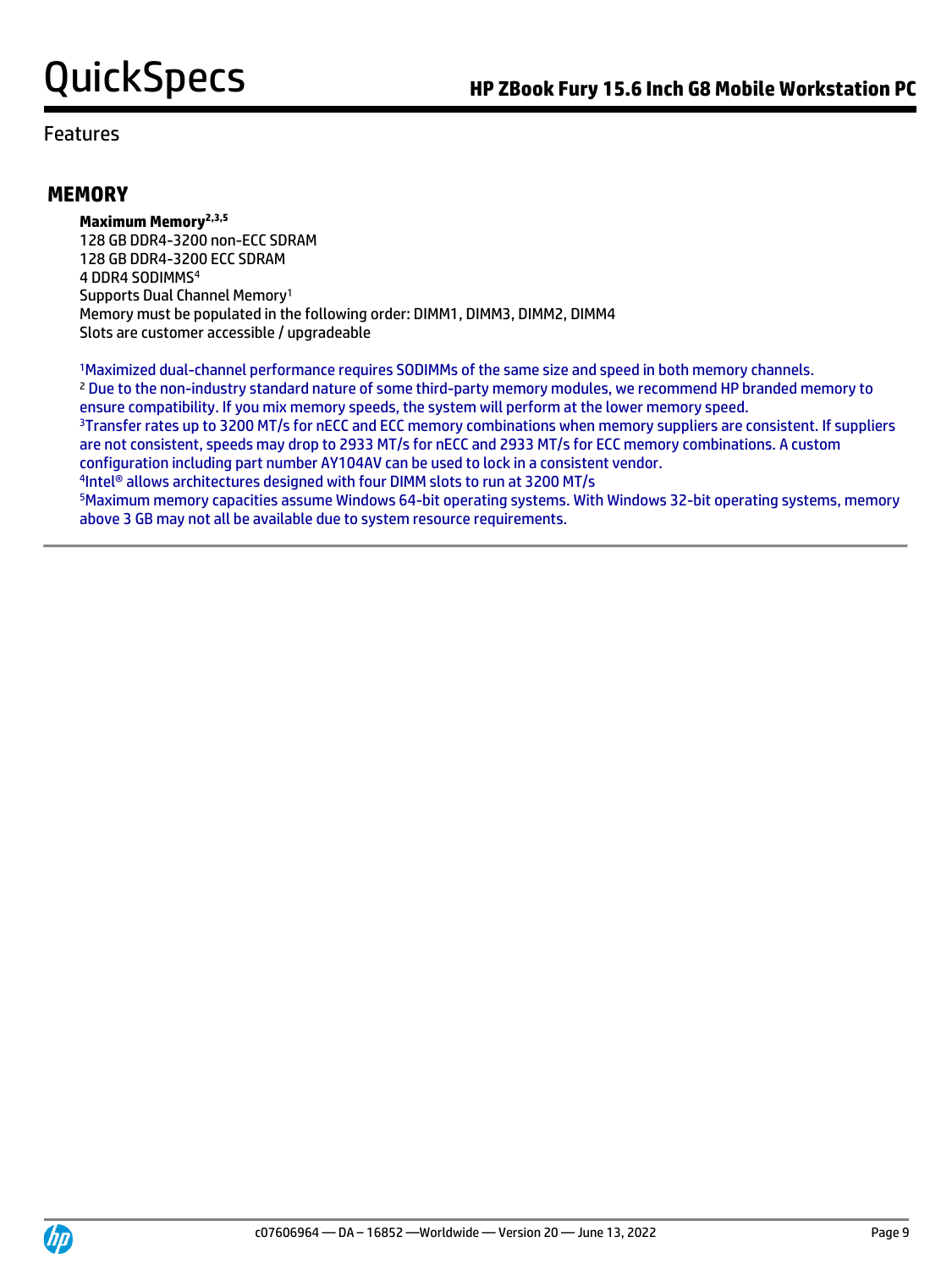Features

## MEMORY

**Maximum Memory**[2,3,5]

128 GB DDR4-3200 non-ECC SDRAM
128 GB DDR4-3200 ECC SDRAM
4 DDR4 SODIMMS[4]
Supports Dual Channel Memory[1]
Memory must be populated in the following order: DIMM1, DIMM3, DIMM2, DIMM4
Slots are customer accessible / upgradeable

[1]Maximized dual-channel performance requires SODIMMs of the same size and speed in both memory channels.
[2] Due to the non-industry standard nature of some third-party memory modules, we recommend HP branded memory to ensure compatibility. If you mix memory speeds, the system will perform at the lower memory speed.
[3]Transfer rates up to 3200 MT/s for nECC and ECC memory combinations when memory suppliers are consistent. If suppliers are not consistent, speeds may drop to 2933 MT/s for nECC and 2933 MT/s for ECC memory combinations. A custom configuration including part number AY104AV can be used to lock in a consistent vendor.
[4]Intel® allows architectures designed with four DIMM slots to run at 3200 MT/s
[5]Maximum memory capacities assume Windows 64-bit operating systems. With Windows 32-bit operating systems, memory above 3 GB may not all be available due to system resource requirements.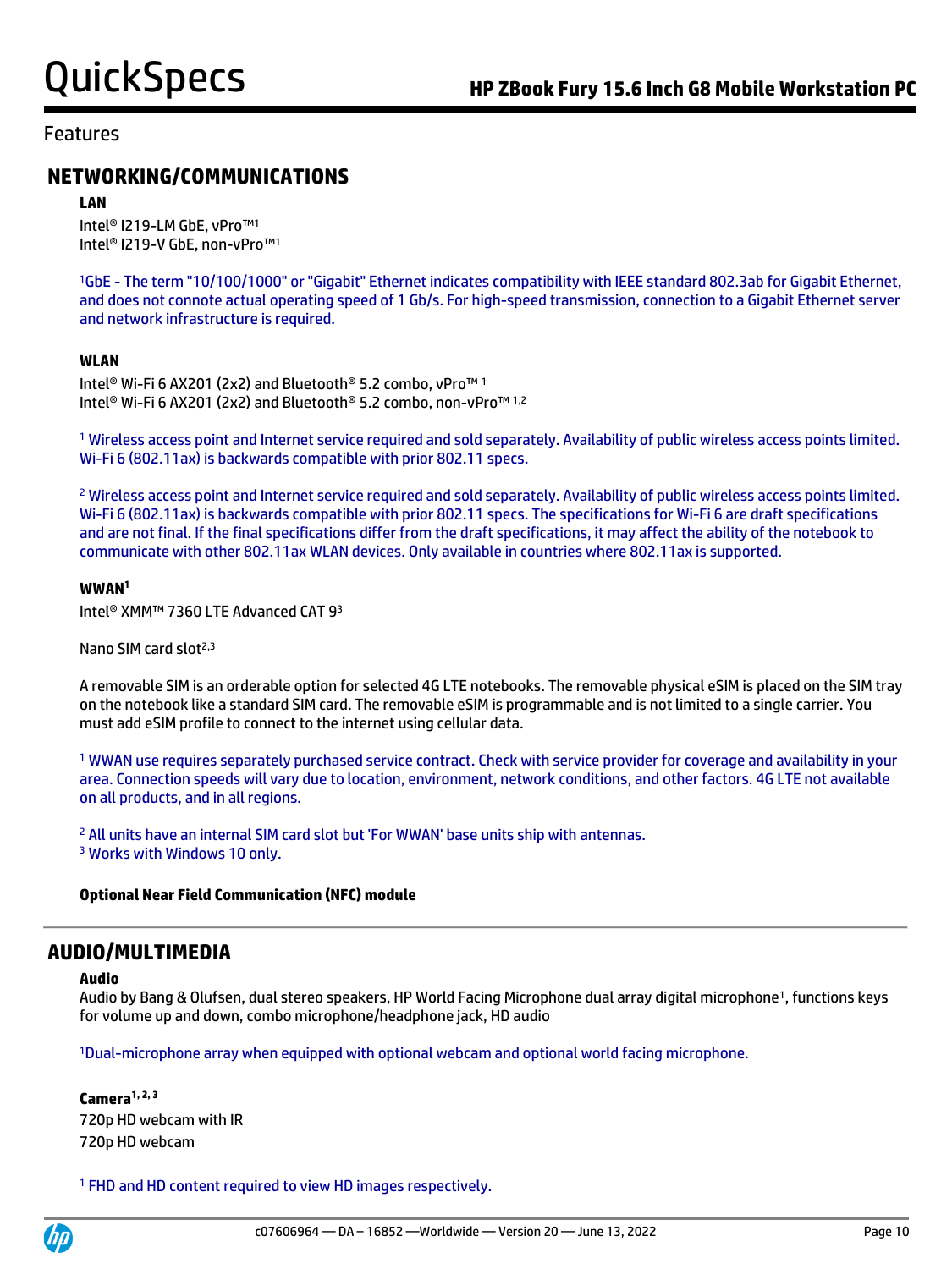## Features

## NETWORKING/COMMUNICATIONS

**LAN**

Intel® I219-LM GbE, vPro™[1]
Intel® I219-V GbE, non-vPro™[1]

[1]GbE - The term "10/100/1000" or "Gigabit" Ethernet indicates compatibility with IEEE standard 802.3ab for Gigabit Ethernet, and does not connote actual operating speed of 1 Gb/s. For high-speed transmission, connection to a Gigabit Ethernet server and network infrastructure is required.

**WLAN**

Intel® Wi-Fi 6 AX201 (2x2) and Bluetooth® 5.2 combo, vPro™ [1]
Intel® Wi-Fi 6 AX201 (2x2) and Bluetooth® 5.2 combo, non-vPro™ [1,2]

[1] Wireless access point and Internet service required and sold separately. Availability of public wireless access points limited. Wi-Fi 6 (802.11ax) is backwards compatible with prior 802.11 specs.

[2] Wireless access point and Internet service required and sold separately. Availability of public wireless access points limited. Wi-Fi 6 (802.11ax) is backwards compatible with prior 802.11 specs. The specifications for Wi-Fi 6 are draft specifications and are not final. If the final specifications differ from the draft specifications, it may affect the ability of the notebook to communicate with other 802.11ax WLAN devices. Only available in countries where 802.11ax is supported.

**WWAN[1]**

Intel® XMM™ 7360 LTE Advanced CAT 9[3]

Nano SIM card slot[2,3]

A removable SIM is an orderable option for selected 4G LTE notebooks. The removable physical eSIM is placed on the SIM tray on the notebook like a standard SIM card. The removable eSIM is programmable and is not limited to a single carrier. You must add eSIM profile to connect to the internet using cellular data.

[1] WWAN use requires separately purchased service contract. Check with service provider for coverage and availability in your area. Connection speeds will vary due to location, environment, network conditions, and other factors. 4G LTE not available on all products, and in all regions.

[2] All units have an internal SIM card slot but 'For WWAN' base units ship with antennas.
[3] Works with Windows 10 only.

**Optional Near Field Communication (NFC) module**

## AUDIO/MULTIMEDIA

**Audio**
Audio by Bang & Olufsen, dual stereo speakers, HP World Facing Microphone dual array digital microphone[1], functions keys for volume up and down, combo microphone/headphone jack, HD audio

[1]Dual-microphone array when equipped with optional webcam and optional world facing microphone.

**Camera[1, 2, 3]**
720p HD webcam with IR
720p HD webcam

[1] FHD and HD content required to view HD images respectively.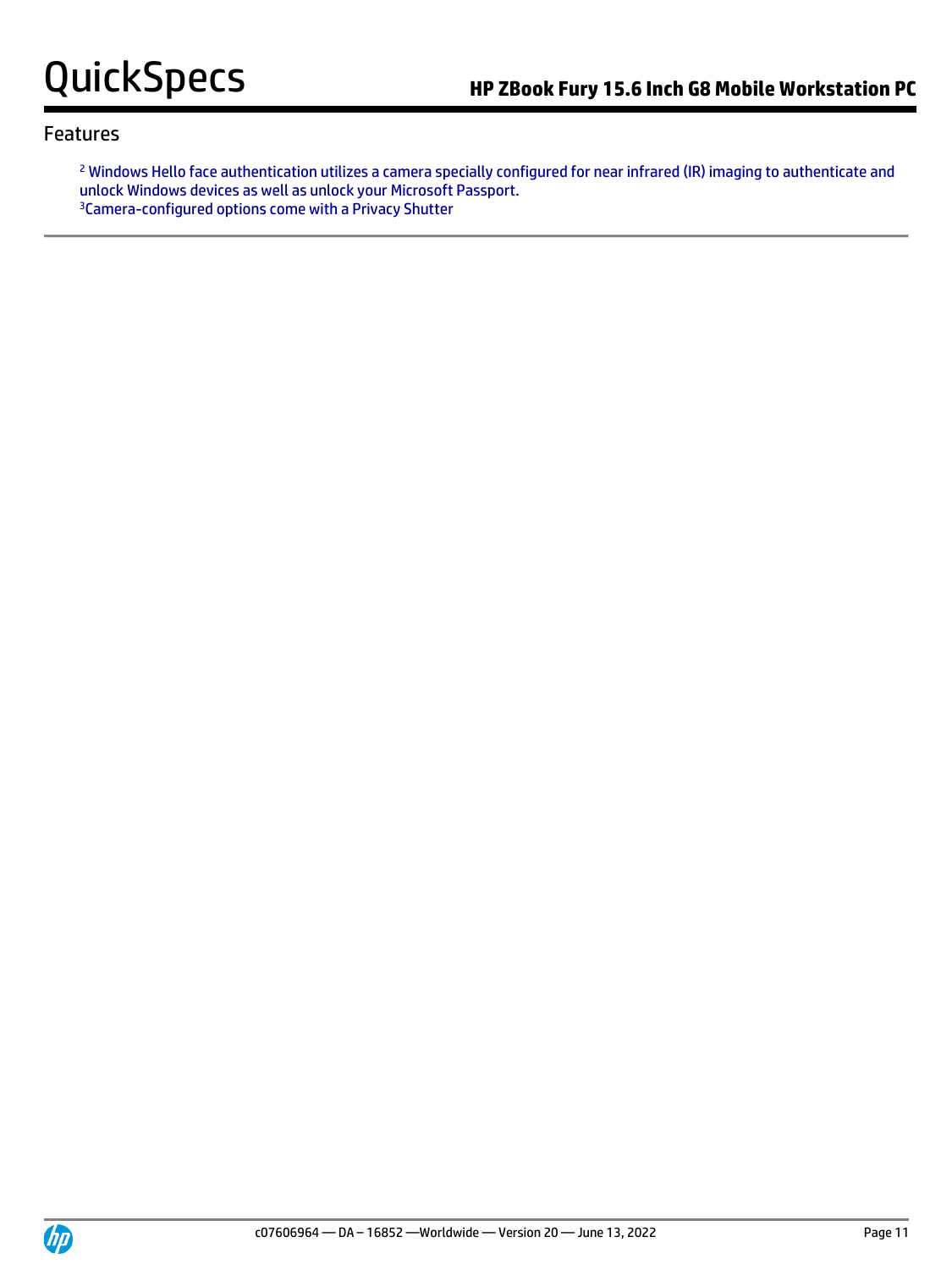## Features

[2] Windows Hello face authentication utilizes a camera specially configured for near infrared (IR) imaging to authenticate and unlock Windows devices as well as unlock your Microsoft Passport.
[3] Camera-configured options come with a Privacy Shutter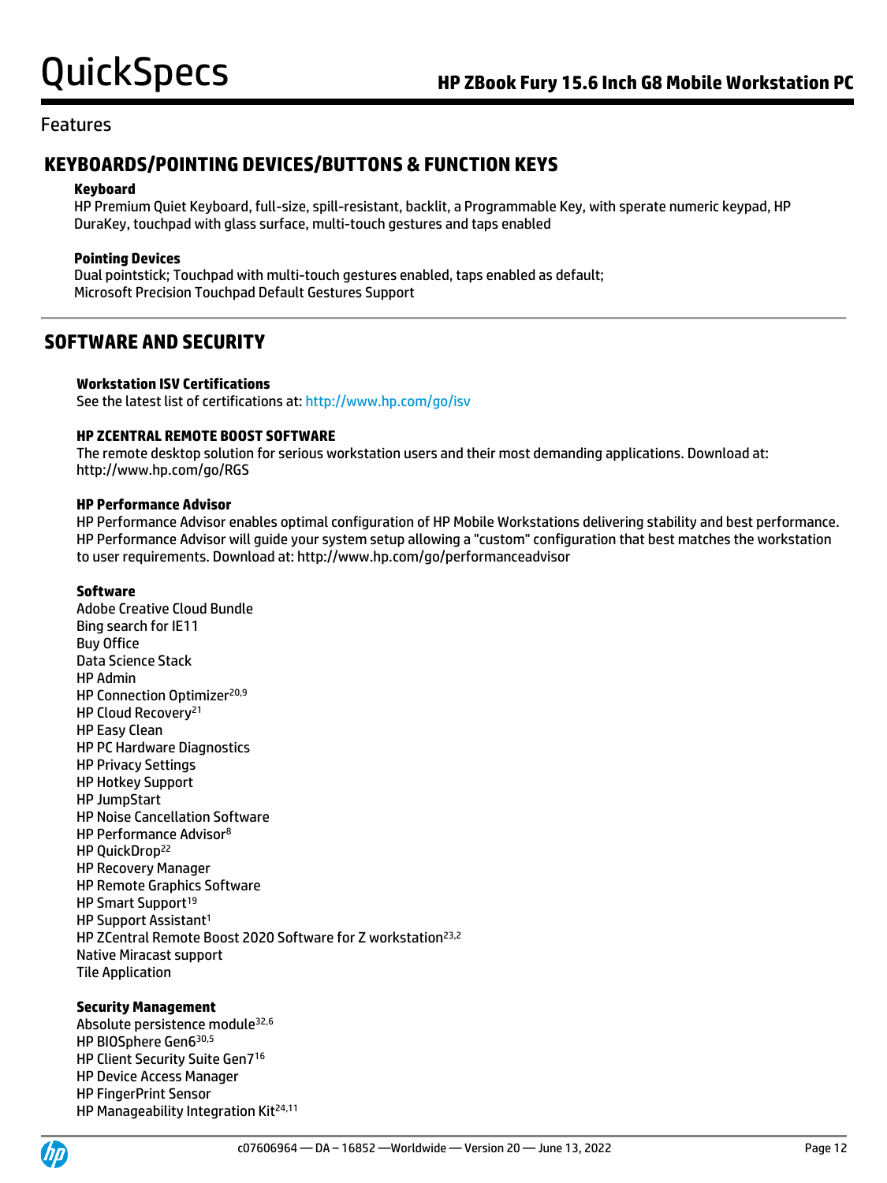## Features

## KEYBOARDS/POINTING DEVICES/BUTTONS & FUNCTION KEYS

**Keyboard**

HP Premium Quiet Keyboard, full-size, spill-resistant, backlit, a Programmable Key, with sperate numeric keypad, HP DuraKey, touchpad with glass surface, multi-touch gestures and taps enabled

**Pointing Devices**

Dual pointstick; Touchpad with multi-touch gestures enabled, taps enabled as default;
Microsoft Precision Touchpad Default Gestures Support

## SOFTWARE AND SECURITY

**Workstation ISV Certifications**

See the latest list of certifications at: http://www.hp.com/go/isv

**HP ZCENTRAL REMOTE BOOST SOFTWARE**

The remote desktop solution for serious workstation users and their most demanding applications. Download at: http://www.hp.com/go/RGS

**HP Performance Advisor**

HP Performance Advisor enables optimal configuration of HP Mobile Workstations delivering stability and best performance. HP Performance Advisor will guide your system setup allowing a "custom" configuration that best matches the workstation to user requirements. Download at: http://www.hp.com/go/performanceadvisor

**Software**

Adobe Creative Cloud Bundle
Bing search for IE11
Buy Office
Data Science Stack
HP Admin
HP Connection Optimizer[20,9]
HP Cloud Recovery[21]
HP Easy Clean
HP PC Hardware Diagnostics
HP Privacy Settings
HP Hotkey Support
HP JumpStart
HP Noise Cancellation Software
HP Performance Advisor[8]
HP QuickDrop[22]
HP Recovery Manager
HP Remote Graphics Software
HP Smart Support[19]
HP Support Assistant[1]
HP ZCentral Remote Boost 2020 Software for Z workstation[23,2]
Native Miracast support
Tile Application

**Security Management**

Absolute persistence module[32,6]
HP BIOSphere Gen6[30,5]
HP Client Security Suite Gen7[16]
HP Device Access Manager
HP FingerPrint Sensor
HP Manageability Integration Kit[24,11]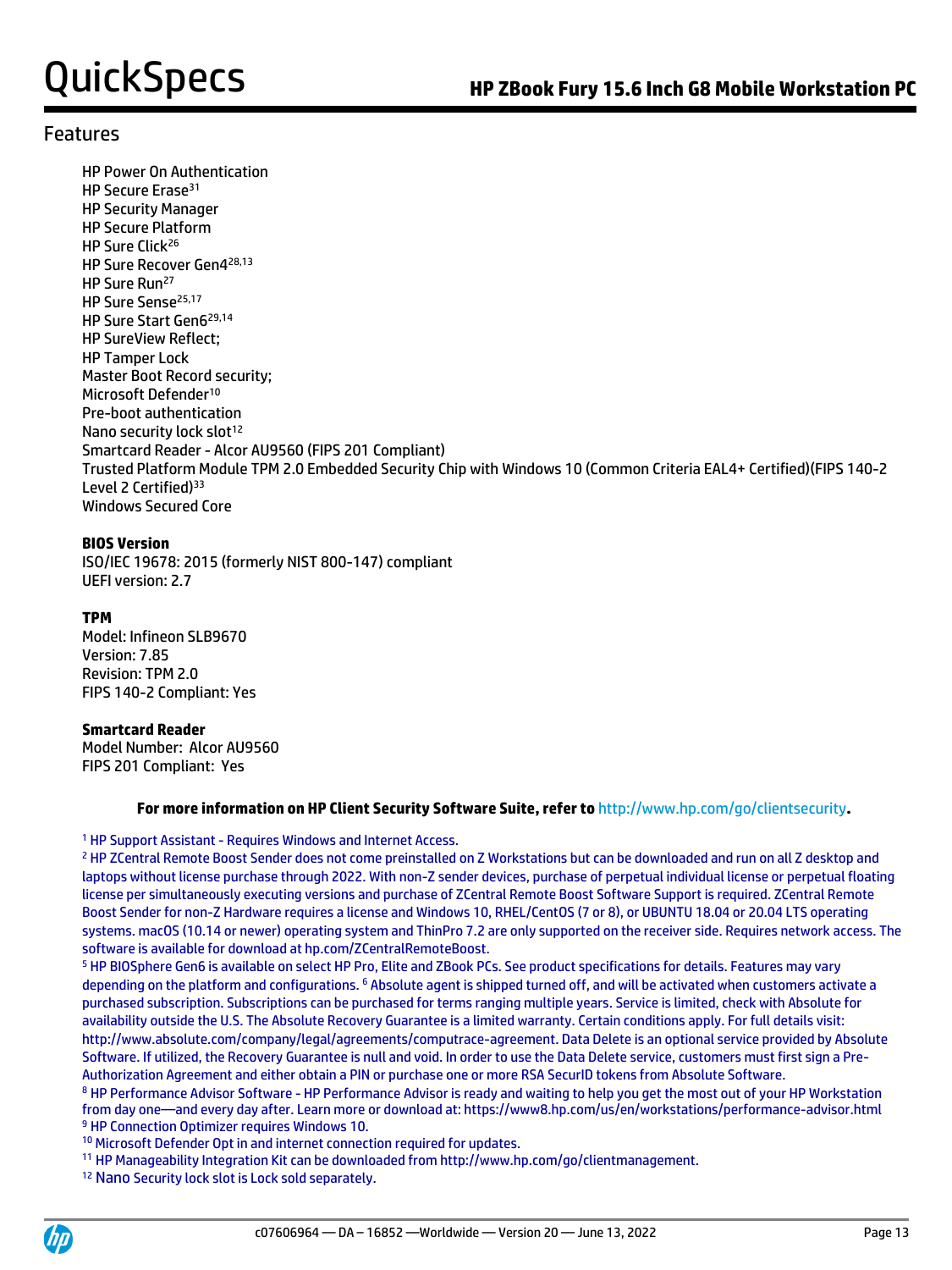## Features

HP Power On Authentication
HP Secure Erase[31]
HP Security Manager
HP Secure Platform
HP Sure Click[26]
HP Sure Recover Gen4[28,13]
HP Sure Run[27]
HP Sure Sense[25,17]
HP Sure Start Gen6[29,14]
HP SureView Reflect;
HP Tamper Lock
Master Boot Record security;
Microsoft Defender[10]
Pre-boot authentication
Nano security lock slot[12]
Smartcard Reader - Alcor AU9560 (FIPS 201 Compliant)
Trusted Platform Module TPM 2.0 Embedded Security Chip with Windows 10 (Common Criteria EAL4+ Certified)(FIPS 140-2 Level 2 Certified)[33]
Windows Secured Core

**BIOS Version**
ISO/IEC 19678: 2015 (formerly NIST 800-147) compliant
UEFI version: 2.7

**TPM**
Model: Infineon SLB9670
Version: 7.85
Revision: TPM 2.0
FIPS 140-2 Compliant: Yes

**Smartcard Reader**
Model Number: Alcor AU9560
FIPS 201 Compliant: Yes

**For more information on HP Client Security Software Suite, refer to** http://www.hp.com/go/clientsecurity**.**

[1] HP Support Assistant - Requires Windows and Internet Access.
[2] HP ZCentral Remote Boost Sender does not come preinstalled on Z Workstations but can be downloaded and run on all Z desktop and laptops without license purchase through 2022. With non-Z sender devices, purchase of perpetual individual license or perpetual floating license per simultaneously executing versions and purchase of ZCentral Remote Boost Software Support is required. ZCentral Remote Boost Sender for non-Z Hardware requires a license and Windows 10, RHEL/CentOS (7 or 8), or UBUNTU 18.04 or 20.04 LTS operating systems. macOS (10.14 or newer) operating system and ThinPro 7.2 are only supported on the receiver side. Requires network access. The software is available for download at hp.com/ZCentralRemoteBoost.
[5] HP BIOSphere Gen6 is available on select HP Pro, Elite and ZBook PCs. See product specifications for details. Features may vary depending on the platform and configurations. [6] Absolute agent is shipped turned off, and will be activated when customers activate a purchased subscription. Subscriptions can be purchased for terms ranging multiple years. Service is limited, check with Absolute for availability outside the U.S. The Absolute Recovery Guarantee is a limited warranty. Certain conditions apply. For full details visit: http://www.absolute.com/company/legal/agreements/computrace-agreement. Data Delete is an optional service provided by Absolute Software. If utilized, the Recovery Guarantee is null and void. In order to use the Data Delete service, customers must first sign a Pre-Authorization Agreement and either obtain a PIN or purchase one or more RSA SecurID tokens from Absolute Software.
[8] HP Performance Advisor Software - HP Performance Advisor is ready and waiting to help you get the most out of your HP Workstation from day one—and every day after. Learn more or download at: https://www8.hp.com/us/en/workstations/performance-advisor.html
[9] HP Connection Optimizer requires Windows 10.
[10] Microsoft Defender Opt in and internet connection required for updates.
[11] HP Manageability Integration Kit can be downloaded from http://www.hp.com/go/clientmanagement.
[12] Nano Security lock slot is Lock sold separately.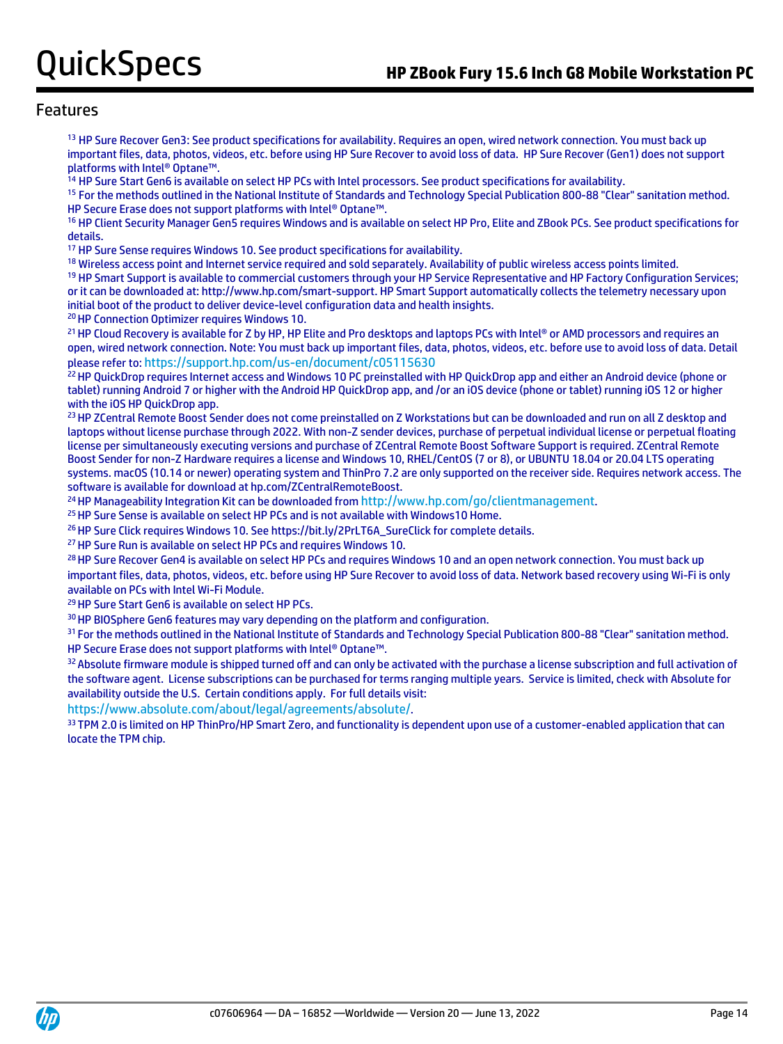## Features

[13] HP Sure Recover Gen3: See product specifications for availability. Requires an open, wired network connection. You must back up important files, data, photos, videos, etc. before using HP Sure Recover to avoid loss of data. HP Sure Recover (Gen1) does not support platforms with Intel® Optane™.

[14] HP Sure Start Gen6 is available on select HP PCs with Intel processors. See product specifications for availability.

[15] For the methods outlined in the National Institute of Standards and Technology Special Publication 800-88 "Clear" sanitation method. HP Secure Erase does not support platforms with Intel® Optane™.

[16] HP Client Security Manager Gen5 requires Windows and is available on select HP Pro, Elite and ZBook PCs. See product specifications for details.

[17] HP Sure Sense requires Windows 10. See product specifications for availability.

[18] Wireless access point and Internet service required and sold separately. Availability of public wireless access points limited.

[19] HP Smart Support is available to commercial customers through your HP Service Representative and HP Factory Configuration Services; or it can be downloaded at: http://www.hp.com/smart-support. HP Smart Support automatically collects the telemetry necessary upon initial boot of the product to deliver device-level configuration data and health insights.

[20] HP Connection Optimizer requires Windows 10.

[21] HP Cloud Recovery is available for Z by HP, HP Elite and Pro desktops and laptops PCs with Intel® or AMD processors and requires an open, wired network connection. Note: You must back up important files, data, photos, videos, etc. before use to avoid loss of data. Detail please refer to: https://support.hp.com/us-en/document/c05115630

[22] HP QuickDrop requires Internet access and Windows 10 PC preinstalled with HP QuickDrop app and either an Android device (phone or tablet) running Android 7 or higher with the Android HP QuickDrop app, and /or an iOS device (phone or tablet) running iOS 12 or higher with the iOS HP QuickDrop app.

[23] HP ZCentral Remote Boost Sender does not come preinstalled on Z Workstations but can be downloaded and run on all Z desktop and laptops without license purchase through 2022. With non-Z sender devices, purchase of perpetual individual license or perpetual floating license per simultaneously executing versions and purchase of ZCentral Remote Boost Software Support is required. ZCentral Remote Boost Sender for non-Z Hardware requires a license and Windows 10, RHEL/CentOS (7 or 8), or UBUNTU 18.04 or 20.04 LTS operating systems. macOS (10.14 or newer) operating system and ThinPro 7.2 are only supported on the receiver side. Requires network access. The software is available for download at hp.com/ZCentralRemoteBoost.

[24] HP Manageability Integration Kit can be downloaded from http://www.hp.com/go/clientmanagement.

[25] HP Sure Sense is available on select HP PCs and is not available with Windows10 Home.

[26] HP Sure Click requires Windows 10. See https://bit.ly/2PrLT6A_SureClick for complete details.

[27] HP Sure Run is available on select HP PCs and requires Windows 10.

[28] HP Sure Recover Gen4 is available on select HP PCs and requires Windows 10 and an open network connection. You must back up important files, data, photos, videos, etc. before using HP Sure Recover to avoid loss of data. Network based recovery using Wi-Fi is only available on PCs with Intel Wi-Fi Module.

[29] HP Sure Start Gen6 is available on select HP PCs.

[30] HP BIOSphere Gen6 features may vary depending on the platform and configuration.

[31] For the methods outlined in the National Institute of Standards and Technology Special Publication 800-88 "Clear" sanitation method. HP Secure Erase does not support platforms with Intel® Optane™.

[32] Absolute firmware module is shipped turned off and can only be activated with the purchase a license subscription and full activation of the software agent. License subscriptions can be purchased for terms ranging multiple years. Service is limited, check with Absolute for availability outside the U.S. Certain conditions apply. For full details visit: https://www.absolute.com/about/legal/agreements/absolute/.

[33] TPM 2.0 is limited on HP ThinPro/HP Smart Zero, and functionality is dependent upon use of a customer-enabled application that can locate the TPM chip.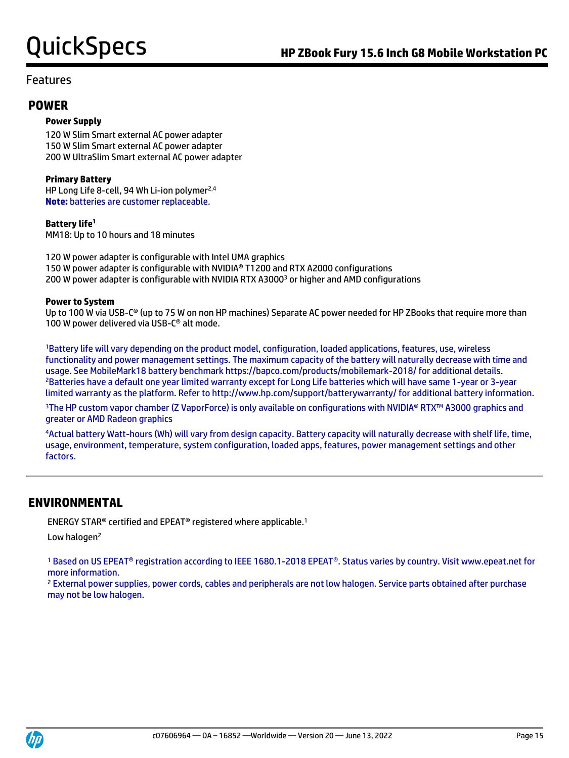## Features

## POWER

**Power Supply**

120 W Slim Smart external AC power adapter
150 W Slim Smart external AC power adapter
200 W UltraSlim Smart external AC power adapter

**Primary Battery**

HP Long Life 8-cell, 94 Wh Li-ion polymer[2,4]
**Note:** batteries are customer replaceable.

**Battery life[1]**

MM18: Up to 10 hours and 18 minutes

120 W power adapter is configurable with Intel UMA graphics
150 W power adapter is configurable with NVIDIA® T1200 and RTX A2000 configurations
200 W power adapter is configurable with NVIDIA RTX A3000[3] or higher and AMD configurations

**Power to System**

Up to 100 W via USB-C® (up to 75 W on non HP machines) Separate AC power needed for HP ZBooks that require more than 100 W power delivered via USB-C® alt mode.

[1]Battery life will vary depending on the product model, configuration, loaded applications, features, use, wireless functionality and power management settings. The maximum capacity of the battery will naturally decrease with time and usage. See MobileMark18 battery benchmark https://bapco.com/products/mobilemark-2018/ for additional details.
[2]Batteries have a default one year limited warranty except for Long Life batteries which will have same 1-year or 3-year limited warranty as the platform. Refer to http://www.hp.com/support/batterywarranty/ for additional battery information.

[3]The HP custom vapor chamber (Z VaporForce) is only available on configurations with NVIDIA® RTX™ A3000 graphics and greater or AMD Radeon graphics

[4]Actual battery Watt-hours (Wh) will vary from design capacity. Battery capacity will naturally decrease with shelf life, time, usage, environment, temperature, system configuration, loaded apps, features, power management settings and other factors.

## ENVIRONMENTAL

ENERGY STAR® certified and EPEAT® registered where applicable.[1]

Low halogen[2]

[1] Based on US EPEAT® registration according to IEEE 1680.1-2018 EPEAT®. Status varies by country. Visit www.epeat.net for more information.
[2] External power supplies, power cords, cables and peripherals are not low halogen. Service parts obtained after purchase may not be low halogen.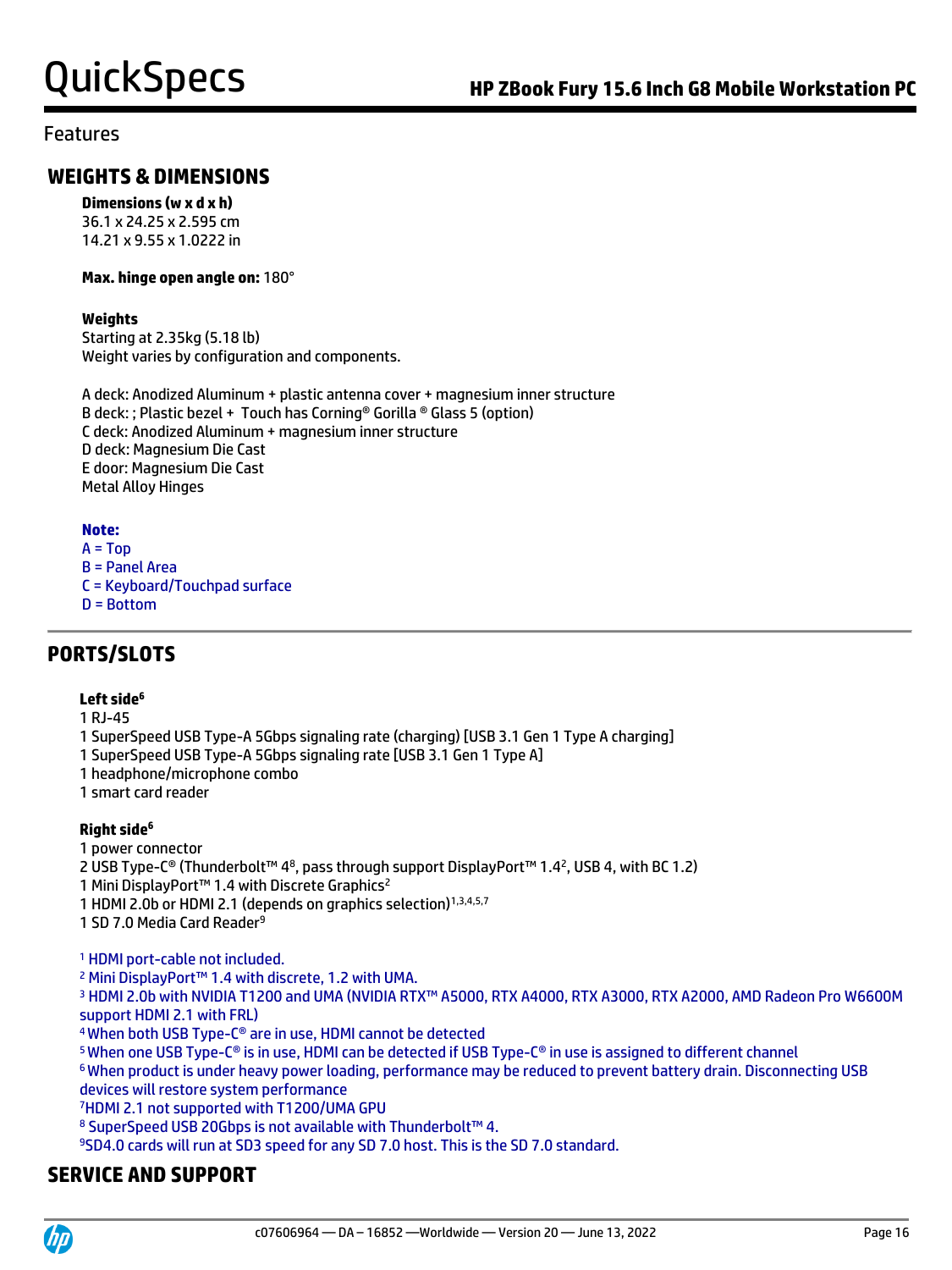Features

## WEIGHTS & DIMENSIONS

**Dimensions (w x d x h)**
36.1 x 24.25 x 2.595 cm
14.21 x 9.55 x 1.0222 in

**Max. hinge open angle on:** 180°

**Weights**
Starting at 2.35kg (5.18 lb)
Weight varies by configuration and components.

A deck: Anodized Aluminum + plastic antenna cover + magnesium inner structure
B deck: ; Plastic bezel + Touch has Corning® Gorilla ® Glass 5 (option)
C deck: Anodized Aluminum + magnesium inner structure
D deck: Magnesium Die Cast
E door: Magnesium Die Cast
Metal Alloy Hinges

**Note:**
A = Top
B = Panel Area
C = Keyboard/Touchpad surface
D = Bottom

## PORTS/SLOTS

**Left side**[6]
1 RJ-45
1 SuperSpeed USB Type-A 5Gbps signaling rate (charging) [USB 3.1 Gen 1 Type A charging]
1 SuperSpeed USB Type-A 5Gbps signaling rate [USB 3.1 Gen 1 Type A]
1 headphone/microphone combo
1 smart card reader

**Right side**[6]
1 power connector
2 USB Type-C® (Thunderbolt™ 4[8], pass through support DisplayPort™ 1.4[2], USB 4, with BC 1.2)
1 Mini DisplayPort™ 1.4 with Discrete Graphics[2]
1 HDMI 2.0b or HDMI 2.1 (depends on graphics selection)[1,3,4,5,7]
1 SD 7.0 Media Card Reader[9]

[1] HDMI port-cable not included.
[2] Mini DisplayPort™ 1.4 with discrete, 1.2 with UMA.
[3] HDMI 2.0b with NVIDIA T1200 and UMA (NVIDIA RTX™ A5000, RTX A4000, RTX A3000, RTX A2000, AMD Radeon Pro W6600M support HDMI 2.1 with FRL)
[4] When both USB Type-C® are in use, HDMI cannot be detected
[5] When one USB Type-C® is in use, HDMI can be detected if USB Type-C® in use is assigned to different channel
[6] When product is under heavy power loading, performance may be reduced to prevent battery drain. Disconnecting USB devices will restore system performance
[7] HDMI 2.1 not supported with T1200/UMA GPU
[8] SuperSpeed USB 20Gbps is not available with Thunderbolt™ 4.
[9] SD4.0 cards will run at SD3 speed for any SD 7.0 host. This is the SD 7.0 standard.

## SERVICE AND SUPPORT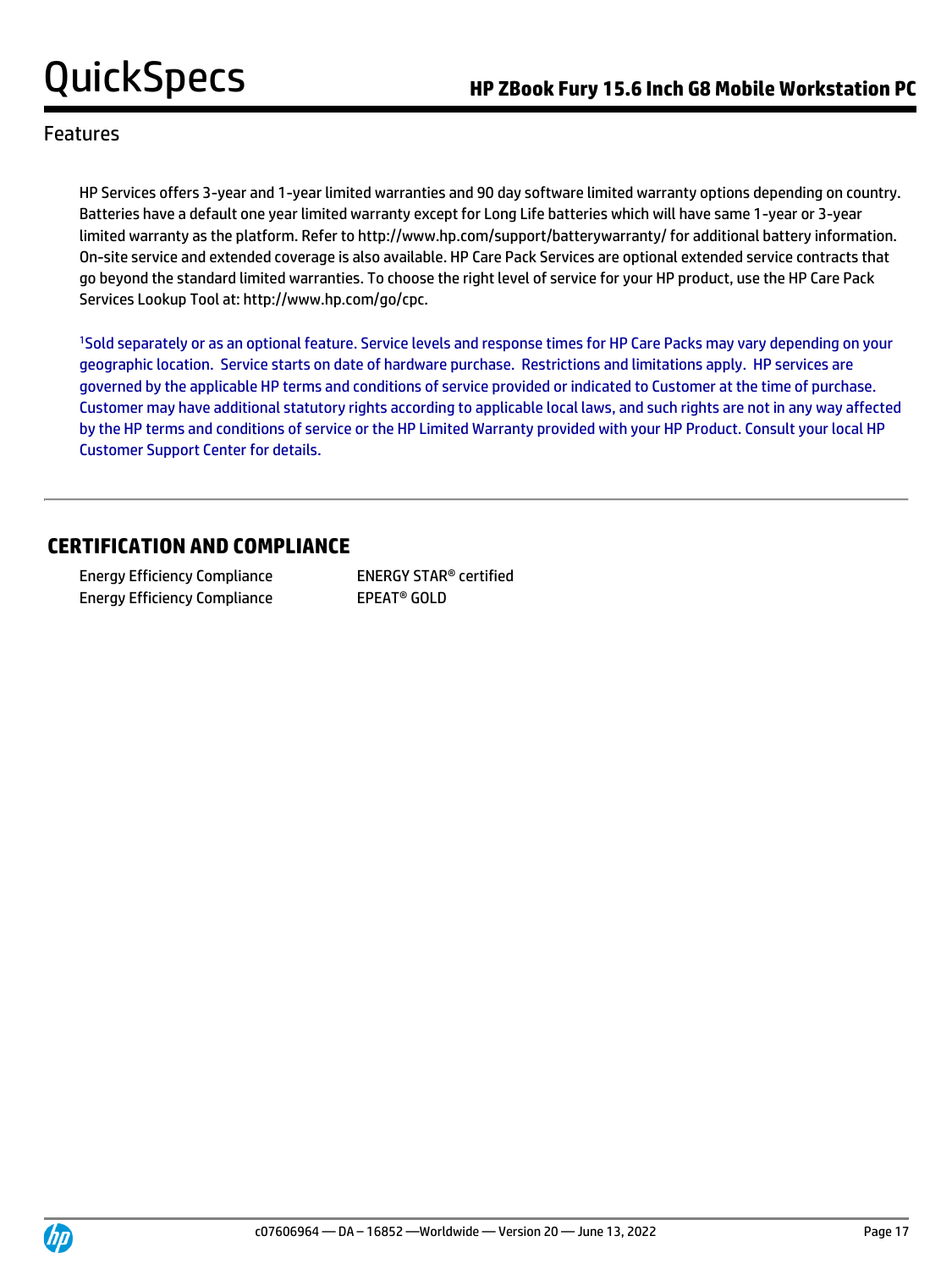## Features

HP Services offers 3-year and 1-year limited warranties and 90 day software limited warranty options depending on country. Batteries have a default one year limited warranty except for Long Life batteries which will have same 1-year or 3-year limited warranty as the platform. Refer to http://www.hp.com/support/batterywarranty/ for additional battery information. On-site service and extended coverage is also available. HP Care Pack Services are optional extended service contracts that go beyond the standard limited warranties. To choose the right level of service for your HP product, use the HP Care Pack Services Lookup Tool at: http://www.hp.com/go/cpc.

[1]Sold separately or as an optional feature. Service levels and response times for HP Care Packs may vary depending on your geographic location. Service starts on date of hardware purchase. Restrictions and limitations apply. HP services are governed by the applicable HP terms and conditions of service provided or indicated to Customer at the time of purchase. Customer may have additional statutory rights according to applicable local laws, and such rights are not in any way affected by the HP terms and conditions of service or the HP Limited Warranty provided with your HP Product. Consult your local HP Customer Support Center for details.

## CERTIFICATION AND COMPLIANCE

| | |
|---|---|
| Energy Efficiency Compliance | ENERGY STAR® certified |
| Energy Efficiency Compliance | EPEAT® GOLD |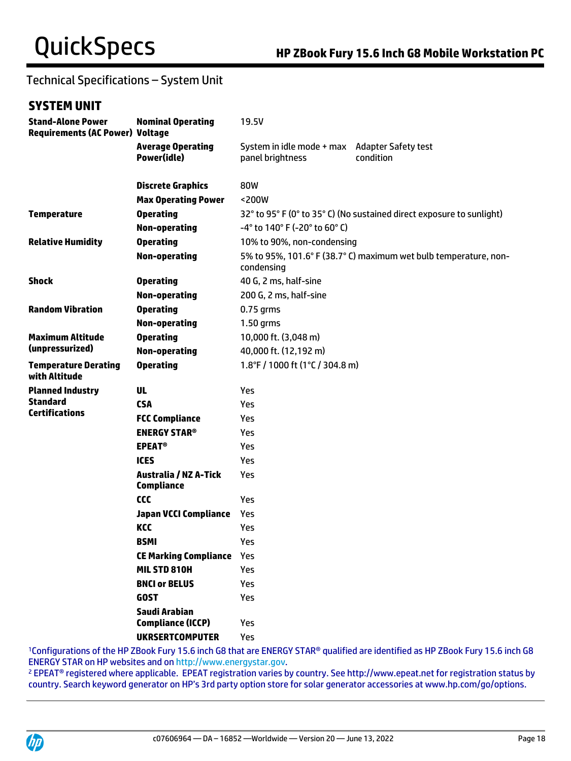## Technical Specifications – System Unit

### SYSTEM UNIT

| | | | |
|---|---|---|---|
| **Stand-Alone Power Requirements (AC Power)** | **Nominal Operating Voltage** | 19.5V | |
| | **Average Operating Power(idle)** | System in idle mode + max panel brightness | Adapter Safety test condition |
| | **Discrete Graphics** | 80W | |
| | **Max Operating Power** | <200W | |
| **Temperature** | **Operating** | 32° to 95° F (0° to 35° C) (No sustained direct exposure to sunlight) | |
| | **Non-operating** | -4° to 140° F (-20° to 60° C) | |
| **Relative Humidity** | **Operating** | 10% to 90%, non-condensing | |
| | **Non-operating** | 5% to 95%, 101.6° F (38.7° C) maximum wet bulb temperature, non-condensing | |
| **Shock** | **Operating** | 40 G, 2 ms, half-sine | |
| | **Non-operating** | 200 G, 2 ms, half-sine | |
| **Random Vibration** | **Operating** | 0.75 grms | |
| | **Non-operating** | 1.50 grms | |
| **Maximum Altitude (unpressurized)** | **Operating** | 10,000 ft. (3,048 m) | |
| | **Non-operating** | 40,000 ft. (12,192 m) | |
| **Temperature Derating with Altitude** | **Operating** | 1.8°F / 1000 ft (1°C / 304.8 m) | |
| **Planned Industry Standard Certifications** | **UL** | Yes | |
| | **CSA** | Yes | |
| | **FCC Compliance** | Yes | |
| | **ENERGY STAR®** | Yes | |
| | **EPEAT®** | Yes | |
| | **ICES** | Yes | |
| | **Australia / NZ A-Tick Compliance** | Yes | |
| | **CCC** | Yes | |
| | **Japan VCCI Compliance** | Yes | |
| | **KCC** | Yes | |
| | **BSMI** | Yes | |
| | **CE Marking Compliance** | Yes | |
| | **MIL STD 810H** | Yes | |
| | **BNCI or BELUS** | Yes | |
| | **GOST** | Yes | |
| | **Saudi Arabian Compliance (ICCP)** | Yes | |
| | **UKRSERTCOMPUTER** | Yes | |

[1]Configurations of the HP ZBook Fury 15.6 inch G8 that are ENERGY STAR® qualified are identified as HP ZBook Fury 15.6 inch G8 ENERGY STAR on HP websites and on http://www.energystar.gov.

[2] EPEAT® registered where applicable. EPEAT registration varies by country. See http://www.epeat.net for registration status by country. Search keyword generator on HP's 3rd party option store for solar generator accessories at www.hp.com/go/options.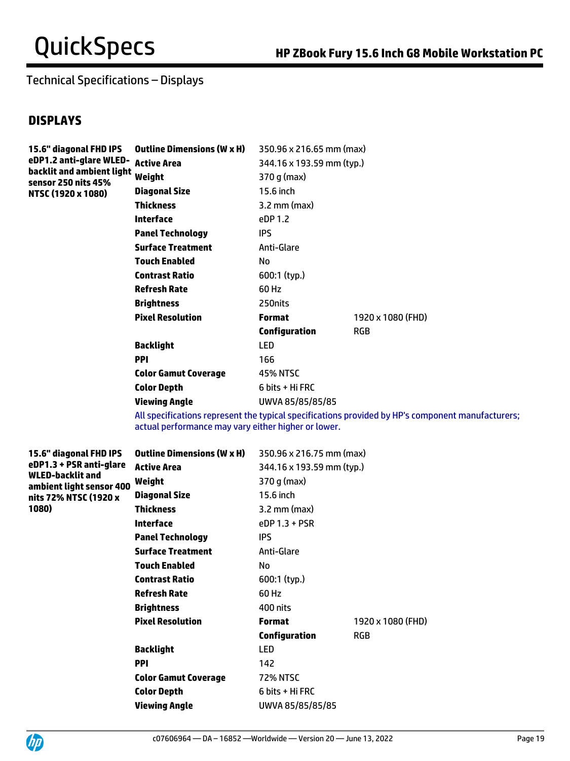Technical Specifications – Displays

## DISPLAYS

| | | | |
|---|---|---|---|
| **15.6" diagonal FHD IPS eDP1.2 anti-glare WLED-backlit and ambient light sensor 250 nits 45% NTSC (1920 x 1080)** | **Outline Dimensions (W x H)** | 350.96 x 216.65 mm (max) | |
| | **Active Area** | 344.16 x 193.59 mm (typ.) | |
| | **Weight** | 370 g (max) | |
| | **Diagonal Size** | 15.6 inch | |
| | **Thickness** | 3.2 mm (max) | |
| | **Interface** | eDP 1.2 | |
| | **Panel Technology** | IPS | |
| | **Surface Treatment** | Anti-Glare | |
| | **Touch Enabled** | No | |
| | **Contrast Ratio** | 600:1 (typ.) | |
| | **Refresh Rate** | 60 Hz | |
| | **Brightness** | 250nits | |
| | **Pixel Resolution** | **Format** | 1920 x 1080 (FHD) |
| | | **Configuration** | RGB |
| | **Backlight** | LED | |
| | **PPI** | 166 | |
| | **Color Gamut Coverage** | 45% NTSC | |
| | **Color Depth** | 6 bits + Hi FRC | |
| | **Viewing Angle** | UWVA 85/85/85/85 | |

All specifications represent the typical specifications provided by HP's component manufacturers; actual performance may vary either higher or lower.

| | | | |
|---|---|---|---|
| **15.6" diagonal FHD IPS eDP1.3 + PSR anti-glare WLED-backlit and ambient light sensor 400 nits 72% NTSC (1920 x 1080)** | **Outline Dimensions (W x H)** | 350.96 x 216.75 mm (max) | |
| | **Active Area** | 344.16 x 193.59 mm (typ.) | |
| | **Weight** | 370 g (max) | |
| | **Diagonal Size** | 15.6 inch | |
| | **Thickness** | 3.2 mm (max) | |
| | **Interface** | eDP 1.3 + PSR | |
| | **Panel Technology** | IPS | |
| | **Surface Treatment** | Anti-Glare | |
| | **Touch Enabled** | No | |
| | **Contrast Ratio** | 600:1 (typ.) | |
| | **Refresh Rate** | 60 Hz | |
| | **Brightness** | 400 nits | |
| | **Pixel Resolution** | **Format** | 1920 x 1080 (FHD) |
| | | **Configuration** | RGB |
| | **Backlight** | LED | |
| | **PPI** | 142 | |
| | **Color Gamut Coverage** | 72% NTSC | |
| | **Color Depth** | 6 bits + Hi FRC | |
| | **Viewing Angle** | UWVA 85/85/85/85 | |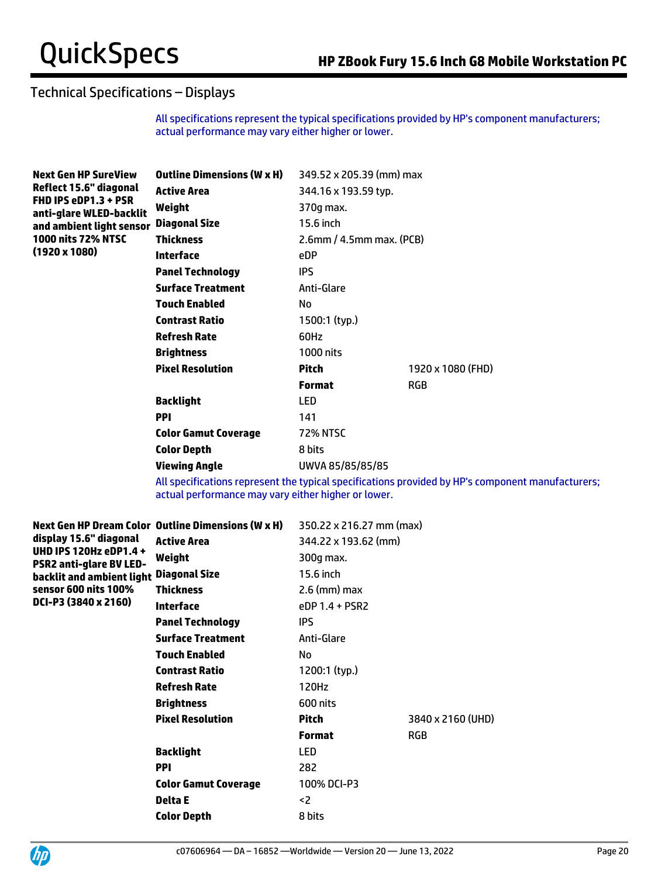## Technical Specifications – Displays

All specifications represent the typical specifications provided by HP's component manufacturers; actual performance may vary either higher or lower.

| Display | Specification | Value | |
|---|---|---|---|
| **Next Gen HP SureView Reflect 15.6" diagonal FHD IPS eDP1.3 + PSR anti-glare WLED-backlit and ambient light sensor 1000 nits 72% NTSC (1920 x 1080)** | **Outline Dimensions (W x H)** | 349.52 x 205.39 (mm) max | |
| | **Active Area** | 344.16 x 193.59 typ. | |
| | **Weight** | 370g max. | |
| | **Diagonal Size** | 15.6 inch | |
| | **Thickness** | 2.6mm / 4.5mm max. (PCB) | |
| | **Interface** | eDP | |
| | **Panel Technology** | IPS | |
| | **Surface Treatment** | Anti-Glare | |
| | **Touch Enabled** | No | |
| | **Contrast Ratio** | 1500:1 (typ.) | |
| | **Refresh Rate** | 60Hz | |
| | **Brightness** | 1000 nits | |
| | **Pixel Resolution** | **Pitch** | 1920 x 1080 (FHD) |
| | | **Format** | RGB |
| | **Backlight** | LED | |
| | **PPI** | 141 | |
| | **Color Gamut Coverage** | 72% NTSC | |
| | **Color Depth** | 8 bits | |
| | **Viewing Angle** | UWVA 85/85/85/85 | |

All specifications represent the typical specifications provided by HP's component manufacturers; actual performance may vary either higher or lower.

| Display | Specification | Value | |
|---|---|---|---|
| **Next Gen HP Dream Color display 15.6" diagonal UHD IPS 120Hz eDP1.4 + PSR2 anti-glare BV LED-backlit and ambient light sensor 600 nits 100% DCI-P3 (3840 x 2160)** | **Outline Dimensions (W x H)** | 350.22 x 216.27 mm (max) | |
| | **Active Area** | 344.22 x 193.62 (mm) | |
| | **Weight** | 300g max. | |
| | **Diagonal Size** | 15.6 inch | |
| | **Thickness** | 2.6 (mm) max | |
| | **Interface** | eDP 1.4 + PSR2 | |
| | **Panel Technology** | IPS | |
| | **Surface Treatment** | Anti-Glare | |
| | **Touch Enabled** | No | |
| | **Contrast Ratio** | 1200:1 (typ.) | |
| | **Refresh Rate** | 120Hz | |
| | **Brightness** | 600 nits | |
| | **Pixel Resolution** | **Pitch** | 3840 x 2160 (UHD) |
| | | **Format** | RGB |
| | **Backlight** | LED | |
| | **PPI** | 282 | |
| | **Color Gamut Coverage** | 100% DCI-P3 | |
| | **Delta E** | <2 | |
| | **Color Depth** | 8 bits | |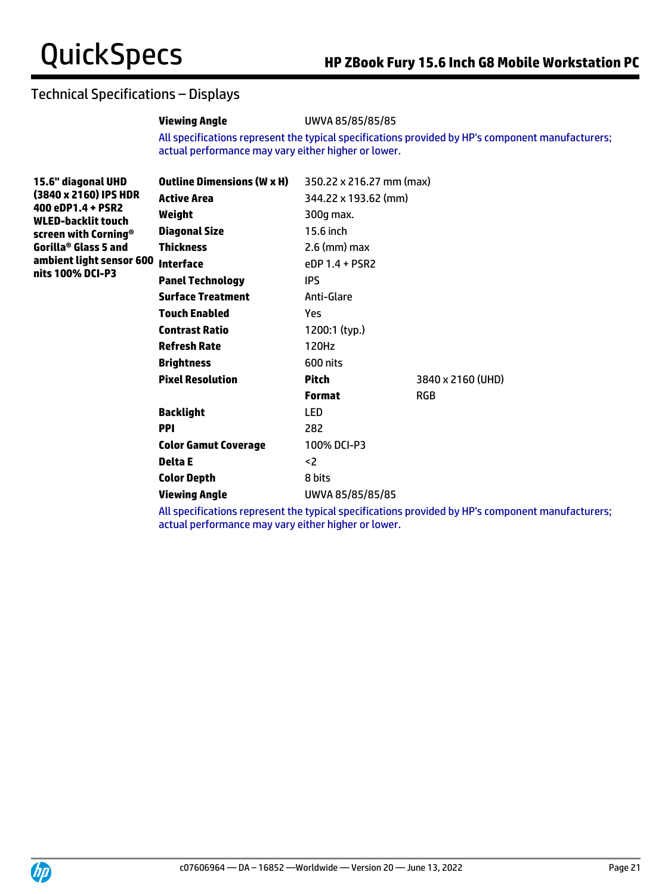## Technical Specifications – Displays

| | | | |
|---|---|---|---|
| | **Viewing Angle** | UWVA 85/85/85/85 | |

All specifications represent the typical specifications provided by HP's component manufacturers; actual performance may vary either higher or lower.

| | | | |
|---|---|---|---|
| **15.6" diagonal UHD (3840 x 2160) IPS HDR 400 eDP1.4 + PSR2 WLED-backlit touch screen with Corning® Gorilla® Glass 5 and ambient light sensor 600 nits 100% DCI-P3** | **Outline Dimensions (W x H)** | 350.22 x 216.27 mm (max) | |
| | **Active Area** | 344.22 x 193.62 (mm) | |
| | **Weight** | 300g max. | |
| | **Diagonal Size** | 15.6 inch | |
| | **Thickness** | 2.6 (mm) max | |
| | **Interface** | eDP 1.4 + PSR2 | |
| | **Panel Technology** | IPS | |
| | **Surface Treatment** | Anti-Glare | |
| | **Touch Enabled** | Yes | |
| | **Contrast Ratio** | 1200:1 (typ.) | |
| | **Refresh Rate** | 120Hz | |
| | **Brightness** | 600 nits | |
| | **Pixel Resolution** | **Pitch** | 3840 x 2160 (UHD) |
| | | **Format** | RGB |
| | **Backlight** | LED | |
| | **PPI** | 282 | |
| | **Color Gamut Coverage** | 100% DCI-P3 | |
| | **Delta E** | <2 | |
| | **Color Depth** | 8 bits | |
| | **Viewing Angle** | UWVA 85/85/85/85 | |

All specifications represent the typical specifications provided by HP's component manufacturers; actual performance may vary either higher or lower.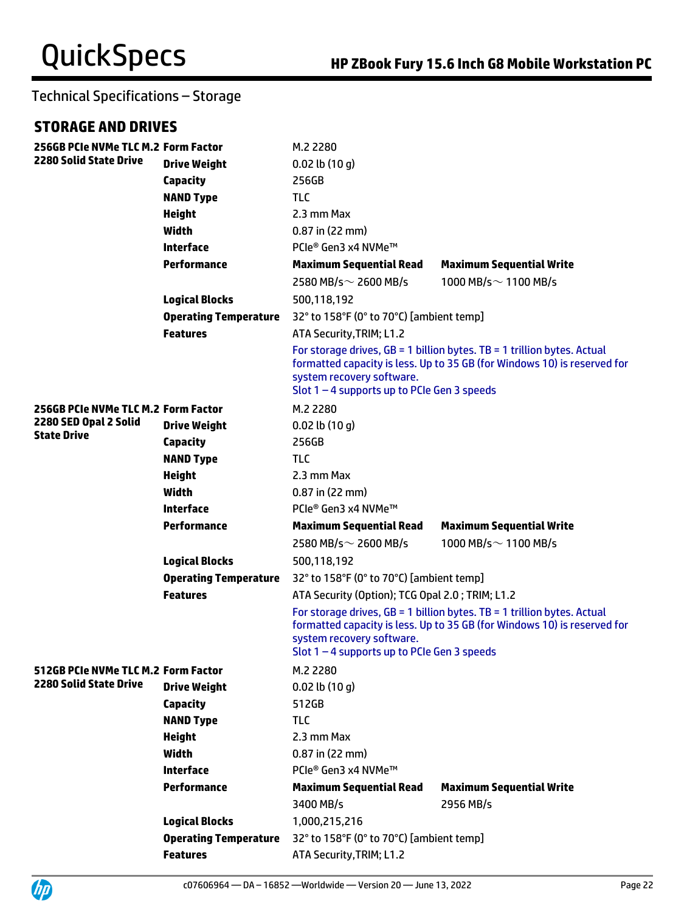## Technical Specifications – Storage

### STORAGE AND DRIVES

| | | | |
|---|---|---|---|
| **256GB PCIe NVMe TLC M.2 2280 Solid State Drive** | **Form Factor** | M.2 2280 | |
| | **Drive Weight** | 0.02 lb (10 g) | |
| | **Capacity** | 256GB | |
| | **NAND Type** | TLC | |
| | **Height** | 2.3 mm Max | |
| | **Width** | 0.87 in (22 mm) | |
| | **Interface** | PCIe® Gen3 x4 NVMe™ | |
| | **Performance** | **Maximum Sequential Read** | **Maximum Sequential Write** |
| | | 2580 MB/s～ 2600 MB/s | 1000 MB/s～ 1100 MB/s |
| | **Logical Blocks** | 500,118,192 | |
| | **Operating Temperature** | 32° to 158°F (0° to 70°C) [ambient temp] | |
| | **Features** | ATA Security,TRIM; L1.2 | |
| | | For storage drives, GB = 1 billion bytes. TB = 1 trillion bytes. Actual formatted capacity is less. Up to 35 GB (for Windows 10) is reserved for system recovery software.<br>Slot 1 – 4 supports up to PCIe Gen 3 speeds | |
| **256GB PCIe NVMe TLC M.2 2280 SED Opal 2 Solid State Drive** | **Form Factor** | M.2 2280 | |
| | **Drive Weight** | 0.02 lb (10 g) | |
| | **Capacity** | 256GB | |
| | **NAND Type** | TLC | |
| | **Height** | 2.3 mm Max | |
| | **Width** | 0.87 in (22 mm) | |
| | **Interface** | PCIe® Gen3 x4 NVMe™ | |
| | **Performance** | **Maximum Sequential Read** | **Maximum Sequential Write** |
| | | 2580 MB/s～ 2600 MB/s | 1000 MB/s～ 1100 MB/s |
| | **Logical Blocks** | 500,118,192 | |
| | **Operating Temperature** | 32° to 158°F (0° to 70°C) [ambient temp] | |
| | **Features** | ATA Security (Option); TCG Opal 2.0 ; TRIM; L1.2 | |
| | | For storage drives, GB = 1 billion bytes. TB = 1 trillion bytes. Actual formatted capacity is less. Up to 35 GB (for Windows 10) is reserved for system recovery software.<br>Slot 1 – 4 supports up to PCIe Gen 3 speeds | |
| **512GB PCIe NVMe TLC M.2 2280 Solid State Drive** | **Form Factor** | M.2 2280 | |
| | **Drive Weight** | 0.02 lb (10 g) | |
| | **Capacity** | 512GB | |
| | **NAND Type** | TLC | |
| | **Height** | 2.3 mm Max | |
| | **Width** | 0.87 in (22 mm) | |
| | **Interface** | PCIe® Gen3 x4 NVMe™ | |
| | **Performance** | **Maximum Sequential Read** | **Maximum Sequential Write** |
| | | 3400 MB/s | 2956 MB/s |
| | **Logical Blocks** | 1,000,215,216 | |
| | **Operating Temperature** | 32° to 158°F (0° to 70°C) [ambient temp] | |
| | **Features** | ATA Security,TRIM; L1.2 | |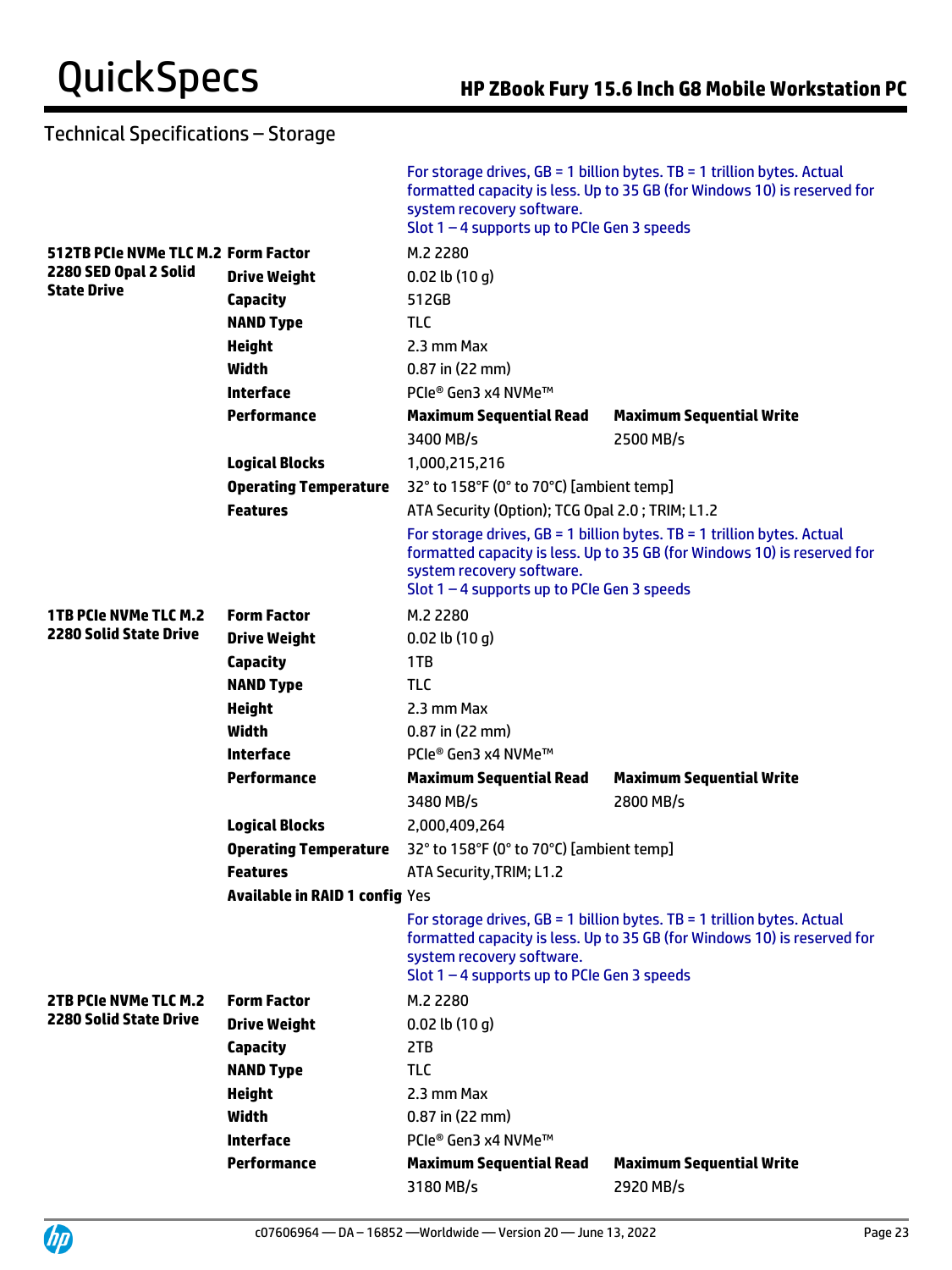## Technical Specifications – Storage

For storage drives, GB = 1 billion bytes. TB = 1 trillion bytes. Actual formatted capacity is less. Up to 35 GB (for Windows 10) is reserved for system recovery software.
Slot 1 – 4 supports up to PCIe Gen 3 speeds

| | | | |
|---|---|---|---|
| **512TB PCIe NVMe TLC M.2 2280 SED Opal 2 Solid State Drive** | **Form Factor** | M.2 2280 | |
| | **Drive Weight** | 0.02 lb (10 g) | |
| | **Capacity** | 512GB | |
| | **NAND Type** | TLC | |
| | **Height** | 2.3 mm Max | |
| | **Width** | 0.87 in (22 mm) | |
| | **Interface** | PCIe® Gen3 x4 NVMe™ | |
| | **Performance** | **Maximum Sequential Read** | **Maximum Sequential Write** |
| | | 3400 MB/s | 2500 MB/s |
| | **Logical Blocks** | 1,000,215,216 | |
| | **Operating Temperature** | 32° to 158°F (0° to 70°C) [ambient temp] | |
| | **Features** | ATA Security (Option); TCG Opal 2.0 ; TRIM; L1.2 | |
| | | For storage drives, GB = 1 billion bytes. TB = 1 trillion bytes. Actual formatted capacity is less. Up to 35 GB (for Windows 10) is reserved for system recovery software. Slot 1 – 4 supports up to PCIe Gen 3 speeds | |
| **1TB PCIe NVMe TLC M.2 2280 Solid State Drive** | **Form Factor** | M.2 2280 | |
| | **Drive Weight** | 0.02 lb (10 g) | |
| | **Capacity** | 1TB | |
| | **NAND Type** | TLC | |
| | **Height** | 2.3 mm Max | |
| | **Width** | 0.87 in (22 mm) | |
| | **Interface** | PCIe® Gen3 x4 NVMe™ | |
| | **Performance** | **Maximum Sequential Read** | **Maximum Sequential Write** |
| | | 3480 MB/s | 2800 MB/s |
| | **Logical Blocks** | 2,000,409,264 | |
| | **Operating Temperature** | 32° to 158°F (0° to 70°C) [ambient temp] | |
| | **Features** | ATA Security,TRIM; L1.2 | |
| | **Available in RAID 1 config** | Yes | |
| | | For storage drives, GB = 1 billion bytes. TB = 1 trillion bytes. Actual formatted capacity is less. Up to 35 GB (for Windows 10) is reserved for system recovery software. Slot 1 – 4 supports up to PCIe Gen 3 speeds | |
| **2TB PCIe NVMe TLC M.2 2280 Solid State Drive** | **Form Factor** | M.2 2280 | |
| | **Drive Weight** | 0.02 lb (10 g) | |
| | **Capacity** | 2TB | |
| | **NAND Type** | TLC | |
| | **Height** | 2.3 mm Max | |
| | **Width** | 0.87 in (22 mm) | |
| | **Interface** | PCIe® Gen3 x4 NVMe™ | |
| | **Performance** | **Maximum Sequential Read** | **Maximum Sequential Write** |
| | | 3180 MB/s | 2920 MB/s |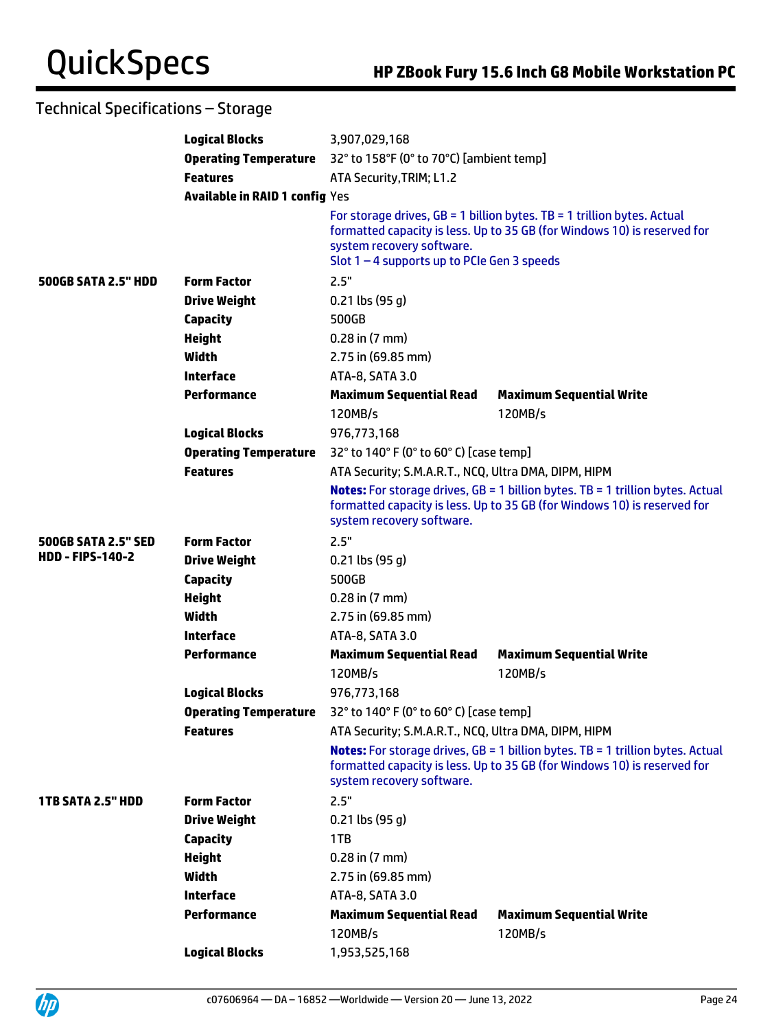## Technical Specifications – Storage

| | | | |
|---|---|---|---|
| | **Logical Blocks** | 3,907,029,168 | |
| | **Operating Temperature** | 32° to 158°F (0° to 70°C) [ambient temp] | |
| | **Features** | ATA Security,TRIM; L1.2 | |
| | **Available in RAID 1 config** | Yes | |
| | | For storage drives, GB = 1 billion bytes. TB = 1 trillion bytes. Actual formatted capacity is less. Up to 35 GB (for Windows 10) is reserved for system recovery software.<br>Slot 1 – 4 supports up to PCIe Gen 3 speeds | |
| **500GB SATA 2.5" HDD** | **Form Factor** | 2.5" | |
| | **Drive Weight** | 0.21 lbs (95 g) | |
| | **Capacity** | 500GB | |
| | **Height** | 0.28 in (7 mm) | |
| | **Width** | 2.75 in (69.85 mm) | |
| | **Interface** | ATA-8, SATA 3.0 | |
| | **Performance** | **Maximum Sequential Read** | **Maximum Sequential Write** |
| | | 120MB/s | 120MB/s |
| | **Logical Blocks** | 976,773,168 | |
| | **Operating Temperature** | 32° to 140° F (0° to 60° C) [case temp] | |
| | **Features** | ATA Security; S.M.A.R.T., NCQ, Ultra DMA, DIPM, HIPM | |
| | | **Notes:** For storage drives, GB = 1 billion bytes. TB = 1 trillion bytes. Actual formatted capacity is less. Up to 35 GB (for Windows 10) is reserved for system recovery software. | |
| **500GB SATA 2.5" SED HDD - FIPS-140-2** | **Form Factor** | 2.5" | |
| | **Drive Weight** | 0.21 lbs (95 g) | |
| | **Capacity** | 500GB | |
| | **Height** | 0.28 in (7 mm) | |
| | **Width** | 2.75 in (69.85 mm) | |
| | **Interface** | ATA-8, SATA 3.0 | |
| | **Performance** | **Maximum Sequential Read** | **Maximum Sequential Write** |
| | | 120MB/s | 120MB/s |
| | **Logical Blocks** | 976,773,168 | |
| | **Operating Temperature** | 32° to 140° F (0° to 60° C) [case temp] | |
| | **Features** | ATA Security; S.M.A.R.T., NCQ, Ultra DMA, DIPM, HIPM | |
| | | **Notes:** For storage drives, GB = 1 billion bytes. TB = 1 trillion bytes. Actual formatted capacity is less. Up to 35 GB (for Windows 10) is reserved for system recovery software. | |
| **1TB SATA 2.5" HDD** | **Form Factor** | 2.5" | |
| | **Drive Weight** | 0.21 lbs (95 g) | |
| | **Capacity** | 1TB | |
| | **Height** | 0.28 in (7 mm) | |
| | **Width** | 2.75 in (69.85 mm) | |
| | **Interface** | ATA-8, SATA 3.0 | |
| | **Performance** | **Maximum Sequential Read** | **Maximum Sequential Write** |
| | | 120MB/s | 120MB/s |
| | **Logical Blocks** | 1,953,525,168 | |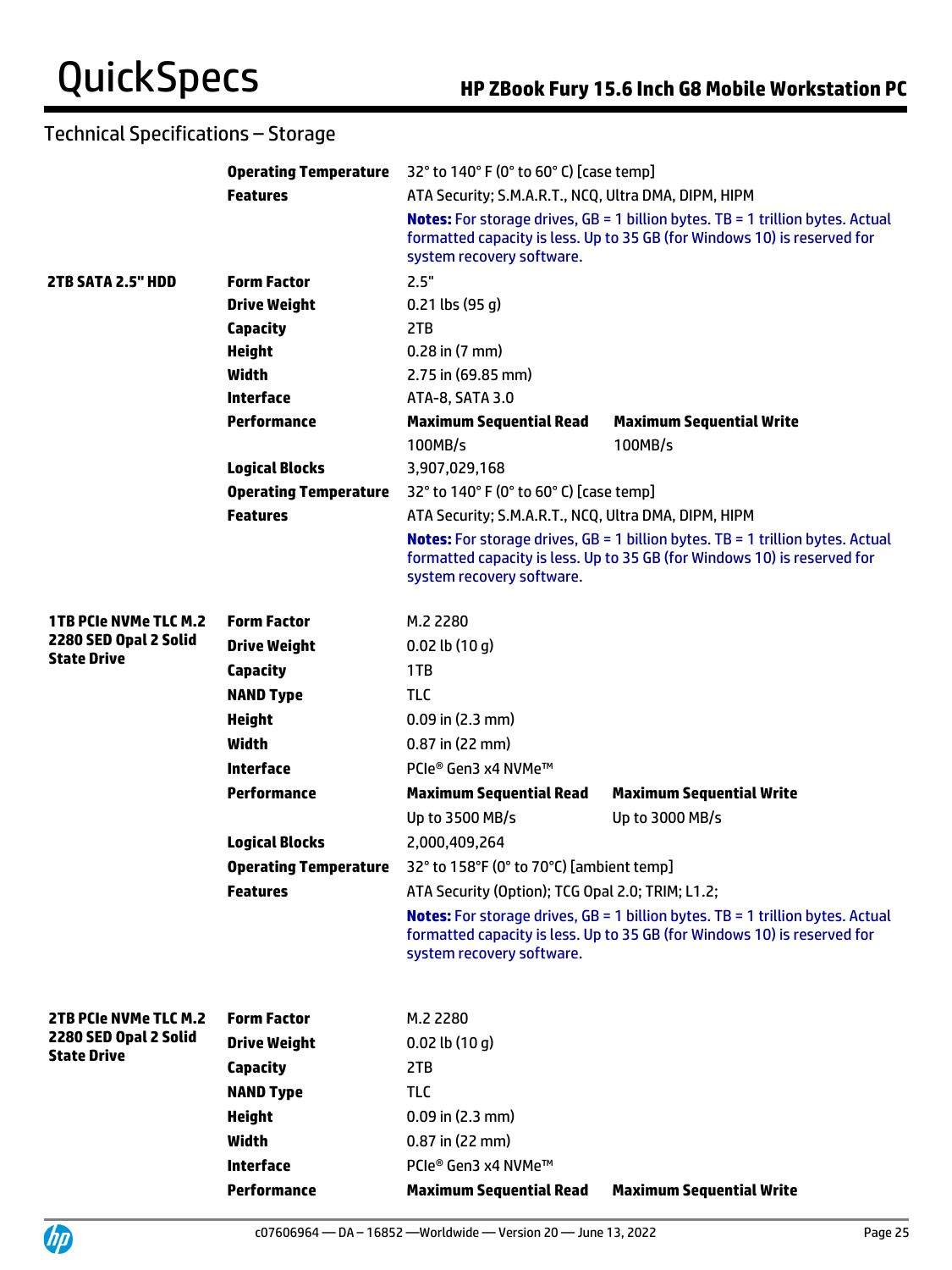## Technical Specifications – Storage

| | | | |
|---|---|---|---|
| | **Operating Temperature** | 32° to 140° F (0° to 60° C) [case temp] | |
| | **Features** | ATA Security; S.M.A.R.T., NCQ, Ultra DMA, DIPM, HIPM | |
| | | **Notes:** For storage drives, GB = 1 billion bytes. TB = 1 trillion bytes. Actual formatted capacity is less. Up to 35 GB (for Windows 10) is reserved for system recovery software. | |
| **2TB SATA 2.5" HDD** | **Form Factor** | 2.5" | |
| | **Drive Weight** | 0.21 lbs (95 g) | |
| | **Capacity** | 2TB | |
| | **Height** | 0.28 in (7 mm) | |
| | **Width** | 2.75 in (69.85 mm) | |
| | **Interface** | ATA-8, SATA 3.0 | |
| | **Performance** | **Maximum Sequential Read** | **Maximum Sequential Write** |
| | | 100MB/s | 100MB/s |
| | **Logical Blocks** | 3,907,029,168 | |
| | **Operating Temperature** | 32° to 140° F (0° to 60° C) [case temp] | |
| | **Features** | ATA Security; S.M.A.R.T., NCQ, Ultra DMA, DIPM, HIPM | |
| | | **Notes:** For storage drives, GB = 1 billion bytes. TB = 1 trillion bytes. Actual formatted capacity is less. Up to 35 GB (for Windows 10) is reserved for system recovery software. | |
| **1TB PCIe NVMe TLC M.2 2280 SED Opal 2 Solid State Drive** | **Form Factor** | M.2 2280 | |
| | **Drive Weight** | 0.02 lb (10 g) | |
| | **Capacity** | 1TB | |
| | **NAND Type** | TLC | |
| | **Height** | 0.09 in (2.3 mm) | |
| | **Width** | 0.87 in (22 mm) | |
| | **Interface** | PCIe® Gen3 x4 NVMe™ | |
| | **Performance** | **Maximum Sequential Read** | **Maximum Sequential Write** |
| | | Up to 3500 MB/s | Up to 3000 MB/s |
| | **Logical Blocks** | 2,000,409,264 | |
| | **Operating Temperature** | 32° to 158°F (0° to 70°C) [ambient temp] | |
| | **Features** | ATA Security (Option); TCG Opal 2.0; TRIM; L1.2; | |
| | | **Notes:** For storage drives, GB = 1 billion bytes. TB = 1 trillion bytes. Actual formatted capacity is less. Up to 35 GB (for Windows 10) is reserved for system recovery software. | |
| **2TB PCIe NVMe TLC M.2 2280 SED Opal 2 Solid State Drive** | **Form Factor** | M.2 2280 | |
| | **Drive Weight** | 0.02 lb (10 g) | |
| | **Capacity** | 2TB | |
| | **NAND Type** | TLC | |
| | **Height** | 0.09 in (2.3 mm) | |
| | **Width** | 0.87 in (22 mm) | |
| | **Interface** | PCIe® Gen3 x4 NVMe™ | |
| | **Performance** | **Maximum Sequential Read** | **Maximum Sequential Write** |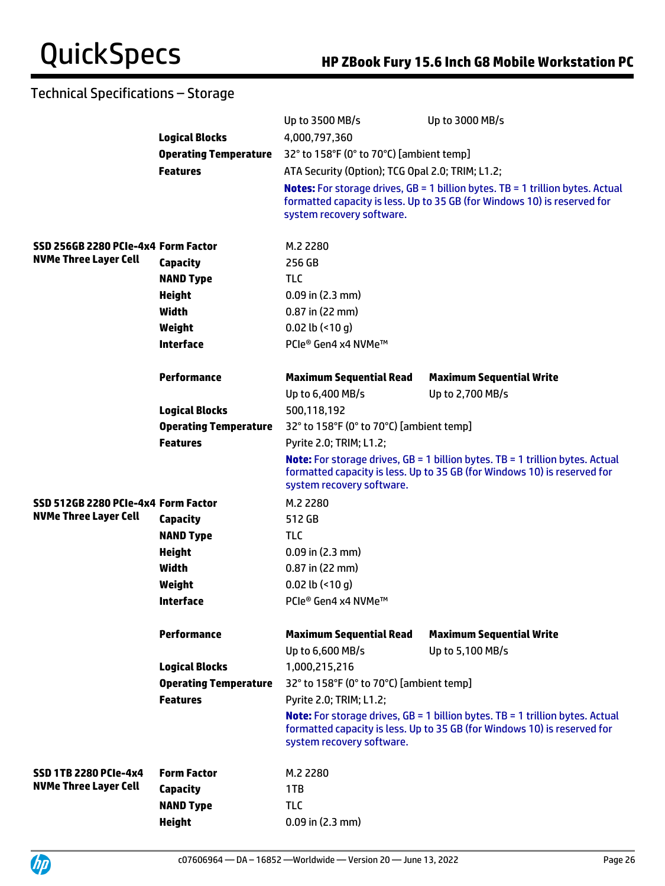## Technical Specifications – Storage

| | | | |
|---|---|---|---|
| | | Up to 3500 MB/s | Up to 3000 MB/s |
| | **Logical Blocks** | 4,000,797,360 | |
| | **Operating Temperature** | 32° to 158°F (0° to 70°C) [ambient temp] | |
| | **Features** | ATA Security (Option); TCG Opal 2.0; TRIM; L1.2; | |
| | | **Notes:** For storage drives, GB = 1 billion bytes. TB = 1 trillion bytes. Actual formatted capacity is less. Up to 35 GB (for Windows 10) is reserved for system recovery software. | |
| **SSD 256GB 2280 PCIe-4x4 NVMe Three Layer Cell** | **Form Factor** | M.2 2280 | |
| | **Capacity** | 256 GB | |
| | **NAND Type** | TLC | |
| | **Height** | 0.09 in (2.3 mm) | |
| | **Width** | 0.87 in (22 mm) | |
| | **Weight** | 0.02 lb (<10 g) | |
| | **Interface** | PCIe® Gen4 x4 NVMe™ | |
| | **Performance** | **Maximum Sequential Read** | **Maximum Sequential Write** |
| | | Up to 6,400 MB/s | Up to 2,700 MB/s |
| | **Logical Blocks** | 500,118,192 | |
| | **Operating Temperature** | 32° to 158°F (0° to 70°C) [ambient temp] | |
| | **Features** | Pyrite 2.0; TRIM; L1.2; | |
| | | **Note:** For storage drives, GB = 1 billion bytes. TB = 1 trillion bytes. Actual formatted capacity is less. Up to 35 GB (for Windows 10) is reserved for system recovery software. | |
| **SSD 512GB 2280 PCIe-4x4 NVMe Three Layer Cell** | **Form Factor** | M.2 2280 | |
| | **Capacity** | 512 GB | |
| | **NAND Type** | TLC | |
| | **Height** | 0.09 in (2.3 mm) | |
| | **Width** | 0.87 in (22 mm) | |
| | **Weight** | 0.02 lb (<10 g) | |
| | **Interface** | PCIe® Gen4 x4 NVMe™ | |
| | **Performance** | **Maximum Sequential Read** | **Maximum Sequential Write** |
| | | Up to 6,600 MB/s | Up to 5,100 MB/s |
| | **Logical Blocks** | 1,000,215,216 | |
| | **Operating Temperature** | 32° to 158°F (0° to 70°C) [ambient temp] | |
| | **Features** | Pyrite 2.0; TRIM; L1.2; | |
| | | **Note:** For storage drives, GB = 1 billion bytes. TB = 1 trillion bytes. Actual formatted capacity is less. Up to 35 GB (for Windows 10) is reserved for system recovery software. | |
| **SSD 1TB 2280 PCIe-4x4 NVMe Three Layer Cell** | **Form Factor** | M.2 2280 | |
| | **Capacity** | 1TB | |
| | **NAND Type** | TLC | |
| | **Height** | 0.09 in (2.3 mm) | |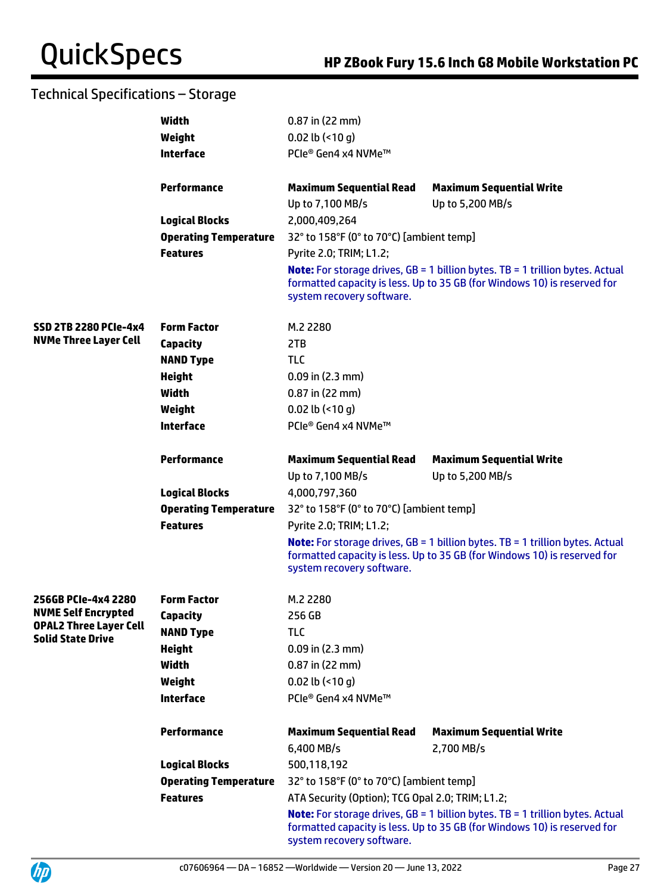## Technical Specifications – Storage

| | | | |
|---|---|---|---|
| | **Width** | 0.87 in (22 mm) | |
| | **Weight** | 0.02 lb (<10 g) | |
| | **Interface** | PCIe® Gen4 x4 NVMe™ | |
| | **Performance** | **Maximum Sequential Read** | **Maximum Sequential Write** |
| | | Up to 7,100 MB/s | Up to 5,200 MB/s |
| | **Logical Blocks** | 2,000,409,264 | |
| | **Operating Temperature** | 32° to 158°F (0° to 70°C) [ambient temp] | |
| | **Features** | Pyrite 2.0; TRIM; L1.2; | |
| | | **Note:** For storage drives, GB = 1 billion bytes. TB = 1 trillion bytes. Actual formatted capacity is less. Up to 35 GB (for Windows 10) is reserved for system recovery software. | |
| **SSD 2TB 2280 PCIe-4x4 NVMe Three Layer Cell** | **Form Factor** | M.2 2280 | |
| | **Capacity** | 2TB | |
| | **NAND Type** | TLC | |
| | **Height** | 0.09 in (2.3 mm) | |
| | **Width** | 0.87 in (22 mm) | |
| | **Weight** | 0.02 lb (<10 g) | |
| | **Interface** | PCIe® Gen4 x4 NVMe™ | |
| | **Performance** | **Maximum Sequential Read** | **Maximum Sequential Write** |
| | | Up to 7,100 MB/s | Up to 5,200 MB/s |
| | **Logical Blocks** | 4,000,797,360 | |
| | **Operating Temperature** | 32° to 158°F (0° to 70°C) [ambient temp] | |
| | **Features** | Pyrite 2.0; TRIM; L1.2; | |
| | | **Note:** For storage drives, GB = 1 billion bytes. TB = 1 trillion bytes. Actual formatted capacity is less. Up to 35 GB (for Windows 10) is reserved for system recovery software. | |
| **256GB PCIe-4x4 2280 NVME Self Encrypted OPAL2 Three Layer Cell Solid State Drive** | **Form Factor** | M.2 2280 | |
| | **Capacity** | 256 GB | |
| | **NAND Type** | TLC | |
| | **Height** | 0.09 in (2.3 mm) | |
| | **Width** | 0.87 in (22 mm) | |
| | **Weight** | 0.02 lb (<10 g) | |
| | **Interface** | PCIe® Gen4 x4 NVMe™ | |
| | **Performance** | **Maximum Sequential Read** | **Maximum Sequential Write** |
| | | 6,400 MB/s | 2,700 MB/s |
| | **Logical Blocks** | 500,118,192 | |
| | **Operating Temperature** | 32° to 158°F (0° to 70°C) [ambient temp] | |
| | **Features** | ATA Security (Option); TCG Opal 2.0; TRIM; L1.2; | |
| | | **Note:** For storage drives, GB = 1 billion bytes. TB = 1 trillion bytes. Actual formatted capacity is less. Up to 35 GB (for Windows 10) is reserved for system recovery software. | |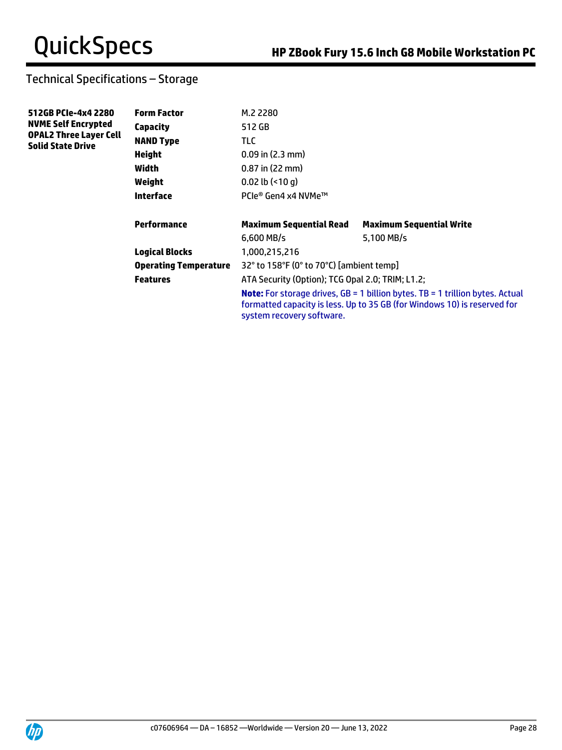## Technical Specifications – Storage

| | | | |
|---|---|---|---|
| **512GB PCIe-4x4 2280 NVME Self Encrypted OPAL2 Three Layer Cell Solid State Drive** | **Form Factor** | M.2 2280 | |
| | **Capacity** | 512 GB | |
| | **NAND Type** | TLC | |
| | **Height** | 0.09 in (2.3 mm) | |
| | **Width** | 0.87 in (22 mm) | |
| | **Weight** | 0.02 lb (<10 g) | |
| | **Interface** | PCIe® Gen4 x4 NVMe™ | |
| | **Performance** | **Maximum Sequential Read** | **Maximum Sequential Write** |
| | | 6,600 MB/s | 5,100 MB/s |
| | **Logical Blocks** | 1,000,215,216 | |
| | **Operating Temperature** | 32° to 158°F (0° to 70°C) [ambient temp] | |
| | **Features** | ATA Security (Option); TCG Opal 2.0; TRIM; L1.2; | |

**Note:** For storage drives, GB = 1 billion bytes. TB = 1 trillion bytes. Actual formatted capacity is less. Up to 35 GB (for Windows 10) is reserved for system recovery software.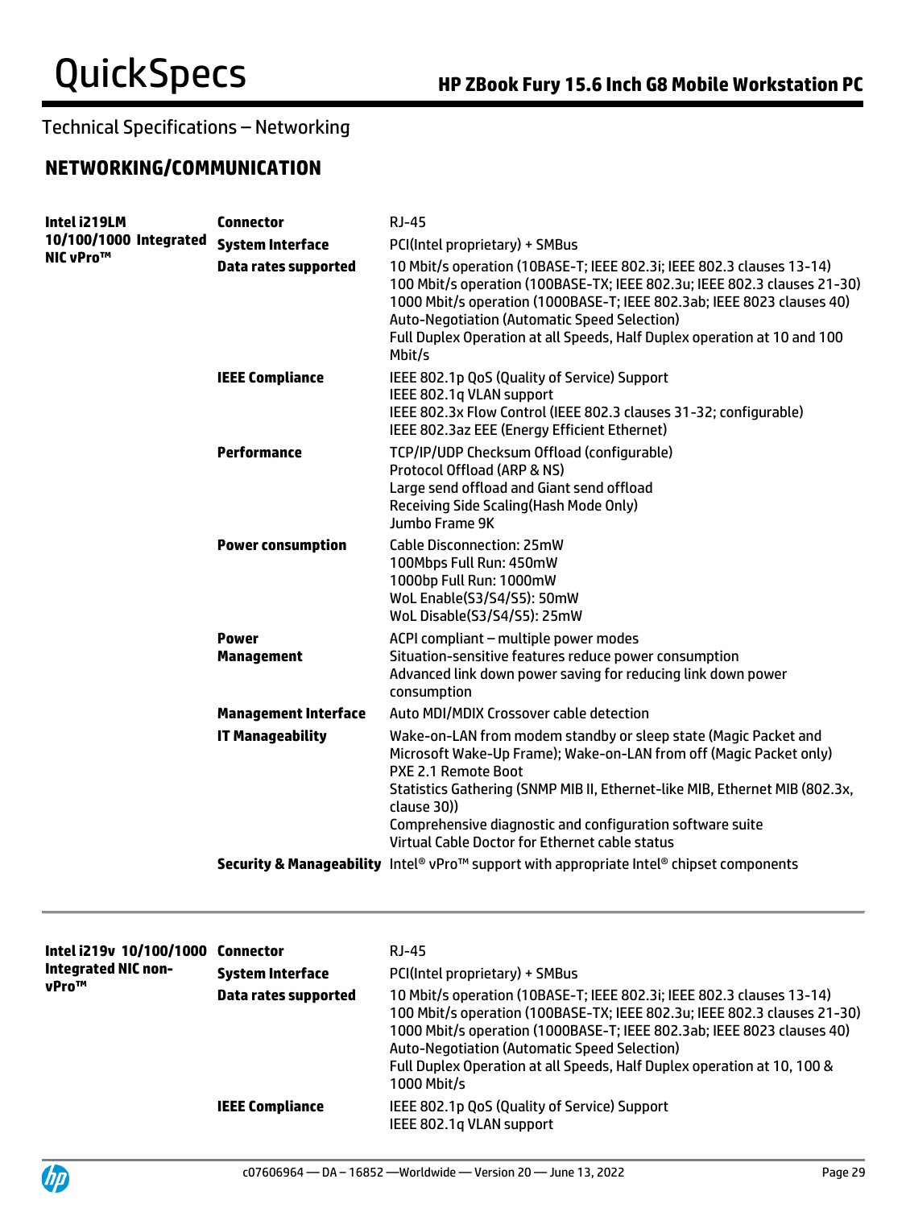## Technical Specifications – Networking

### NETWORKING/COMMUNICATION

| | | |
|---|---|---|
| **Intel i219LM 10/100/1000 Integrated NIC vPro™** | **Connector** | RJ-45 |
| | **System Interface** | PCI(Intel proprietary) + SMBus |
| | **Data rates supported** | 10 Mbit/s operation (10BASE-T; IEEE 802.3i; IEEE 802.3 clauses 13-14)<br>100 Mbit/s operation (100BASE-TX; IEEE 802.3u; IEEE 802.3 clauses 21-30)<br>1000 Mbit/s operation (1000BASE-T; IEEE 802.3ab; IEEE 8023 clauses 40)<br>Auto-Negotiation (Automatic Speed Selection)<br>Full Duplex Operation at all Speeds, Half Duplex operation at 10 and 100 Mbit/s |
| | **IEEE Compliance** | IEEE 802.1p QoS (Quality of Service) Support<br>IEEE 802.1q VLAN support<br>IEEE 802.3x Flow Control (IEEE 802.3 clauses 31-32; configurable)<br>IEEE 802.3az EEE (Energy Efficient Ethernet) |
| | **Performance** | TCP/IP/UDP Checksum Offload (configurable)<br>Protocol Offload (ARP & NS)<br>Large send offload and Giant send offload<br>Receiving Side Scaling(Hash Mode Only)<br>Jumbo Frame 9K |
| | **Power consumption** | Cable Disconnection: 25mW<br>100Mbps Full Run: 450mW<br>1000bp Full Run: 1000mW<br>WoL Enable(S3/S4/S5): 50mW<br>WoL Disable(S3/S4/S5): 25mW |
| | **Power Management** | ACPI compliant – multiple power modes<br>Situation-sensitive features reduce power consumption<br>Advanced link down power saving for reducing link down power consumption |
| | **Management Interface** | Auto MDI/MDIX Crossover cable detection |
| | **IT Manageability** | Wake-on-LAN from modem standby or sleep state (Magic Packet and Microsoft Wake-Up Frame); Wake-on-LAN from off (Magic Packet only)<br>PXE 2.1 Remote Boot<br>Statistics Gathering (SNMP MIB II, Ethernet-like MIB, Ethernet MIB (802.3x, clause 30))<br>Comprehensive diagnostic and configuration software suite<br>Virtual Cable Doctor for Ethernet cable status |
| | **Security & Manageability** | Intel® vPro™ support with appropriate Intel® chipset components |

| | | |
|---|---|---|
| **Intel i219v 10/100/1000 Integrated NIC non-vPro™** | **Connector** | RJ-45 |
| | **System Interface** | PCI(Intel proprietary) + SMBus |
| | **Data rates supported** | 10 Mbit/s operation (10BASE-T; IEEE 802.3i; IEEE 802.3 clauses 13-14)<br>100 Mbit/s operation (100BASE-TX; IEEE 802.3u; IEEE 802.3 clauses 21-30)<br>1000 Mbit/s operation (1000BASE-T; IEEE 802.3ab; IEEE 8023 clauses 40)<br>Auto-Negotiation (Automatic Speed Selection)<br>Full Duplex Operation at all Speeds, Half Duplex operation at 10, 100 & 1000 Mbit/s |
| | **IEEE Compliance** | IEEE 802.1p QoS (Quality of Service) Support<br>IEEE 802.1q VLAN support |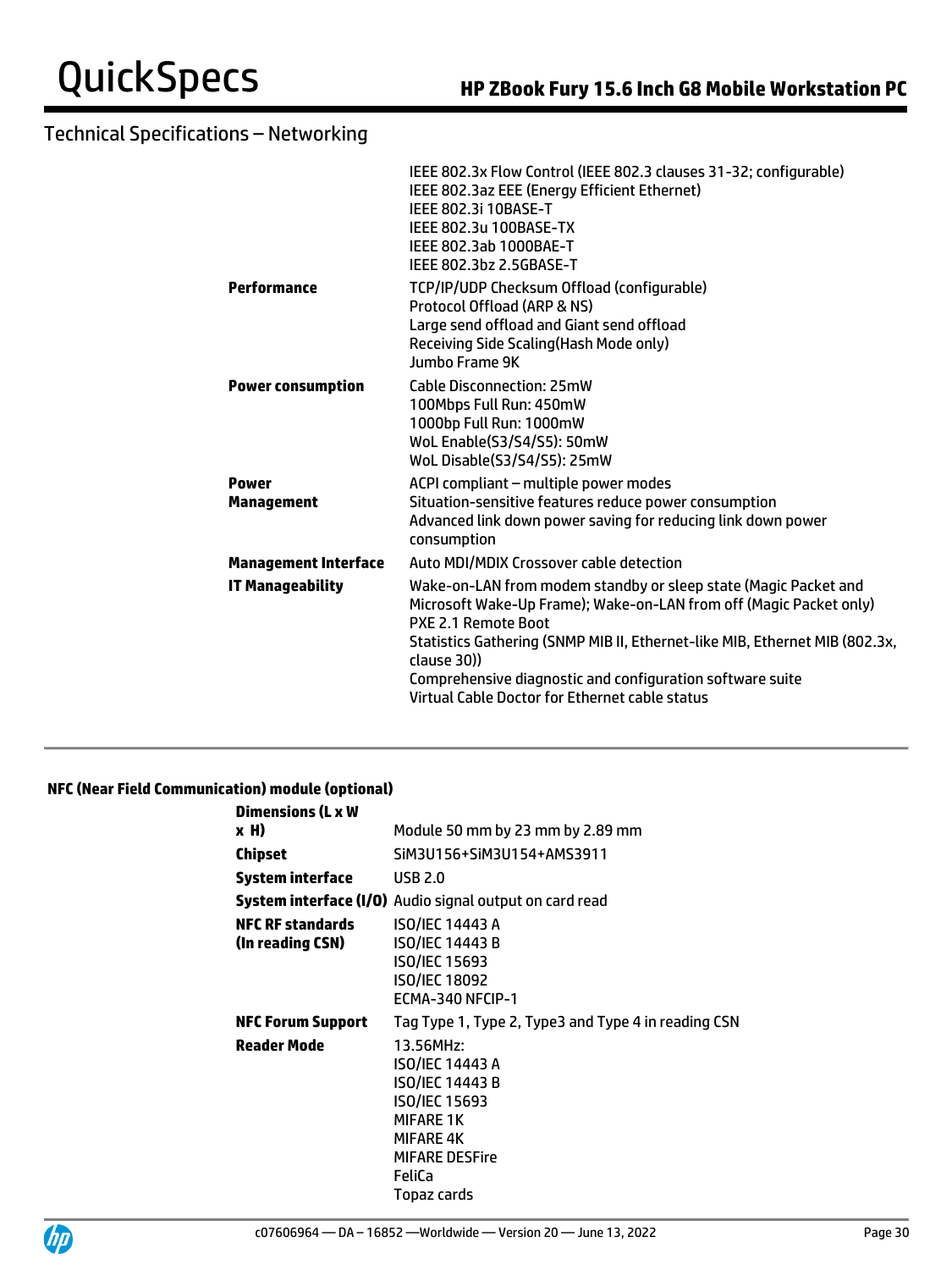## Technical Specifications – Networking

| | |
|---|---|
| | IEEE 802.3x Flow Control (IEEE 802.3 clauses 31-32; configurable)<br>IEEE 802.3az EEE (Energy Efficient Ethernet)<br>IEEE 802.3i 10BASE-T<br>IEEE 802.3u 100BASE-TX<br>IEEE 802.3ab 1000BAE-T<br>IEEE 802.3bz 2.5GBASE-T |
| **Performance** | TCP/IP/UDP Checksum Offload (configurable)<br>Protocol Offload (ARP & NS)<br>Large send offload and Giant send offload<br>Receiving Side Scaling(Hash Mode only)<br>Jumbo Frame 9K |
| **Power consumption** | Cable Disconnection: 25mW<br>100Mbps Full Run: 450mW<br>1000bp Full Run: 1000mW<br>WoL Enable(S3/S4/S5): 50mW<br>WoL Disable(S3/S4/S5): 25mW |
| **Power Management** | ACPI compliant – multiple power modes<br>Situation-sensitive features reduce power consumption<br>Advanced link down power saving for reducing link down power consumption |
| **Management Interface** | Auto MDI/MDIX Crossover cable detection |
| **IT Manageability** | Wake-on-LAN from modem standby or sleep state (Magic Packet and Microsoft Wake-Up Frame); Wake-on-LAN from off (Magic Packet only)<br>PXE 2.1 Remote Boot<br>Statistics Gathering (SNMP MIB II, Ethernet-like MIB, Ethernet MIB (802.3x, clause 30))<br>Comprehensive diagnostic and configuration software suite<br>Virtual Cable Doctor for Ethernet cable status |

### NFC (Near Field Communication) module (optional)

| | |
|---|---|
| **Dimensions (L x W x H)** | Module 50 mm by 23 mm by 2.89 mm |
| **Chipset** | SiM3U156+SiM3U154+AMS3911 |
| **System interface** | USB 2.0 |
| **System interface (I/O)** | Audio signal output on card read |
| **NFC RF standards (In reading CSN)** | ISO/IEC 14443 A<br>ISO/IEC 14443 B<br>ISO/IEC 15693<br>ISO/IEC 18092<br>ECMA-340 NFCIP-1 |
| **NFC Forum Support** | Tag Type 1, Type 2, Type3 and Type 4 in reading CSN |
| **Reader Mode** | 13.56MHz:<br>ISO/IEC 14443 A<br>ISO/IEC 14443 B<br>ISO/IEC 15693<br>MIFARE 1K<br>MIFARE 4K<br>MIFARE DESFire<br>FeliCa<br>Topaz cards |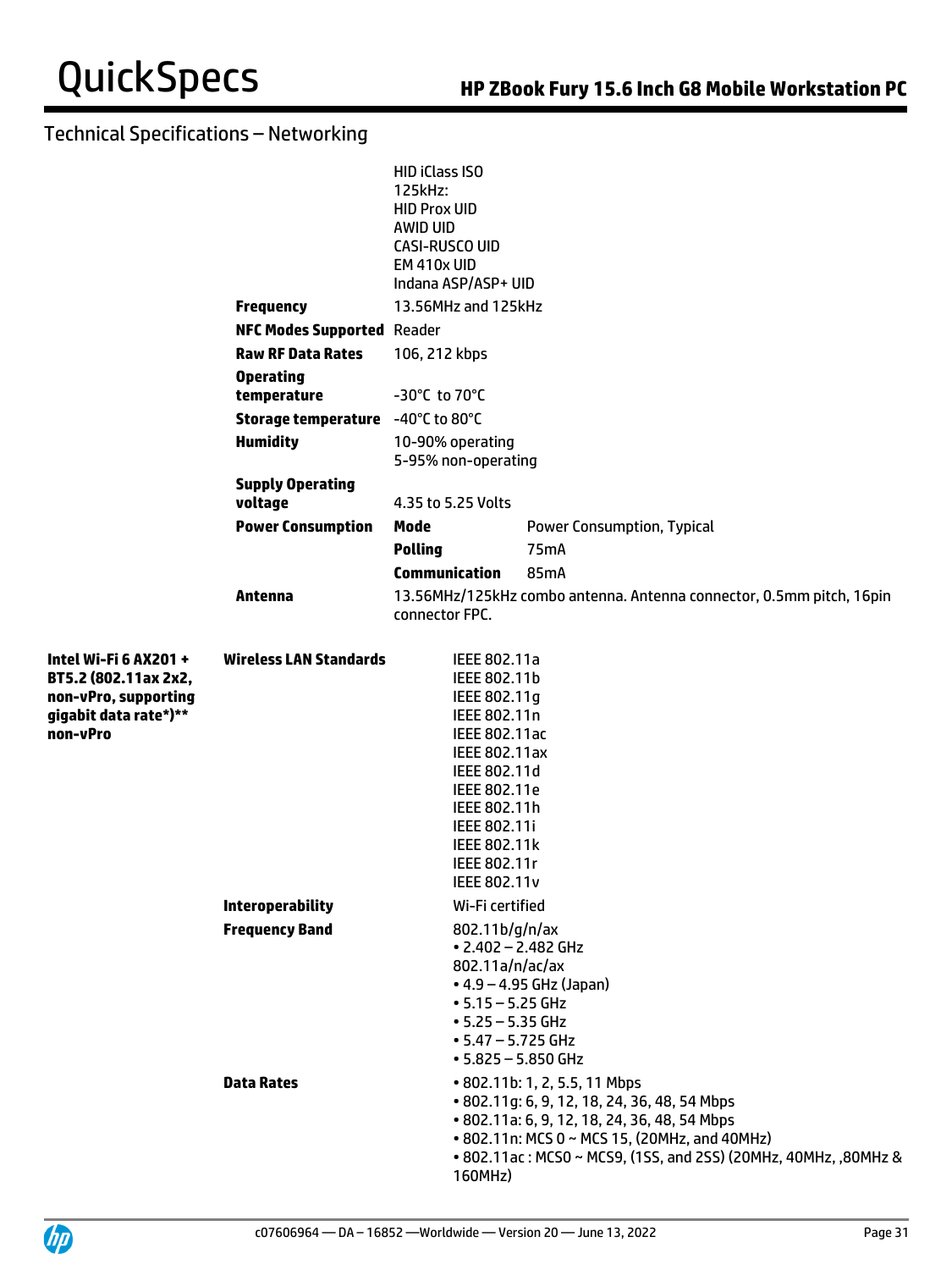## Technical Specifications – Networking

| | | | |
|---|---|---|---|
| | | HID iClass ISO<br>125kHz:<br>HID Prox UID<br>AWID UID<br>CASI-RUSCO UID<br>EM 410x UID<br>Indana ASP/ASP+ UID | |
| | **Frequency** | 13.56MHz and 125kHz | |
| | **NFC Modes Supported** | Reader | |
| | **Raw RF Data Rates** | 106, 212 kbps | |
| | **Operating temperature** | -30°C to 70°C | |
| | **Storage temperature** | -40°C to 80°C | |
| | **Humidity** | 10-90% operating<br>5-95% non-operating | |
| | **Supply Operating voltage** | 4.35 to 5.25 Volts | |
| | **Power Consumption** | **Mode** | Power Consumption, Typical |
| | | **Polling** | 75mA |
| | | **Communication** | 85mA |
| | **Antenna** | 13.56MHz/125kHz combo antenna. Antenna connector, 0.5mm pitch, 16pin connector FPC. | |
| **Intel Wi-Fi 6 AX201 + BT5.2 (802.11ax 2x2, non-vPro, supporting gigabit data rate*)** non-vPro** | **Wireless LAN Standards** | IEEE 802.11a<br>IEEE 802.11b<br>IEEE 802.11g<br>IEEE 802.11n<br>IEEE 802.11ac<br>IEEE 802.11ax<br>IEEE 802.11d<br>IEEE 802.11e<br>IEEE 802.11h<br>IEEE 802.11i<br>IEEE 802.11k<br>IEEE 802.11r<br>IEEE 802.11v | |
| | **Interoperability** | Wi-Fi certified | |
| | **Frequency Band** | 802.11b/g/n/ax<br>• 2.402 – 2.482 GHz<br>802.11a/n/ac/ax<br>• 4.9 – 4.95 GHz (Japan)<br>• 5.15 – 5.25 GHz<br>• 5.25 – 5.35 GHz<br>• 5.47 – 5.725 GHz<br>• 5.825 – 5.850 GHz | |
| | **Data Rates** | • 802.11b: 1, 2, 5.5, 11 Mbps<br>• 802.11g: 6, 9, 12, 18, 24, 36, 48, 54 Mbps<br>• 802.11a: 6, 9, 12, 18, 24, 36, 48, 54 Mbps<br>• 802.11n: MCS 0 ~ MCS 15, (20MHz, and 40MHz)<br>• 802.11ac : MCS0 ~ MCS9, (1SS, and 2SS) (20MHz, 40MHz, ,80MHz & 160MHz) | |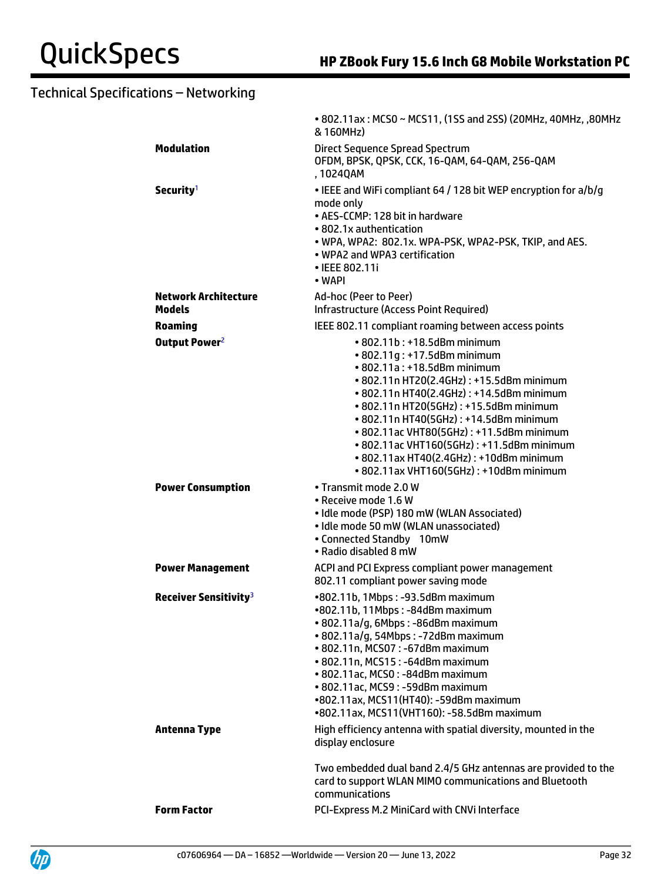## Technical Specifications – Networking

| | |
|---|---|
| | • 802.11ax : MCS0 ~ MCS11, (1SS and 2SS) (20MHz, 40MHz, ,80MHz & 160MHz) |
| **Modulation** | Direct Sequence Spread Spectrum<br>OFDM, BPSK, QPSK, CCK, 16-QAM, 64-QAM, 256-QAM , 1024QAM |
| **Security**[1] | • IEEE and WiFi compliant 64 / 128 bit WEP encryption for a/b/g mode only<br>• AES-CCMP: 128 bit in hardware<br>• 802.1x authentication<br>• WPA, WPA2: 802.1x. WPA-PSK, WPA2-PSK, TKIP, and AES.<br>• WPA2 and WPA3 certification<br>• IEEE 802.11i<br>• WAPI |
| **Network Architecture Models** | Ad-hoc (Peer to Peer)<br>Infrastructure (Access Point Required) |
| **Roaming** | IEEE 802.11 compliant roaming between access points |
| **Output Power**[2] | • 802.11b : +18.5dBm minimum<br>• 802.11g : +17.5dBm minimum<br>• 802.11a : +18.5dBm minimum<br>• 802.11n HT20(2.4GHz) : +15.5dBm minimum<br>• 802.11n HT40(2.4GHz) : +14.5dBm minimum<br>• 802.11n HT20(5GHz) : +15.5dBm minimum<br>• 802.11n HT40(5GHz) : +14.5dBm minimum<br>• 802.11ac VHT80(5GHz) : +11.5dBm minimum<br>• 802.11ac VHT160(5GHz) : +11.5dBm minimum<br>• 802.11ax HT40(2.4GHz) : +10dBm minimum<br>• 802.11ax VHT160(5GHz) : +10dBm minimum |
| **Power Consumption** | • Transmit mode 2.0 W<br>• Receive mode 1.6 W<br>• Idle mode (PSP) 180 mW (WLAN Associated)<br>• Idle mode 50 mW (WLAN unassociated)<br>• Connected Standby 10mW<br>• Radio disabled 8 mW |
| **Power Management** | ACPI and PCI Express compliant power management<br>802.11 compliant power saving mode |
| **Receiver Sensitivity**[3] | •802.11b, 1Mbps : -93.5dBm maximum<br>•802.11b, 11Mbps : -84dBm maximum<br>• 802.11a/g, 6Mbps : -86dBm maximum<br>• 802.11a/g, 54Mbps : -72dBm maximum<br>• 802.11n, MCS07 : -67dBm maximum<br>• 802.11n, MCS15 : -64dBm maximum<br>• 802.11ac, MCS0 : -84dBm maximum<br>• 802.11ac, MCS9 : -59dBm maximum<br>•802.11ax, MCS11(HT40): -59dBm maximum<br>•802.11ax, MCS11(VHT160): -58.5dBm maximum |
| **Antenna Type** | High efficiency antenna with spatial diversity, mounted in the display enclosure<br><br>Two embedded dual band 2.4/5 GHz antennas are provided to the card to support WLAN MIMO communications and Bluetooth communications |
| **Form Factor** | PCI-Express M.2 MiniCard with CNVi Interface |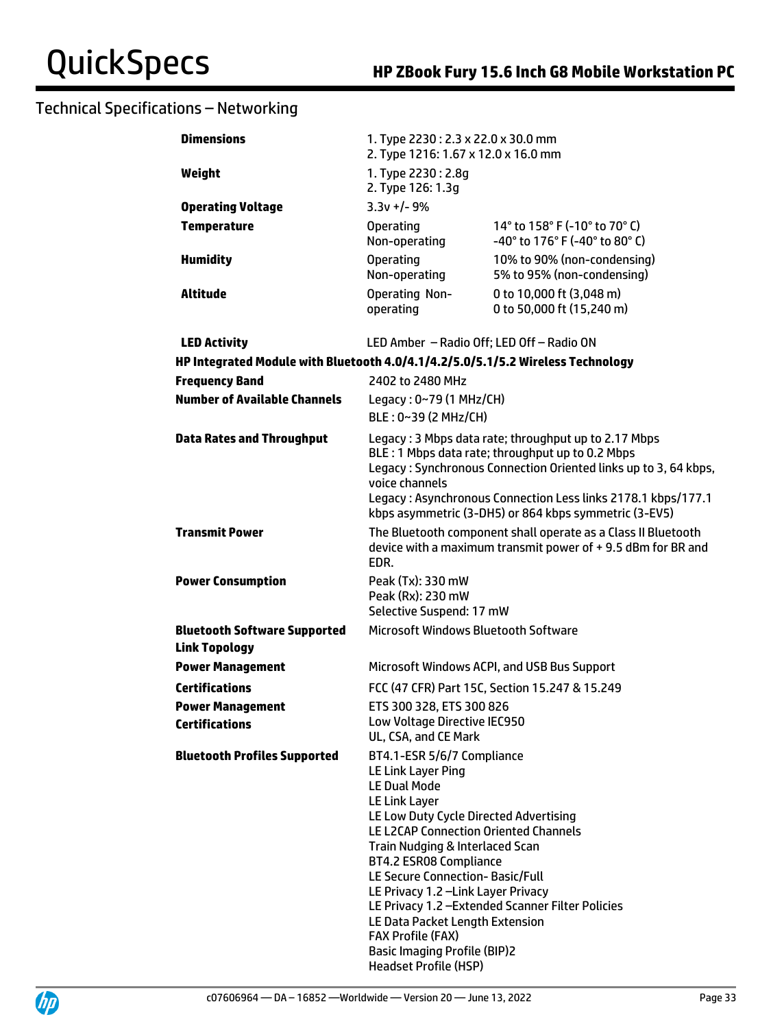## Technical Specifications – Networking

| | | |
|---|---|---|
| **Dimensions** | 1. Type 2230 : 2.3 x 22.0 x 30.0 mm<br>2. Type 1216: 1.67 x 12.0 x 16.0 mm | |
| **Weight** | 1. Type 2230 : 2.8g<br>2. Type 126: 1.3g | |
| **Operating Voltage** | 3.3v +/- 9% | |
| **Temperature** | Operating<br>Non-operating | 14° to 158° F (-10° to 70° C)<br>-40° to 176° F (-40° to 80° C) |
| **Humidity** | Operating<br>Non-operating | 10% to 90% (non-condensing)<br>5% to 95% (non-condensing) |
| **Altitude** | Operating Non-operating | 0 to 10,000 ft (3,048 m)<br>0 to 50,000 ft (15,240 m) |
| **LED Activity** | LED Amber – Radio Off; LED Off – Radio ON | |

**HP Integrated Module with Bluetooth 4.0/4.1/4.2/5.0/5.1/5.2 Wireless Technology**

| | |
|---|---|
| **Frequency Band** | 2402 to 2480 MHz |
| **Number of Available Channels** | Legacy : 0~79 (1 MHz/CH)<br>BLE : 0~39 (2 MHz/CH) |
| **Data Rates and Throughput** | Legacy : 3 Mbps data rate; throughput up to 2.17 Mbps<br>BLE : 1 Mbps data rate; throughput up to 0.2 Mbps<br>Legacy : Synchronous Connection Oriented links up to 3, 64 kbps, voice channels<br>Legacy : Asynchronous Connection Less links 2178.1 kbps/177.1 kbps asymmetric (3-DH5) or 864 kbps symmetric (3-EV5) |
| **Transmit Power** | The Bluetooth component shall operate as a Class II Bluetooth device with a maximum transmit power of + 9.5 dBm for BR and EDR. |
| **Power Consumption** | Peak (Tx): 330 mW<br>Peak (Rx): 230 mW<br>Selective Suspend: 17 mW |
| **Bluetooth Software Supported** | Microsoft Windows Bluetooth Software |
| **Link Topology** | |
| **Power Management** | Microsoft Windows ACPI, and USB Bus Support |
| **Certifications** | FCC (47 CFR) Part 15C, Section 15.247 & 15.249 |
| **Power Management**<br>**Certifications** | ETS 300 328, ETS 300 826<br>Low Voltage Directive IEC950<br>UL, CSA, and CE Mark |
| **Bluetooth Profiles Supported** | BT4.1-ESR 5/6/7 Compliance<br>LE Link Layer Ping<br>LE Dual Mode<br>LE Link Layer<br>LE Low Duty Cycle Directed Advertising<br>LE L2CAP Connection Oriented Channels<br>Train Nudging & Interlaced Scan<br>BT4.2 ESR08 Compliance<br>LE Secure Connection- Basic/Full<br>LE Privacy 1.2 –Link Layer Privacy<br>LE Privacy 1.2 –Extended Scanner Filter Policies<br>LE Data Packet Length Extension<br>FAX Profile (FAX)<br>Basic Imaging Profile (BIP)2<br>Headset Profile (HSP) |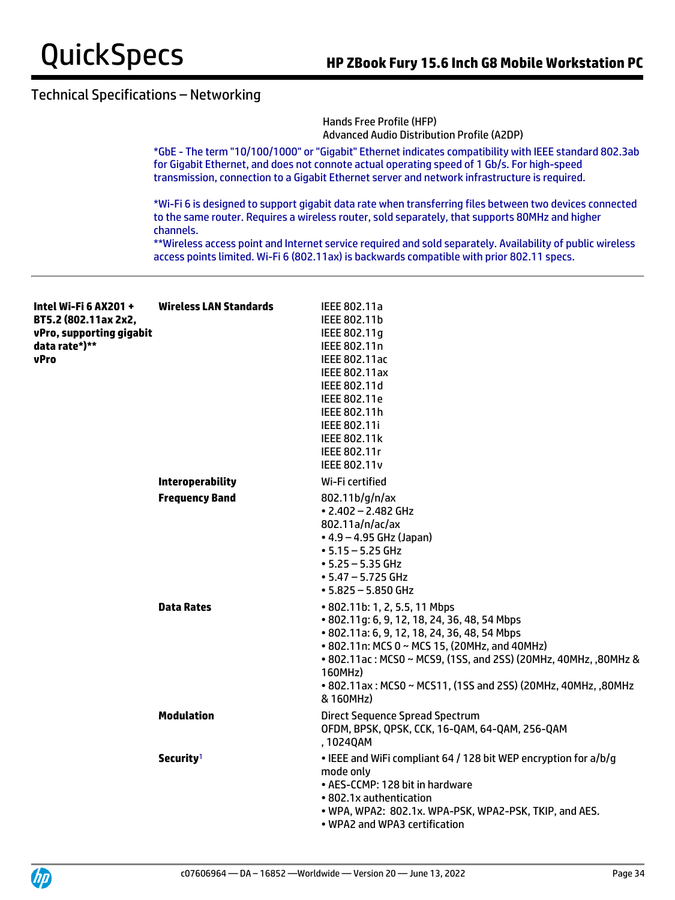## Technical Specifications – Networking

Hands Free Profile (HFP)
Advanced Audio Distribution Profile (A2DP)

*GbE - The term "10/100/1000" or "Gigabit" Ethernet indicates compatibility with IEEE standard 802.3ab for Gigabit Ethernet, and does not connote actual operating speed of 1 Gb/s. For high-speed transmission, connection to a Gigabit Ethernet server and network infrastructure is required.

*Wi-Fi 6 is designed to support gigabit data rate when transferring files between two devices connected to the same router. Requires a wireless router, sold separately, that supports 80MHz and higher channels.
**Wireless access point and Internet service required and sold separately. Availability of public wireless access points limited. Wi-Fi 6 (802.11ax) is backwards compatible with prior 802.11 specs.

---

| | | |
|---|---|---|
| **Intel Wi-Fi 6 AX201 + BT5.2 (802.11ax 2x2, vPro, supporting gigabit data rate*)** vPro** | **Wireless LAN Standards** | IEEE 802.11a<br>IEEE 802.11b<br>IEEE 802.11g<br>IEEE 802.11n<br>IEEE 802.11ac<br>IEEE 802.11ax<br>IEEE 802.11d<br>IEEE 802.11e<br>IEEE 802.11h<br>IEEE 802.11i<br>IEEE 802.11k<br>IEEE 802.11r<br>IEEE 802.11v |
| | **Interoperability** | Wi-Fi certified |
| | **Frequency Band** | 802.11b/g/n/ax<br>• 2.402 – 2.482 GHz<br>802.11a/n/ac/ax<br>• 4.9 – 4.95 GHz (Japan)<br>• 5.15 – 5.25 GHz<br>• 5.25 – 5.35 GHz<br>• 5.47 – 5.725 GHz<br>• 5.825 – 5.850 GHz |
| | **Data Rates** | • 802.11b: 1, 2, 5.5, 11 Mbps<br>• 802.11g: 6, 9, 12, 18, 24, 36, 48, 54 Mbps<br>• 802.11a: 6, 9, 12, 18, 24, 36, 48, 54 Mbps<br>• 802.11n: MCS 0 ~ MCS 15, (20MHz, and 40MHz)<br>• 802.11ac : MCS0 ~ MCS9, (1SS, and 2SS) (20MHz, 40MHz, ,80MHz & 160MHz)<br>• 802.11ax : MCS0 ~ MCS11, (1SS and 2SS) (20MHz, 40MHz, ,80MHz & 160MHz) |
| | **Modulation** | Direct Sequence Spread Spectrum<br>OFDM, BPSK, QPSK, CCK, 16-QAM, 64-QAM, 256-QAM , 1024QAM |
| | **Security**[1] | • IEEE and WiFi compliant 64 / 128 bit WEP encryption for a/b/g mode only<br>• AES-CCMP: 128 bit in hardware<br>• 802.1x authentication<br>• WPA, WPA2: 802.1x. WPA-PSK, WPA2-PSK, TKIP, and AES.<br>• WPA2 and WPA3 certification |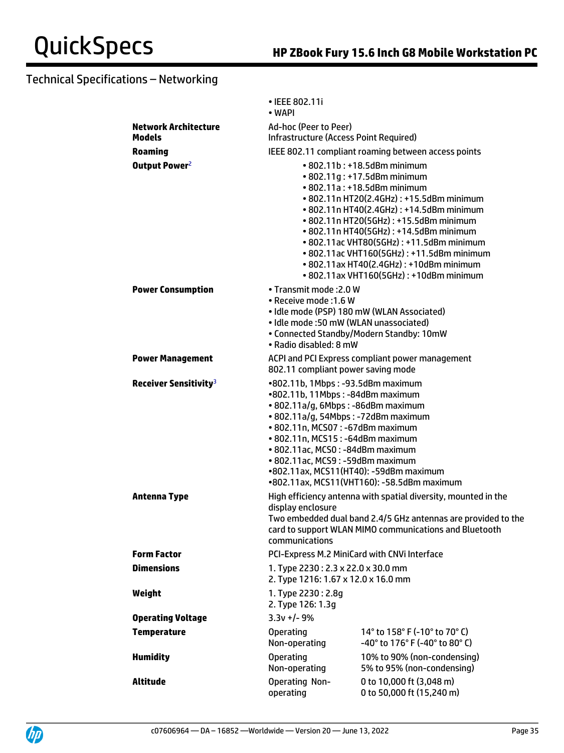## Technical Specifications – Networking

| | | |
|---|---|---|
| | • IEEE 802.11i<br>• WAPI | |
| **Network Architecture Models** | Ad-hoc (Peer to Peer)<br>Infrastructure (Access Point Required) | |
| **Roaming** | IEEE 802.11 compliant roaming between access points | |
| **Output Power**[2] | • 802.11b : +18.5dBm minimum<br>• 802.11g : +17.5dBm minimum<br>• 802.11a : +18.5dBm minimum<br>• 802.11n HT20(2.4GHz) : +15.5dBm minimum<br>• 802.11n HT40(2.4GHz) : +14.5dBm minimum<br>• 802.11n HT20(5GHz) : +15.5dBm minimum<br>• 802.11n HT40(5GHz) : +14.5dBm minimum<br>• 802.11ac VHT80(5GHz) : +11.5dBm minimum<br>• 802.11ac VHT160(5GHz) : +11.5dBm minimum<br>• 802.11ax HT40(2.4GHz) : +10dBm minimum<br>• 802.11ax VHT160(5GHz) : +10dBm minimum | |
| **Power Consumption** | • Transmit mode :2.0 W<br>• Receive mode :1.6 W<br>• Idle mode (PSP) 180 mW (WLAN Associated)<br>• Idle mode :50 mW (WLAN unassociated)<br>• Connected Standby/Modern Standby: 10mW<br>• Radio disabled: 8 mW | |
| **Power Management** | ACPI and PCI Express compliant power management<br>802.11 compliant power saving mode | |
| **Receiver Sensitivity**[3] | •802.11b, 1Mbps : -93.5dBm maximum<br>•802.11b, 11Mbps : -84dBm maximum<br>• 802.11a/g, 6Mbps : -86dBm maximum<br>• 802.11a/g, 54Mbps : -72dBm maximum<br>• 802.11n, MCS07 : -67dBm maximum<br>• 802.11n, MCS15 : -64dBm maximum<br>• 802.11ac, MCS0 : -84dBm maximum<br>• 802.11ac, MCS9 : -59dBm maximum<br>•802.11ax, MCS11(HT40): -59dBm maximum<br>•802.11ax, MCS11(VHT160): -58.5dBm maximum | |
| **Antenna Type** | High efficiency antenna with spatial diversity, mounted in the display enclosure<br>Two embedded dual band 2.4/5 GHz antennas are provided to the card to support WLAN MIMO communications and Bluetooth communications | |
| **Form Factor** | PCI-Express M.2 MiniCard with CNVi Interface | |
| **Dimensions** | 1. Type 2230 : 2.3 x 22.0 x 30.0 mm<br>2. Type 1216: 1.67 x 12.0 x 16.0 mm | |
| **Weight** | 1. Type 2230 : 2.8g<br>2. Type 126: 1.3g | |
| **Operating Voltage** | 3.3v +/- 9% | |
| **Temperature** | Operating<br>Non-operating | 14° to 158° F (-10° to 70° C)<br>-40° to 176° F (-40° to 80° C) |
| **Humidity** | Operating<br>Non-operating | 10% to 90% (non-condensing)<br>5% to 95% (non-condensing) |
| **Altitude** | Operating Non-operating | 0 to 10,000 ft (3,048 m)<br>0 to 50,000 ft (15,240 m) |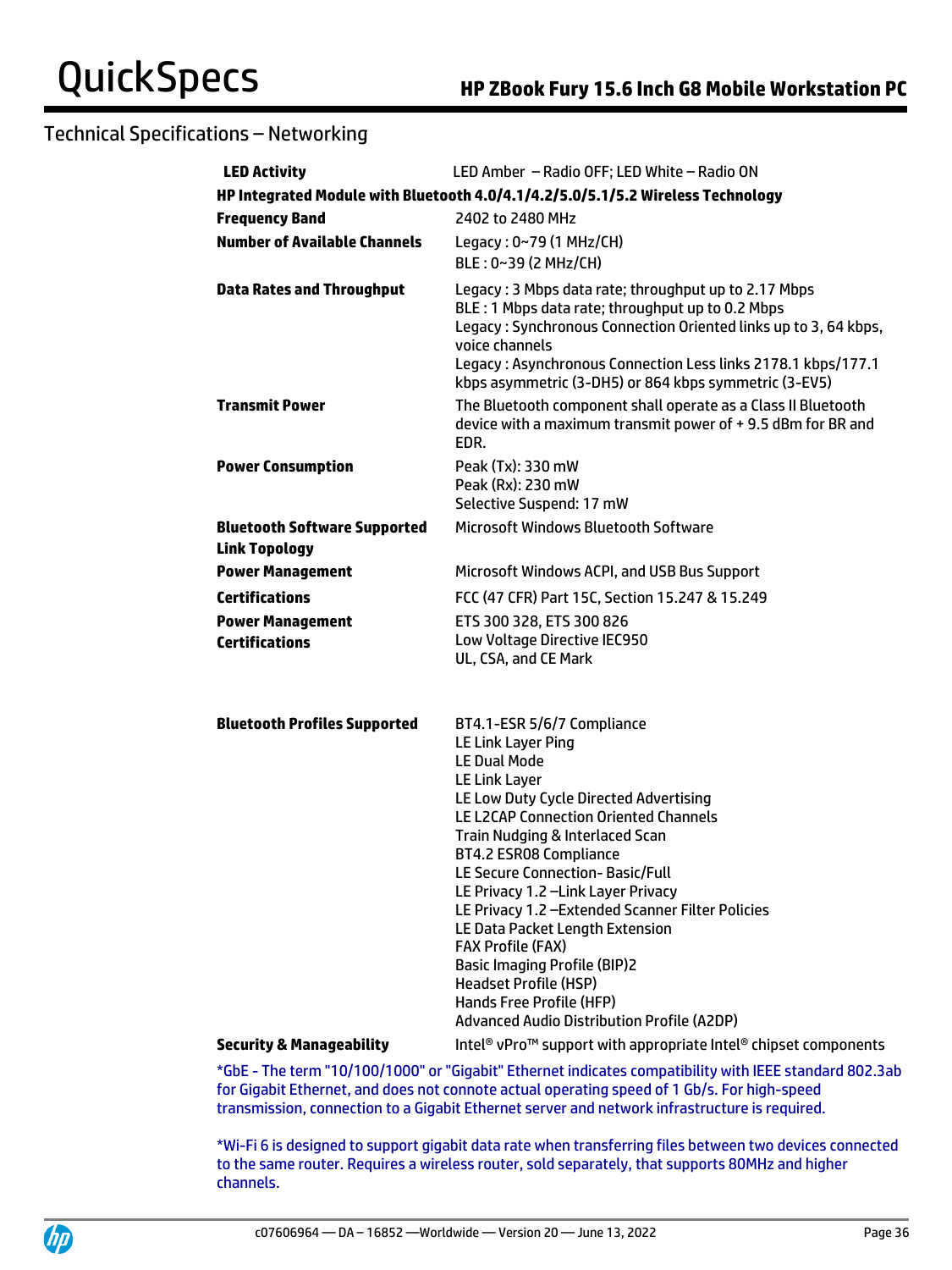## Technical Specifications – Networking

| | |
|---|---|
| **LED Activity** | LED Amber – Radio OFF; LED White – Radio ON |
| **HP Integrated Module with Bluetooth 4.0/4.1/4.2/5.0/5.1/5.2 Wireless Technology** | |
| **Frequency Band** | 2402 to 2480 MHz |
| **Number of Available Channels** | Legacy : 0~79 (1 MHz/CH)<br>BLE : 0~39 (2 MHz/CH) |
| **Data Rates and Throughput** | Legacy : 3 Mbps data rate; throughput up to 2.17 Mbps<br>BLE : 1 Mbps data rate; throughput up to 0.2 Mbps<br>Legacy : Synchronous Connection Oriented links up to 3, 64 kbps, voice channels<br>Legacy : Asynchronous Connection Less links 2178.1 kbps/177.1 kbps asymmetric (3-DH5) or 864 kbps symmetric (3-EV5) |
| **Transmit Power** | The Bluetooth component shall operate as a Class II Bluetooth device with a maximum transmit power of + 9.5 dBm for BR and EDR. |
| **Power Consumption** | Peak (Tx): 330 mW<br>Peak (Rx): 230 mW<br>Selective Suspend: 17 mW |
| **Bluetooth Software Supported** | Microsoft Windows Bluetooth Software |
| **Link Topology** | |
| **Power Management** | Microsoft Windows ACPI, and USB Bus Support |
| **Certifications** | FCC (47 CFR) Part 15C, Section 15.247 & 15.249 |
| **Power Management Certifications** | ETS 300 328, ETS 300 826<br>Low Voltage Directive IEC950<br>UL, CSA, and CE Mark |
| **Bluetooth Profiles Supported** | BT4.1-ESR 5/6/7 Compliance<br>LE Link Layer Ping<br>LE Dual Mode<br>LE Link Layer<br>LE Low Duty Cycle Directed Advertising<br>LE L2CAP Connection Oriented Channels<br>Train Nudging & Interlaced Scan<br>BT4.2 ESR08 Compliance<br>LE Secure Connection- Basic/Full<br>LE Privacy 1.2 –Link Layer Privacy<br>LE Privacy 1.2 –Extended Scanner Filter Policies<br>LE Data Packet Length Extension<br>FAX Profile (FAX)<br>Basic Imaging Profile (BIP)2<br>Headset Profile (HSP)<br>Hands Free Profile (HFP)<br>Advanced Audio Distribution Profile (A2DP) |
| **Security & Manageability** | Intel® vPro™ support with appropriate Intel® chipset components |

*GbE - The term "10/100/1000" or "Gigabit" Ethernet indicates compatibility with IEEE standard 802.3ab for Gigabit Ethernet, and does not connote actual operating speed of 1 Gb/s. For high-speed transmission, connection to a Gigabit Ethernet server and network infrastructure is required.

*Wi-Fi 6 is designed to support gigabit data rate when transferring files between two devices connected to the same router. Requires a wireless router, sold separately, that supports 80MHz and higher channels.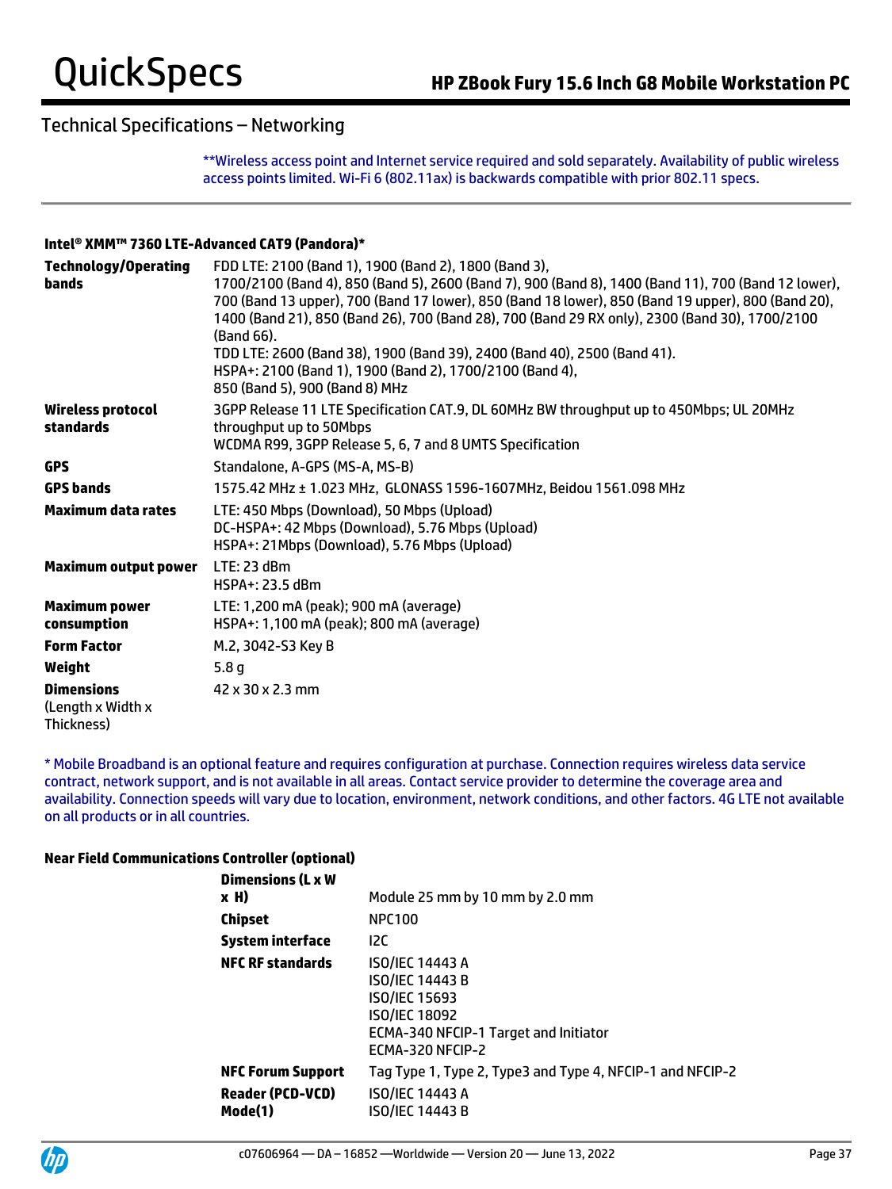## Technical Specifications – Networking

**Wireless access point and Internet service required and sold separately. Availability of public wireless access points limited. Wi-Fi 6 (802.11ax) is backwards compatible with prior 802.11 specs.

### Intel® XMM™ 7360 LTE-Advanced CAT9 (Pandora)*

| | |
|---|---|
| **Technology/Operating bands** | FDD LTE: 2100 (Band 1), 1900 (Band 2), 1800 (Band 3),<br>1700/2100 (Band 4), 850 (Band 5), 2600 (Band 7), 900 (Band 8), 1400 (Band 11), 700 (Band 12 lower), 700 (Band 13 upper), 700 (Band 17 lower), 850 (Band 18 lower), 850 (Band 19 upper), 800 (Band 20), 1400 (Band 21), 850 (Band 26), 700 (Band 28), 700 (Band 29 RX only), 2300 (Band 30), 1700/2100 (Band 66).<br>TDD LTE: 2600 (Band 38), 1900 (Band 39), 2400 (Band 40), 2500 (Band 41).<br>HSPA+: 2100 (Band 1), 1900 (Band 2), 1700/2100 (Band 4),<br>850 (Band 5), 900 (Band 8) MHz |
| **Wireless protocol standards** | 3GPP Release 11 LTE Specification CAT.9, DL 60MHz BW throughput up to 450Mbps; UL 20MHz throughput up to 50Mbps<br>WCDMA R99, 3GPP Release 5, 6, 7 and 8 UMTS Specification |
| **GPS** | Standalone, A-GPS (MS-A, MS-B) |
| **GPS bands** | 1575.42 MHz ± 1.023 MHz, GLONASS 1596-1607MHz, Beidou 1561.098 MHz |
| **Maximum data rates** | LTE: 450 Mbps (Download), 50 Mbps (Upload)<br>DC-HSPA+: 42 Mbps (Download), 5.76 Mbps (Upload)<br>HSPA+: 21Mbps (Download), 5.76 Mbps (Upload) |
| **Maximum output power** | LTE: 23 dBm<br>HSPA+: 23.5 dBm |
| **Maximum power consumption** | LTE: 1,200 mA (peak); 900 mA (average)<br>HSPA+: 1,100 mA (peak); 800 mA (average) |
| **Form Factor** | M.2, 3042-S3 Key B |
| **Weight** | 5.8 g |
| **Dimensions** (Length x Width x Thickness) | 42 x 30 x 2.3 mm |

* Mobile Broadband is an optional feature and requires configuration at purchase. Connection requires wireless data service contract, network support, and is not available in all areas. Contact service provider to determine the coverage area and availability. Connection speeds will vary due to location, environment, network conditions, and other factors. 4G LTE not available on all products or in all countries.

### Near Field Communications Controller (optional)

| | |
|---|---|
| **Dimensions (L x W x H)** | Module 25 mm by 10 mm by 2.0 mm |
| **Chipset** | NPC100 |
| **System interface** | I2C |
| **NFC RF standards** | ISO/IEC 14443 A<br>ISO/IEC 14443 B<br>ISO/IEC 15693<br>ISO/IEC 18092<br>ECMA-340 NFCIP-1 Target and Initiator<br>ECMA-320 NFCIP-2 |
| **NFC Forum Support** | Tag Type 1, Type 2, Type3 and Type 4, NFCIP-1 and NFCIP-2 |
| **Reader (PCD-VCD) Mode(1)** | ISO/IEC 14443 A<br>ISO/IEC 14443 B |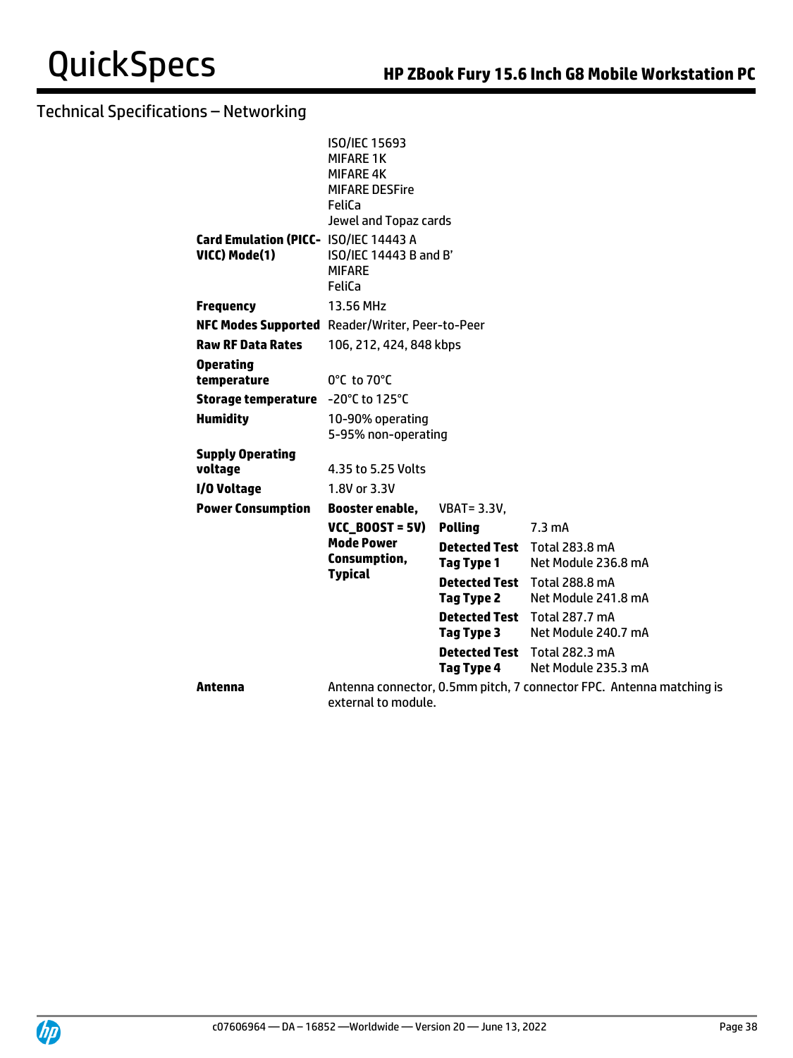## Technical Specifications – Networking

| | | | |
|---|---|---|---|
| | ISO/IEC 15693<br>MIFARE 1K<br>MIFARE 4K<br>MIFARE DESFire<br>FeliCa<br>Jewel and Topaz cards | | |
| **Card Emulation (PICC-VICC) Mode(1)** | ISO/IEC 14443 A<br>ISO/IEC 14443 B and B'<br>MIFARE<br>FeliCa | | |
| **Frequency** | 13.56 MHz | | |
| **NFC Modes Supported** | Reader/Writer, Peer-to-Peer | | |
| **Raw RF Data Rates** | 106, 212, 424, 848 kbps | | |
| **Operating temperature** | 0°C to 70°C | | |
| **Storage temperature** | -20°C to 125°C | | |
| **Humidity** | 10-90% operating<br>5-95% non-operating | | |
| **Supply Operating voltage** | 4.35 to 5.25 Volts | | |
| **I/O Voltage** | 1.8V or 3.3V | | |
| **Power Consumption** | **Booster enable, VCC_BOOST = 5V) Mode Power Consumption, Typical** | VBAT= 3.3V, | |
| | | **Polling** | 7.3 mA |
| | | **Detected Test Tag Type 1** | Total 283.8 mA<br>Net Module 236.8 mA |
| | | **Detected Test Tag Type 2** | Total 288.8 mA<br>Net Module 241.8 mA |
| | | **Detected Test Tag Type 3** | Total 287.7 mA<br>Net Module 240.7 mA |
| | | **Detected Test Tag Type 4** | Total 282.3 mA<br>Net Module 235.3 mA |
| **Antenna** | Antenna connector, 0.5mm pitch, 7 connector FPC. Antenna matching is external to module. | | |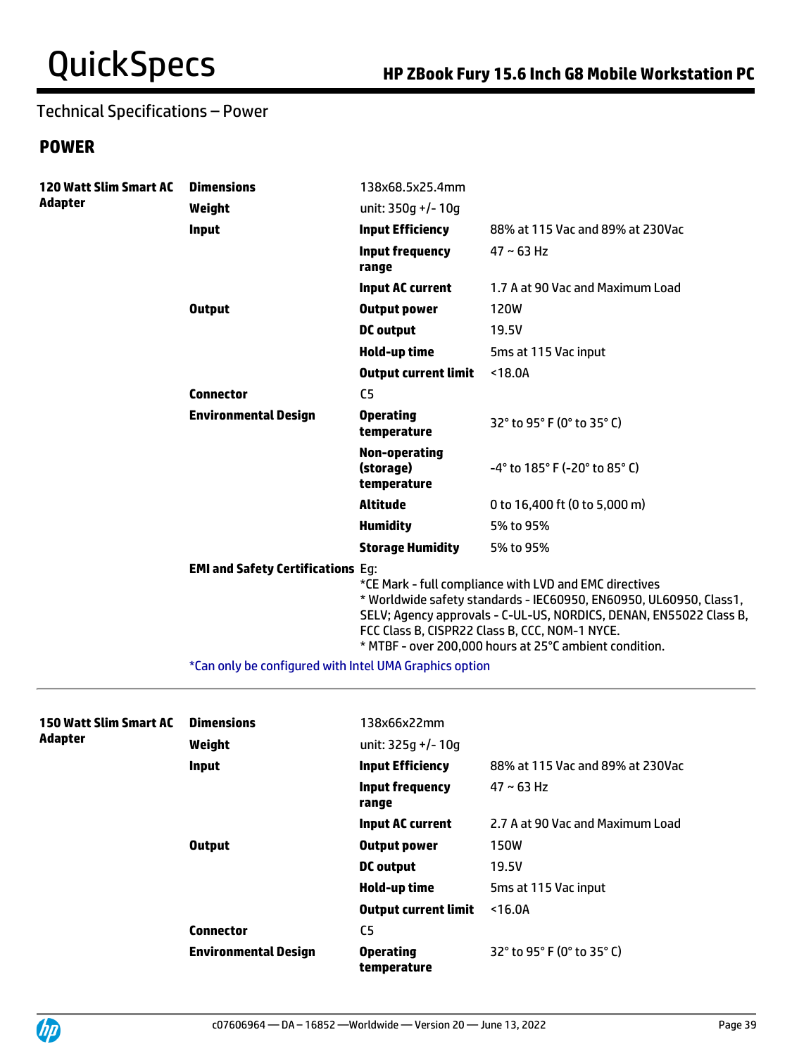## Technical Specifications – Power

### POWER

| | | | |
|---|---|---|---|
| **120 Watt Slim Smart AC Adapter** | **Dimensions** | 138x68.5x25.4mm | |
| | **Weight** | unit: 350g +/- 10g | |
| | **Input** | **Input Efficiency** | 88% at 115 Vac and 89% at 230Vac |
| | | **Input frequency range** | 47 ~ 63 Hz |
| | | **Input AC current** | 1.7 A at 90 Vac and Maximum Load |
| | **Output** | **Output power** | 120W |
| | | **DC output** | 19.5V |
| | | **Hold-up time** | 5ms at 115 Vac input |
| | | **Output current limit** | <18.0A |
| | **Connector** | C5 | |
| | **Environmental Design** | **Operating temperature** | 32° to 95° F (0° to 35° C) |
| | | **Non-operating (storage) temperature** | -4° to 185° F (-20° to 85° C) |
| | | **Altitude** | 0 to 16,400 ft (0 to 5,000 m) |
| | | **Humidity** | 5% to 95% |
| | | **Storage Humidity** | 5% to 95% |
| | **EMI and Safety Certifications** | Eg:<br>*CE Mark - full compliance with LVD and EMC directives<br>* Worldwide safety standards - IEC60950, EN60950, UL60950, Class1, SELV; Agency approvals - C-UL-US, NORDICS, DENAN, EN55022 Class B, FCC Class B, CISPR22 Class B, CCC, NOM-1 NYCE.<br>* MTBF - over 200,000 hours at 25°C ambient condition. | |

*Can only be configured with Intel UMA Graphics option

| | | | |
|---|---|---|---|
| **150 Watt Slim Smart AC Adapter** | **Dimensions** | 138x66x22mm | |
| | **Weight** | unit: 325g +/- 10g | |
| | **Input** | **Input Efficiency** | 88% at 115 Vac and 89% at 230Vac |
| | | **Input frequency range** | 47 ~ 63 Hz |
| | | **Input AC current** | 2.7 A at 90 Vac and Maximum Load |
| | **Output** | **Output power** | 150W |
| | | **DC output** | 19.5V |
| | | **Hold-up time** | 5ms at 115 Vac input |
| | | **Output current limit** | <16.0A |
| | **Connector** | C5 | |
| | **Environmental Design** | **Operating temperature** | 32° to 95° F (0° to 35° C) |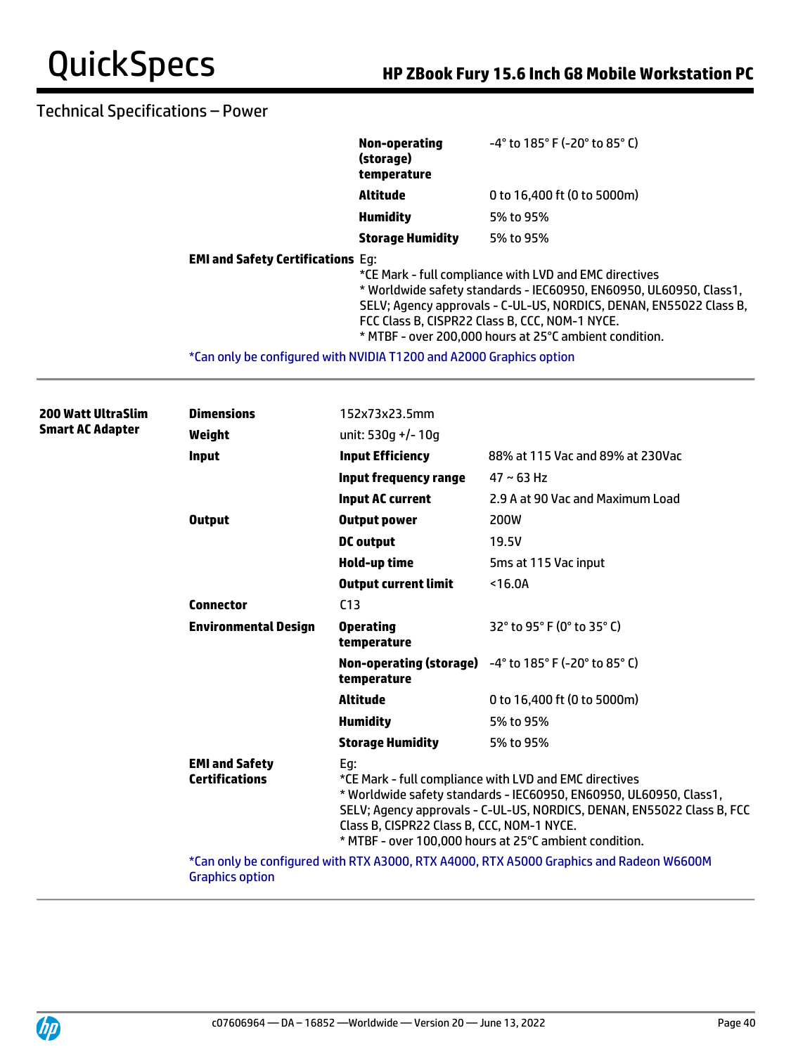## Technical Specifications – Power

| | | | |
|---|---|---|---|
| | | **Non-operating (storage) temperature** | -4° to 185° F (-20° to 85° C) |
| | | **Altitude** | 0 to 16,400 ft (0 to 5000m) |
| | | **Humidity** | 5% to 95% |
| | | **Storage Humidity** | 5% to 95% |
| | **EMI and Safety Certifications** | Eg:<br>*CE Mark - full compliance with LVD and EMC directives<br>* Worldwide safety standards - IEC60950, EN60950, UL60950, Class1, SELV; Agency approvals - C-UL-US, NORDICS, DENAN, EN55022 Class B, FCC Class B, CISPR22 Class B, CCC, NOM-1 NYCE.<br>* MTBF - over 200,000 hours at 25°C ambient condition. | |

*Can only be configured with NVIDIA T1200 and A2000 Graphics option

| | | | |
|---|---|---|---|
| **200 Watt UltraSlim Smart AC Adapter** | **Dimensions** | 152x73x23.5mm | |
| | **Weight** | unit: 530g +/- 10g | |
| | **Input** | **Input Efficiency** | 88% at 115 Vac and 89% at 230Vac |
| | | **Input frequency range** | 47 ~ 63 Hz |
| | | **Input AC current** | 2.9 A at 90 Vac and Maximum Load |
| | **Output** | **Output power** | 200W |
| | | **DC output** | 19.5V |
| | | **Hold-up time** | 5ms at 115 Vac input |
| | | **Output current limit** | <16.0A |
| | **Connector** | C13 | |
| | **Environmental Design** | **Operating temperature** | 32° to 95° F (0° to 35° C) |
| | | **Non-operating (storage) temperature** | -4° to 185° F (-20° to 85° C) |
| | | **Altitude** | 0 to 16,400 ft (0 to 5000m) |
| | | **Humidity** | 5% to 95% |
| | | **Storage Humidity** | 5% to 95% |
| | **EMI and Safety Certifications** | Eg:<br>*CE Mark - full compliance with LVD and EMC directives<br>* Worldwide safety standards - IEC60950, EN60950, UL60950, Class1, SELV; Agency approvals - C-UL-US, NORDICS, DENAN, EN55022 Class B, FCC Class B, CISPR22 Class B, CCC, NOM-1 NYCE.<br>* MTBF - over 100,000 hours at 25°C ambient condition. | |

*Can only be configured with RTX A3000, RTX A4000, RTX A5000 Graphics and Radeon W6600M Graphics option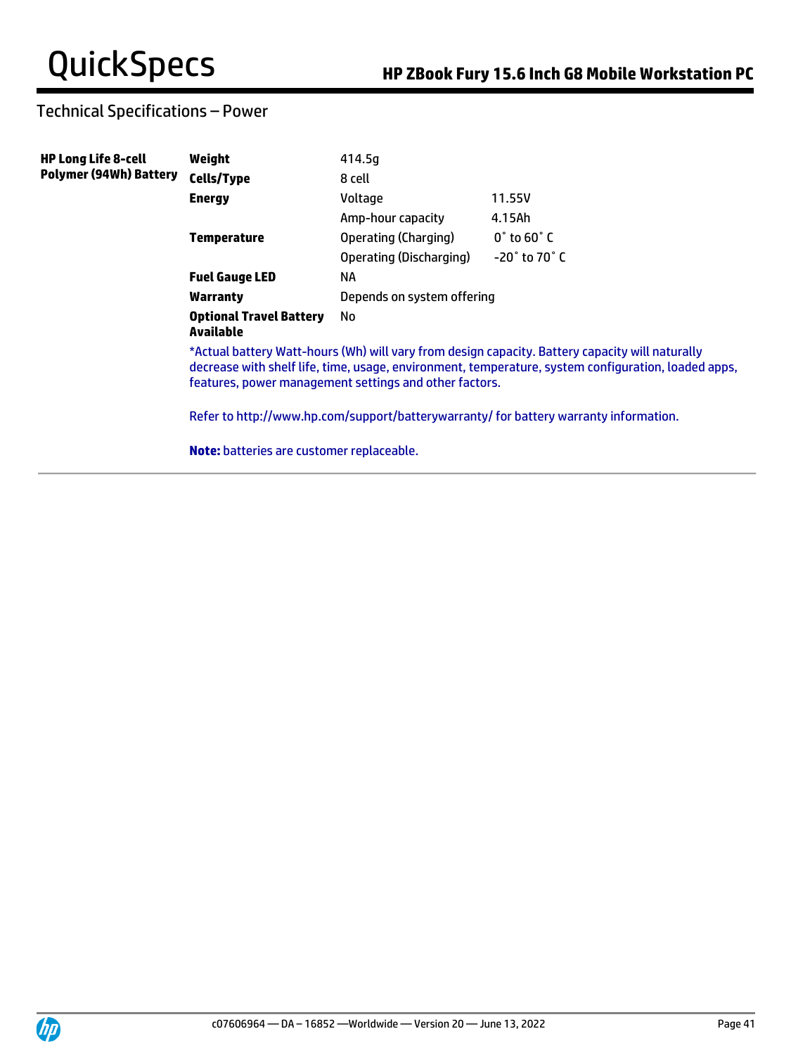## Technical Specifications – Power

| HP Long Life 8-cell Polymer (94Wh) Battery | | | |
|---|---|---|---|
| | **Weight** | 414.5g | |
| | **Cells/Type** | 8 cell | |
| | **Energy** | Voltage | 11.55V |
| | | Amp-hour capacity | 4.15Ah |
| | **Temperature** | Operating (Charging) | 0˚ to 60˚ C |
| | | Operating (Discharging) | -20˚ to 70˚ C |
| | **Fuel Gauge LED** | NA | |
| | **Warranty** | Depends on system offering | |
| | **Optional Travel Battery Available** | No | |

*Actual battery Watt-hours (Wh) will vary from design capacity. Battery capacity will naturally decrease with shelf life, time, usage, environment, temperature, system configuration, loaded apps, features, power management settings and other factors.

Refer to http://www.hp.com/support/batterywarranty/ for battery warranty information.

**Note:** batteries are customer replaceable.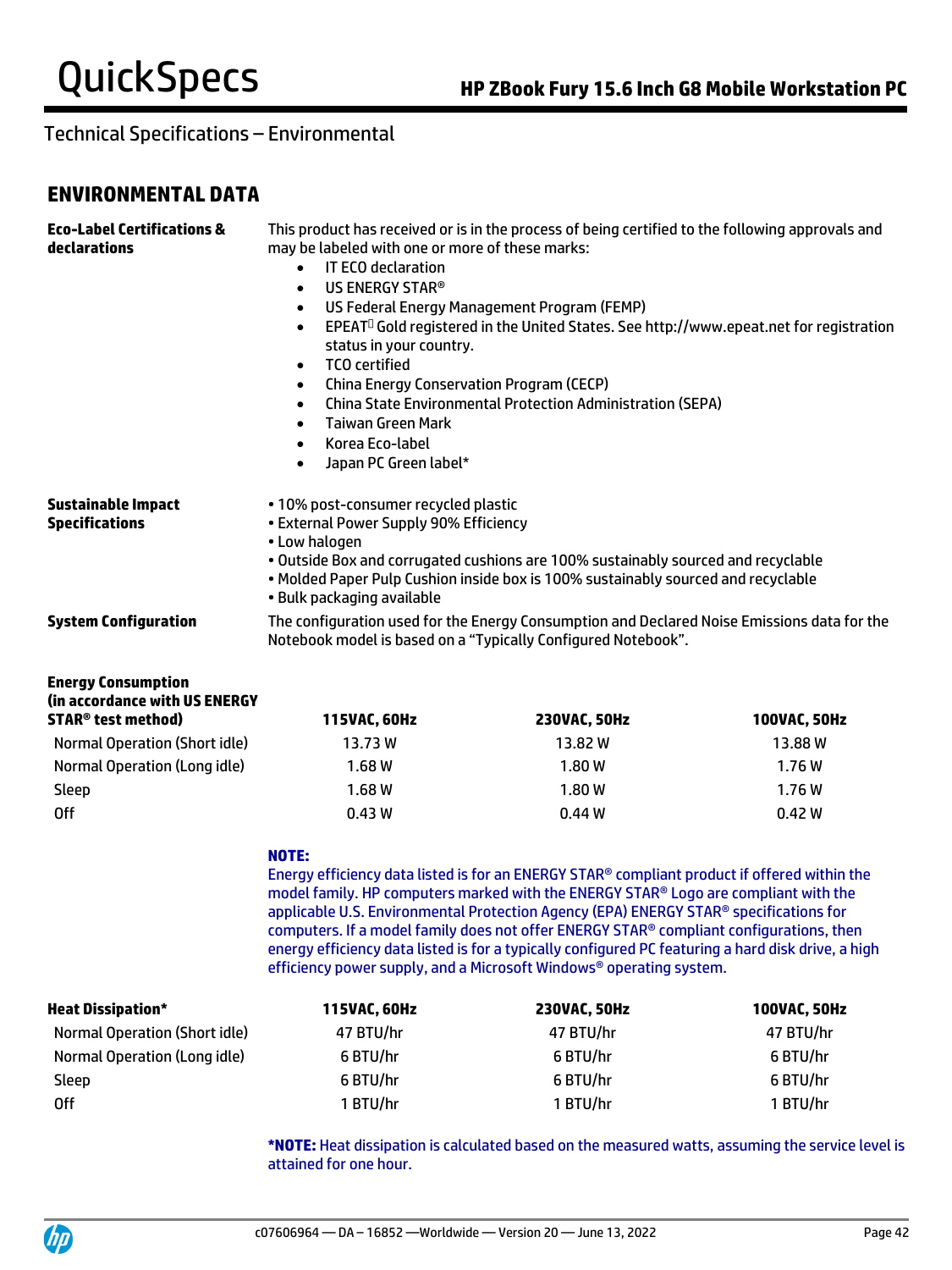## Technical Specifications – Environmental

### ENVIRONMENTAL DATA

**Eco-Label Certifications & declarations**

This product has received or is in the process of being certified to the following approvals and may be labeled with one or more of these marks:

- IT ECO declaration
- US ENERGY STAR®
- US Federal Energy Management Program (FEMP)
- EPEAT Gold registered in the United States. See http://www.epeat.net for registration status in your country.
- TCO certified
- China Energy Conservation Program (CECP)
- China State Environmental Protection Administration (SEPA)
- Taiwan Green Mark
- Korea Eco-label
- Japan PC Green label*

**Sustainable Impact Specifications**

- 10% post-consumer recycled plastic
- External Power Supply 90% Efficiency
- Low halogen
- Outside Box and corrugated cushions are 100% sustainably sourced and recyclable
- Molded Paper Pulp Cushion inside box is 100% sustainably sourced and recyclable
- Bulk packaging available

**System Configuration**

The configuration used for the Energy Consumption and Declared Noise Emissions data for the Notebook model is based on a "Typically Configured Notebook".

| Energy Consumption (in accordance with US ENERGY STAR® test method) | 115VAC, 60Hz | 230VAC, 50Hz | 100VAC, 50Hz |
|---|---|---|---|
| Normal Operation (Short idle) | 13.73 W | 13.82 W | 13.88 W |
| Normal Operation (Long idle) | 1.68 W | 1.80 W | 1.76 W |
| Sleep | 1.68 W | 1.80 W | 1.76 W |
| Off | 0.43 W | 0.44 W | 0.42 W |

**NOTE:**
Energy efficiency data listed is for an ENERGY STAR® compliant product if offered within the model family. HP computers marked with the ENERGY STAR® Logo are compliant with the applicable U.S. Environmental Protection Agency (EPA) ENERGY STAR® specifications for computers. If a model family does not offer ENERGY STAR® compliant configurations, then energy efficiency data listed is for a typically configured PC featuring a hard disk drive, a high efficiency power supply, and a Microsoft Windows® operating system.

| Heat Dissipation* | 115VAC, 60Hz | 230VAC, 50Hz | 100VAC, 50Hz |
|---|---|---|---|
| Normal Operation (Short idle) | 47 BTU/hr | 47 BTU/hr | 47 BTU/hr |
| Normal Operation (Long idle) | 6 BTU/hr | 6 BTU/hr | 6 BTU/hr |
| Sleep | 6 BTU/hr | 6 BTU/hr | 6 BTU/hr |
| Off | 1 BTU/hr | 1 BTU/hr | 1 BTU/hr |

***NOTE:** Heat dissipation is calculated based on the measured watts, assuming the service level is attained for one hour.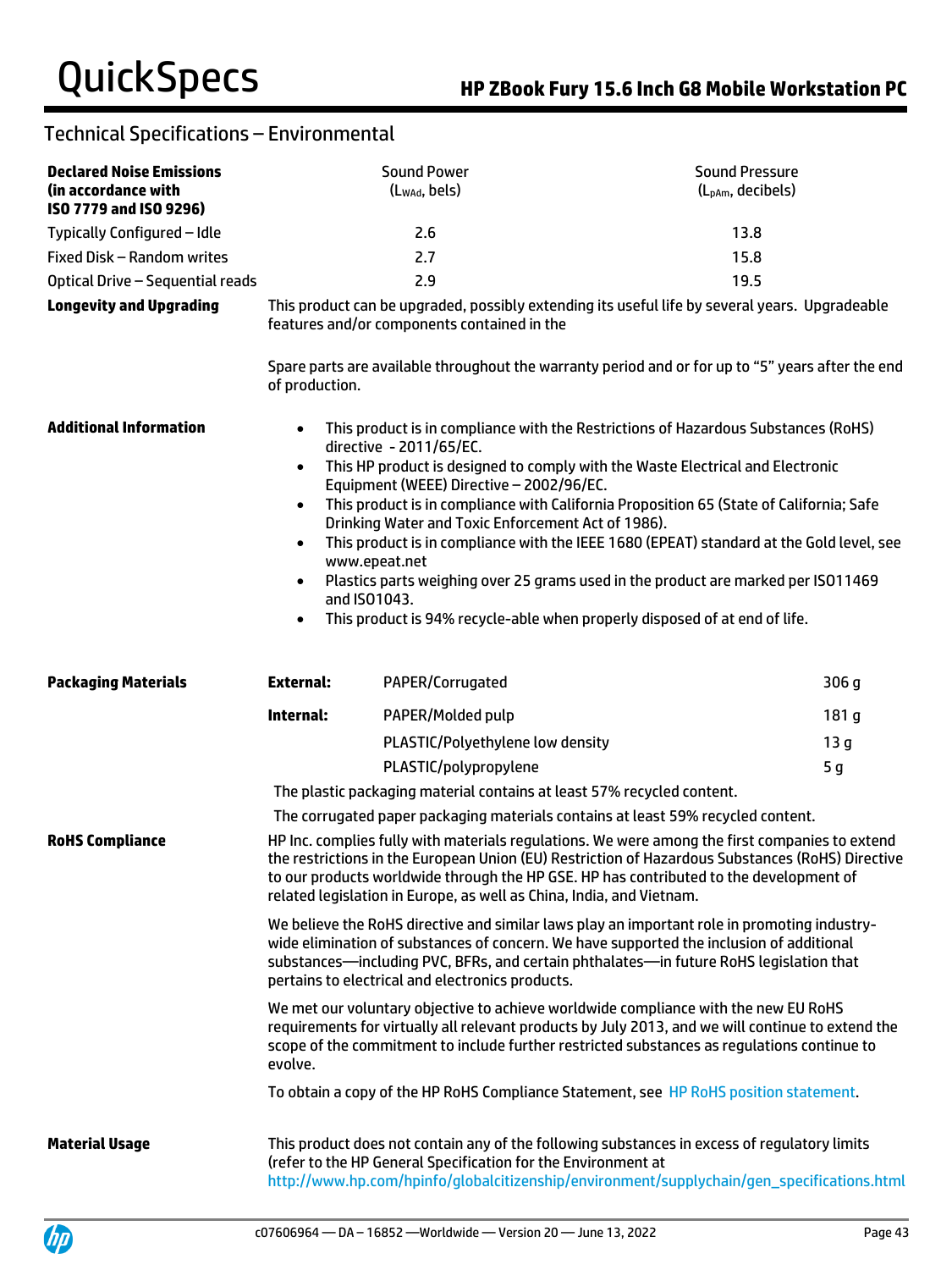## Technical Specifications – Environmental

| **Declared Noise Emissions (in accordance with ISO 7779 and ISO 9296)** | Sound Power ($L_{WAd}$, bels) | Sound Pressure ($L_{pAm}$, decibels) |
|---|---|---|
| Typically Configured – Idle | 2.6 | 13.8 |
| Fixed Disk – Random writes | 2.7 | 15.8 |
| Optical Drive – Sequential reads | 2.9 | 19.5 |

**Longevity and Upgrading**

This product can be upgraded, possibly extending its useful life by several years. Upgradeable features and/or components contained in the

Spare parts are available throughout the warranty period and or for up to "5" years after the end of production.

**Additional Information**

- This product is in compliance with the Restrictions of Hazardous Substances (RoHS) directive - 2011/65/EC.
- This HP product is designed to comply with the Waste Electrical and Electronic Equipment (WEEE) Directive – 2002/96/EC.
- This product is in compliance with California Proposition 65 (State of California; Safe Drinking Water and Toxic Enforcement Act of 1986).
- This product is in compliance with the IEEE 1680 (EPEAT) standard at the Gold level, see www.epeat.net
- Plastics parts weighing over 25 grams used in the product are marked per ISO11469 and ISO1043.
- This product is 94% recycle-able when properly disposed of at end of life.

**Packaging Materials**

| | | |
|---|---|---|
| **External:** | PAPER/Corrugated | 306 g |
| **Internal:** | PAPER/Molded pulp | 181 g |
| | PLASTIC/Polyethylene low density | 13 g |
| | PLASTIC/polypropylene | 5 g |

The plastic packaging material contains at least 57% recycled content.

The corrugated paper packaging materials contains at least 59% recycled content.

**RoHS Compliance**

HP Inc. complies fully with materials regulations. We were among the first companies to extend the restrictions in the European Union (EU) Restriction of Hazardous Substances (RoHS) Directive to our products worldwide through the HP GSE. HP has contributed to the development of related legislation in Europe, as well as China, India, and Vietnam.

We believe the RoHS directive and similar laws play an important role in promoting industry-wide elimination of substances of concern. We have supported the inclusion of additional substances—including PVC, BFRs, and certain phthalates—in future RoHS legislation that pertains to electrical and electronics products.

We met our voluntary objective to achieve worldwide compliance with the new EU RoHS requirements for virtually all relevant products by July 2013, and we will continue to extend the scope of the commitment to include further restricted substances as regulations continue to evolve.

To obtain a copy of the HP RoHS Compliance Statement, see HP RoHS position statement.

**Material Usage**

This product does not contain any of the following substances in excess of regulatory limits (refer to the HP General Specification for the Environment at http://www.hp.com/hpinfo/globalcitizenship/environment/supplychain/gen_specifications.html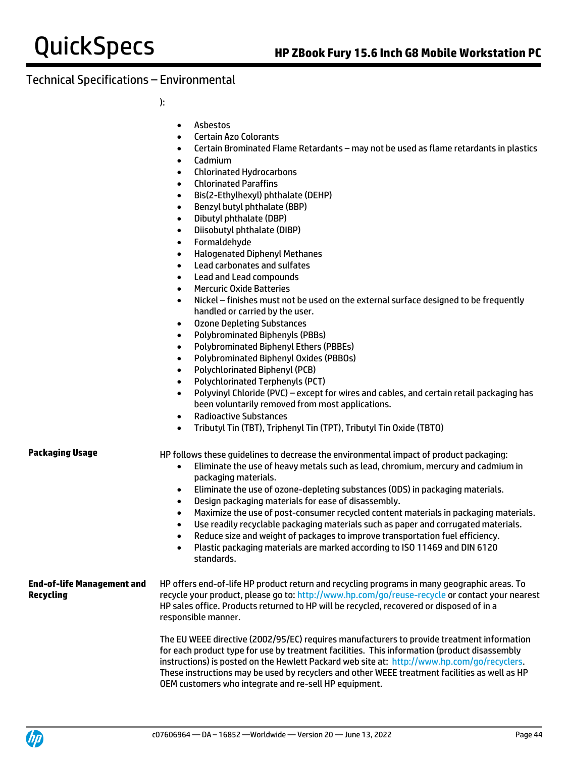## Technical Specifications – Environmental

):

- Asbestos
- Certain Azo Colorants
- Certain Brominated Flame Retardants – may not be used as flame retardants in plastics
- Cadmium
- Chlorinated Hydrocarbons
- Chlorinated Paraffins
- Bis(2-Ethylhexyl) phthalate (DEHP)
- Benzyl butyl phthalate (BBP)
- Dibutyl phthalate (DBP)
- Diisobutyl phthalate (DIBP)
- Formaldehyde
- Halogenated Diphenyl Methanes
- Lead carbonates and sulfates
- Lead and Lead compounds
- Mercuric Oxide Batteries
- Nickel – finishes must not be used on the external surface designed to be frequently handled or carried by the user.
- Ozone Depleting Substances
- Polybrominated Biphenyls (PBBs)
- Polybrominated Biphenyl Ethers (PBBEs)
- Polybrominated Biphenyl Oxides (PBBOs)
- Polychlorinated Biphenyl (PCB)
- Polychlorinated Terphenyls (PCT)
- Polyvinyl Chloride (PVC) – except for wires and cables, and certain retail packaging has been voluntarily removed from most applications.
- Radioactive Substances
- Tributyl Tin (TBT), Triphenyl Tin (TPT), Tributyl Tin Oxide (TBTO)

**Packaging Usage**

HP follows these guidelines to decrease the environmental impact of product packaging:

- Eliminate the use of heavy metals such as lead, chromium, mercury and cadmium in packaging materials.
- Eliminate the use of ozone-depleting substances (ODS) in packaging materials.
- Design packaging materials for ease of disassembly.
- Maximize the use of post-consumer recycled content materials in packaging materials.
- Use readily recyclable packaging materials such as paper and corrugated materials.
- Reduce size and weight of packages to improve transportation fuel efficiency.
- Plastic packaging materials are marked according to ISO 11469 and DIN 6120 standards.

**End-of-life Management and Recycling**

HP offers end-of-life HP product return and recycling programs in many geographic areas. To recycle your product, please go to: http://www.hp.com/go/reuse-recycle or contact your nearest HP sales office. Products returned to HP will be recycled, recovered or disposed of in a responsible manner.

The EU WEEE directive (2002/95/EC) requires manufacturers to provide treatment information for each product type for use by treatment facilities. This information (product disassembly instructions) is posted on the Hewlett Packard web site at: http://www.hp.com/go/recyclers. These instructions may be used by recyclers and other WEEE treatment facilities as well as HP OEM customers who integrate and re-sell HP equipment.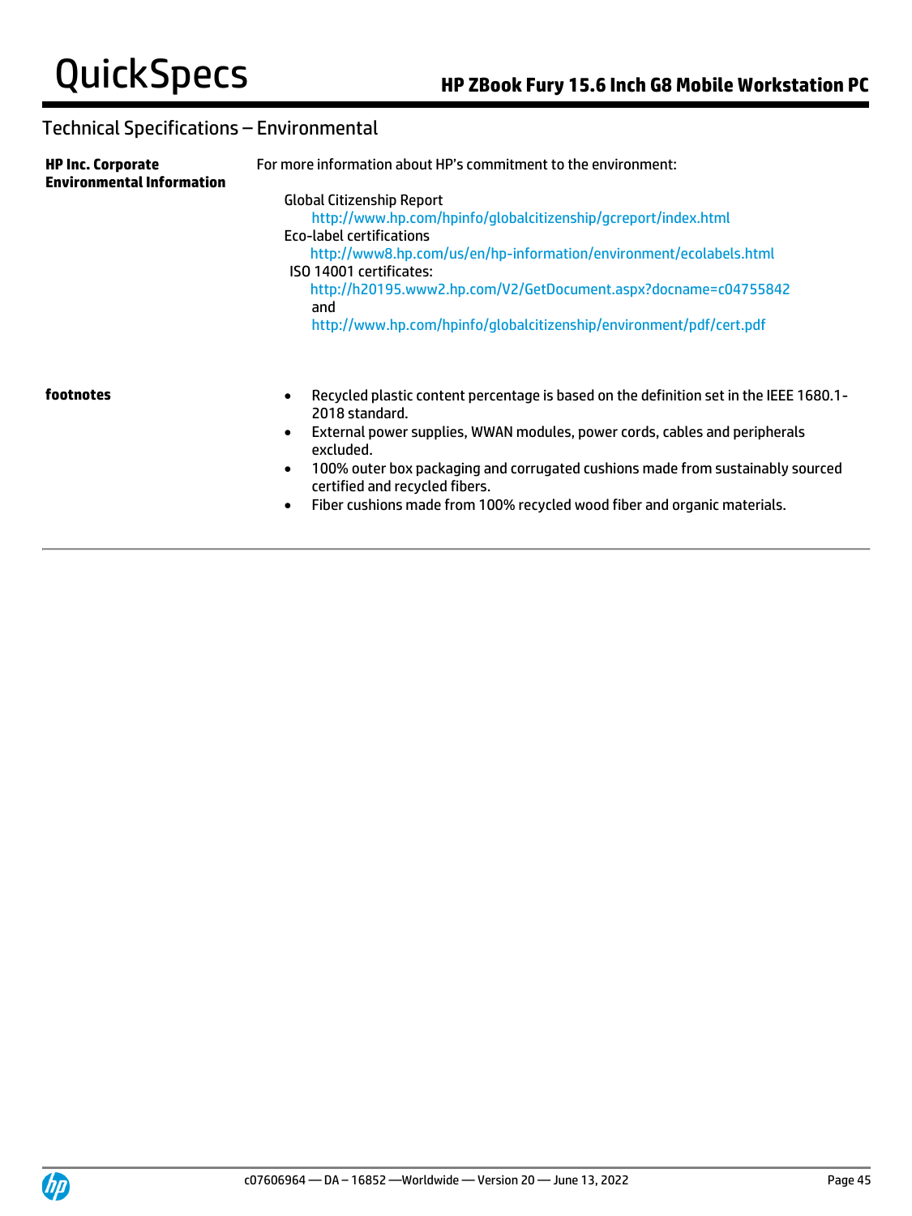## Technical Specifications – Environmental

| | |
|---|---|
| **HP Inc. Corporate Environmental Information** | For more information about HP's commitment to the environment:<br><br>Global Citizenship Report<br>http://www.hp.com/hpinfo/globalcitizenship/gcreport/index.html<br>Eco-label certifications<br>http://www8.hp.com/us/en/hp-information/environment/ecolabels.html<br>ISO 14001 certificates:<br>http://h20195.www2.hp.com/V2/GetDocument.aspx?docname=c04755842<br>and<br>http://www.hp.com/hpinfo/globalcitizenship/environment/pdf/cert.pdf |
| **footnotes** | • Recycled plastic content percentage is based on the definition set in the IEEE 1680.1-2018 standard.<br>• External power supplies, WWAN modules, power cords, cables and peripherals excluded.<br>• 100% outer box packaging and corrugated cushions made from sustainably sourced certified and recycled fibers.<br>• Fiber cushions made from 100% recycled wood fiber and organic materials. |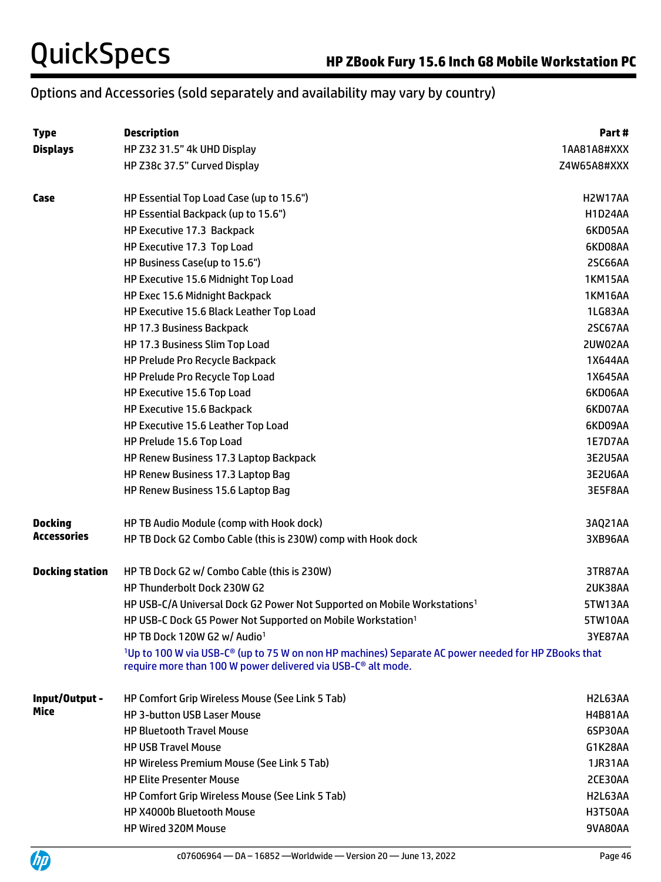## Options and Accessories (sold separately and availability may vary by country)

| Type | Description | Part # |
|---|---|---|
| **Displays** | HP Z32 31.5" 4k UHD Display | 1AA81A8#XXX |
| | HP Z38c 37.5" Curved Display | Z4W65A8#XXX |
| **Case** | HP Essential Top Load Case (up to 15.6") | H2W17AA |
| | HP Essential Backpack (up to 15.6") | H1D24AA |
| | HP Executive 17.3 Backpack | 6KD05AA |
| | HP Executive 17.3 Top Load | 6KD08AA |
| | HP Business Case(up to 15.6") | 2SC66AA |
| | HP Executive 15.6 Midnight Top Load | 1KM15AA |
| | HP Exec 15.6 Midnight Backpack | 1KM16AA |
| | HP Executive 15.6 Black Leather Top Load | 1LG83AA |
| | HP 17.3 Business Backpack | 2SC67AA |
| | HP 17.3 Business Slim Top Load | 2UW02AA |
| | HP Prelude Pro Recycle Backpack | 1X644AA |
| | HP Prelude Pro Recycle Top Load | 1X645AA |
| | HP Executive 15.6 Top Load | 6KD06AA |
| | HP Executive 15.6 Backpack | 6KD07AA |
| | HP Executive 15.6 Leather Top Load | 6KD09AA |
| | HP Prelude 15.6 Top Load | 1E7D7AA |
| | HP Renew Business 17.3 Laptop Backpack | 3E2U5AA |
| | HP Renew Business 17.3 Laptop Bag | 3E2U6AA |
| | HP Renew Business 15.6 Laptop Bag | 3E5F8AA |
| **Docking Accessories** | HP TB Audio Module (comp with Hook dock) | 3AQ21AA |
| | HP TB Dock G2 Combo Cable (this is 230W) comp with Hook dock | 3XB96AA |
| **Docking station** | HP TB Dock G2 w/ Combo Cable (this is 230W) | 3TR87AA |
| | HP Thunderbolt Dock 230W G2 | 2UK38AA |
| | HP USB-C/A Universal Dock G2 Power Not Supported on Mobile Workstations[1] | 5TW13AA |
| | HP USB-C Dock G5 Power Not Supported on Mobile Workstation[1] | 5TW10AA |
| | HP TB Dock 120W G2 w/ Audio[1] | 3YE87AA |
| | [1]Up to 100 W via USB-C® (up to 75 W on non HP machines) Separate AC power needed for HP ZBooks that require more than 100 W power delivered via USB-C® alt mode. | |
| **Input/Output - Mice** | HP Comfort Grip Wireless Mouse (See Link 5 Tab) | H2L63AA |
| | HP 3-button USB Laser Mouse | H4B81AA |
| | HP Bluetooth Travel Mouse | 6SP30AA |
| | HP USB Travel Mouse | G1K28AA |
| | HP Wireless Premium Mouse (See Link 5 Tab) | 1JR31AA |
| | HP Elite Presenter Mouse | 2CE30AA |
| | HP Comfort Grip Wireless Mouse (See Link 5 Tab) | H2L63AA |
| | HP X4000b Bluetooth Mouse | H3T50AA |
| | HP Wired 320M Mouse | 9VA80AA |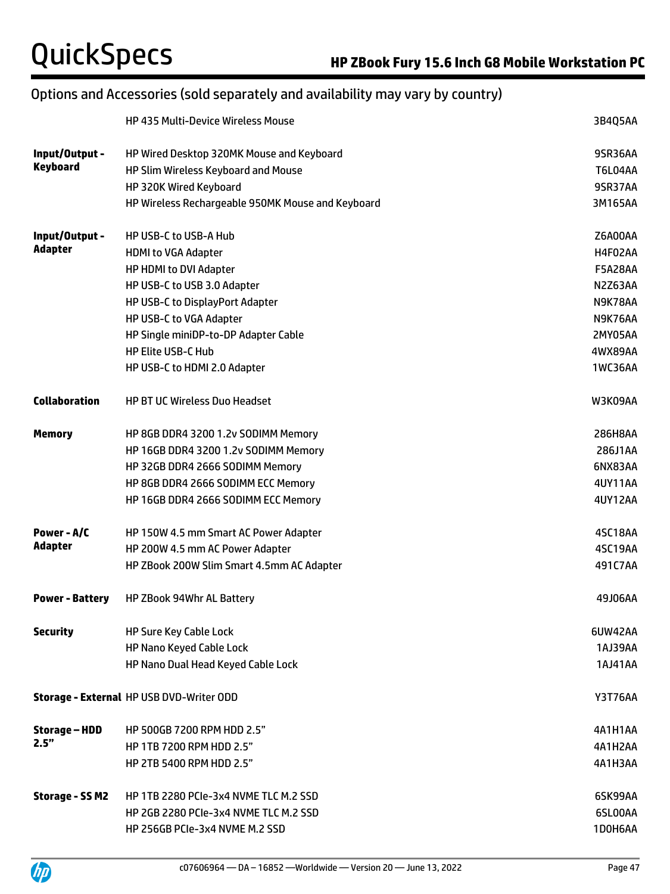## Options and Accessories (sold separately and availability may vary by country)

| Category | Description | Part Number |
|---|---|---|
| | HP 435 Multi-Device Wireless Mouse | 3B4Q5AA |
| **Input/Output - Keyboard** | HP Wired Desktop 320MK Mouse and Keyboard | 9SR36AA |
| | HP Slim Wireless Keyboard and Mouse | T6L04AA |
| | HP 320K Wired Keyboard | 9SR37AA |
| | HP Wireless Rechargeable 950MK Mouse and Keyboard | 3M165AA |
| **Input/Output - Adapter** | HP USB-C to USB-A Hub | Z6A00AA |
| | HDMI to VGA Adapter | H4F02AA |
| | HP HDMI to DVI Adapter | F5A28AA |
| | HP USB-C to USB 3.0 Adapter | N2Z63AA |
| | HP USB-C to DisplayPort Adapter | N9K78AA |
| | HP USB-C to VGA Adapter | N9K76AA |
| | HP Single miniDP-to-DP Adapter Cable | 2MY05AA |
| | HP Elite USB-C Hub | 4WX89AA |
| | HP USB-C to HDMI 2.0 Adapter | 1WC36AA |
| **Collaboration** | HP BT UC Wireless Duo Headset | W3K09AA |
| **Memory** | HP 8GB DDR4 3200 1.2v SODIMM Memory | 286H8AA |
| | HP 16GB DDR4 3200 1.2v SODIMM Memory | 286J1AA |
| | HP 32GB DDR4 2666 SODIMM Memory | 6NX83AA |
| | HP 8GB DDR4 2666 SODIMM ECC Memory | 4UY11AA |
| | HP 16GB DDR4 2666 SODIMM ECC Memory | 4UY12AA |
| **Power - A/C Adapter** | HP 150W 4.5 mm Smart AC Power Adapter | 4SC18AA |
| | HP 200W 4.5 mm AC Power Adapter | 4SC19AA |
| | HP ZBook 200W Slim Smart 4.5mm AC Adapter | 491C7AA |
| **Power - Battery** | HP ZBook 94Whr AL Battery | 49J06AA |
| **Security** | HP Sure Key Cable Lock | 6UW42AA |
| | HP Nano Keyed Cable Lock | 1AJ39AA |
| | HP Nano Dual Head Keyed Cable Lock | 1AJ41AA |
| **Storage - External** | HP USB DVD-Writer ODD | Y3T76AA |
| **Storage – HDD 2.5"** | HP 500GB 7200 RPM HDD 2.5" | 4A1H1AA |
| | HP 1TB 7200 RPM HDD 2.5" | 4A1H2AA |
| | HP 2TB 5400 RPM HDD 2.5" | 4A1H3AA |
| **Storage - SS M2** | HP 1TB 2280 PCIe-3x4 NVME TLC M.2 SSD | 6SK99AA |
| | HP 2GB 2280 PCIe-3x4 NVME TLC M.2 SSD | 6SL00AA |
| | HP 256GB PCIe-3x4 NVME M.2 SSD | 1D0H6AA |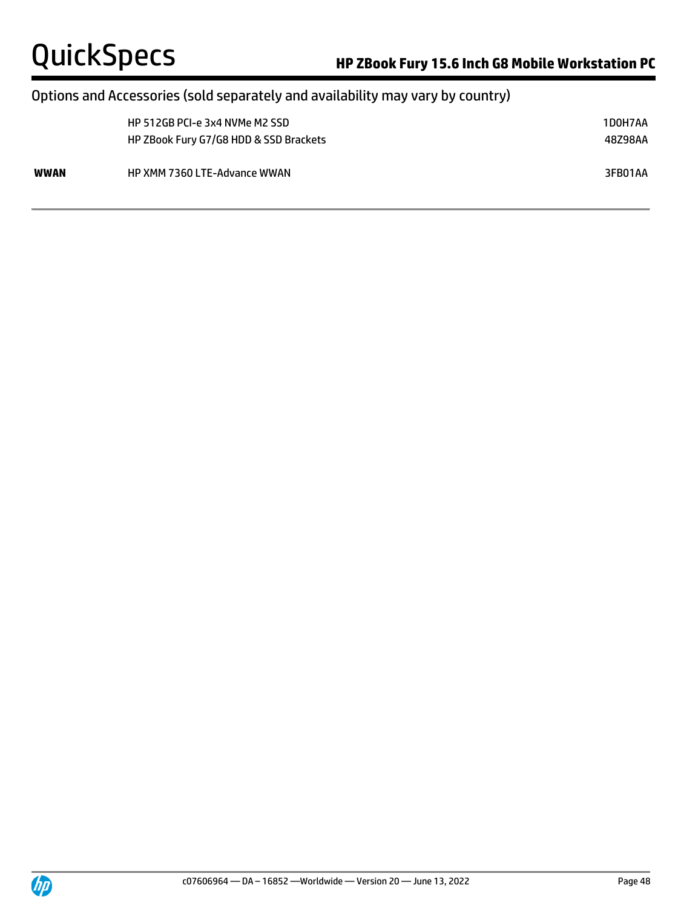## Options and Accessories (sold separately and availability may vary by country)

| | | |
|---|---|---|
| | HP 512GB PCI-e 3x4 NVMe M2 SSD | 1D0H7AA |
| | HP ZBook Fury G7/G8 HDD & SSD Brackets | 48Z98AA |
| **WWAN** | HP XMM 7360 LTE-Advance WWAN | 3FB01AA |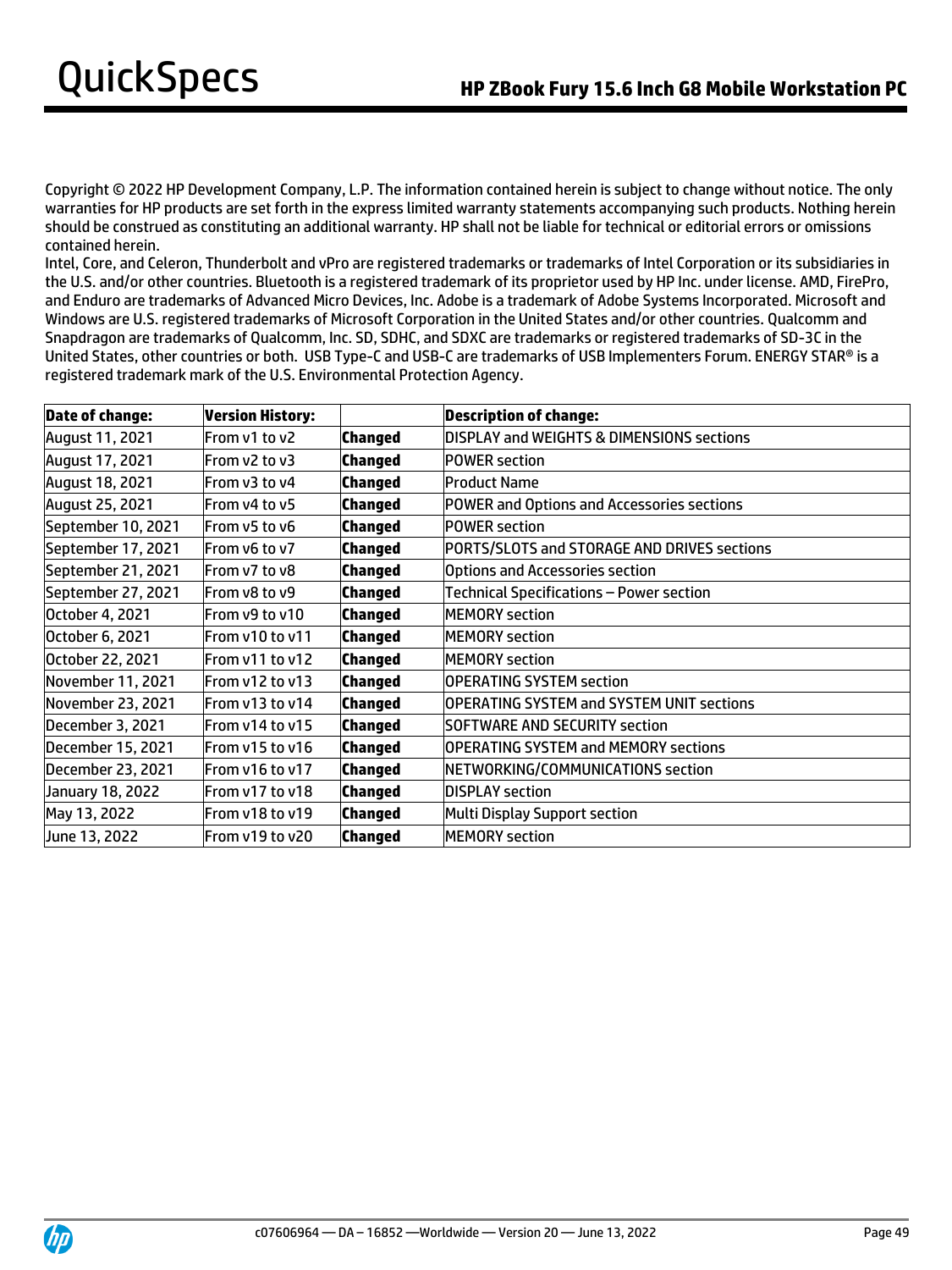Copyright © 2022 HP Development Company, L.P. The information contained herein is subject to change without notice. The only warranties for HP products are set forth in the express limited warranty statements accompanying such products. Nothing herein should be construed as constituting an additional warranty. HP shall not be liable for technical or editorial errors or omissions contained herein.

Intel, Core, and Celeron, Thunderbolt and vPro are registered trademarks or trademarks of Intel Corporation or its subsidiaries in the U.S. and/or other countries. Bluetooth is a registered trademark of its proprietor used by HP Inc. under license. AMD, FirePro, and Enduro are trademarks of Advanced Micro Devices, Inc. Adobe is a trademark of Adobe Systems Incorporated. Microsoft and Windows are U.S. registered trademarks of Microsoft Corporation in the United States and/or other countries. Qualcomm and Snapdragon are trademarks of Qualcomm, Inc. SD, SDHC, and SDXC are trademarks or registered trademarks of SD-3C in the United States, other countries or both. USB Type-C and USB-C are trademarks of USB Implementers Forum. ENERGY STAR® is a registered trademark mark of the U.S. Environmental Protection Agency.

| **Date of change:** | **Version History:** | | **Description of change:** |
|---|---|---|---|
| August 11, 2021 | From v1 to v2 | **Changed** | DISPLAY and WEIGHTS & DIMENSIONS sections |
| August 17, 2021 | From v2 to v3 | **Changed** | POWER section |
| August 18, 2021 | From v3 to v4 | **Changed** | Product Name |
| August 25, 2021 | From v4 to v5 | **Changed** | POWER and Options and Accessories sections |
| September 10, 2021 | From v5 to v6 | **Changed** | POWER section |
| September 17, 2021 | From v6 to v7 | **Changed** | PORTS/SLOTS and STORAGE AND DRIVES sections |
| September 21, 2021 | From v7 to v8 | **Changed** | Options and Accessories section |
| September 27, 2021 | From v8 to v9 | **Changed** | Technical Specifications – Power section |
| October 4, 2021 | From v9 to v10 | **Changed** | MEMORY section |
| October 6, 2021 | From v10 to v11 | **Changed** | MEMORY section |
| October 22, 2021 | From v11 to v12 | **Changed** | MEMORY section |
| November 11, 2021 | From v12 to v13 | **Changed** | OPERATING SYSTEM section |
| November 23, 2021 | From v13 to v14 | **Changed** | OPERATING SYSTEM and SYSTEM UNIT sections |
| December 3, 2021 | From v14 to v15 | **Changed** | SOFTWARE AND SECURITY section |
| December 15, 2021 | From v15 to v16 | **Changed** | OPERATING SYSTEM and MEMORY sections |
| December 23, 2021 | From v16 to v17 | **Changed** | NETWORKING/COMMUNICATIONS section |
| January 18, 2022 | From v17 to v18 | **Changed** | DISPLAY section |
| May 13, 2022 | From v18 to v19 | **Changed** | Multi Display Support section |
| June 13, 2022 | From v19 to v20 | **Changed** | MEMORY section |